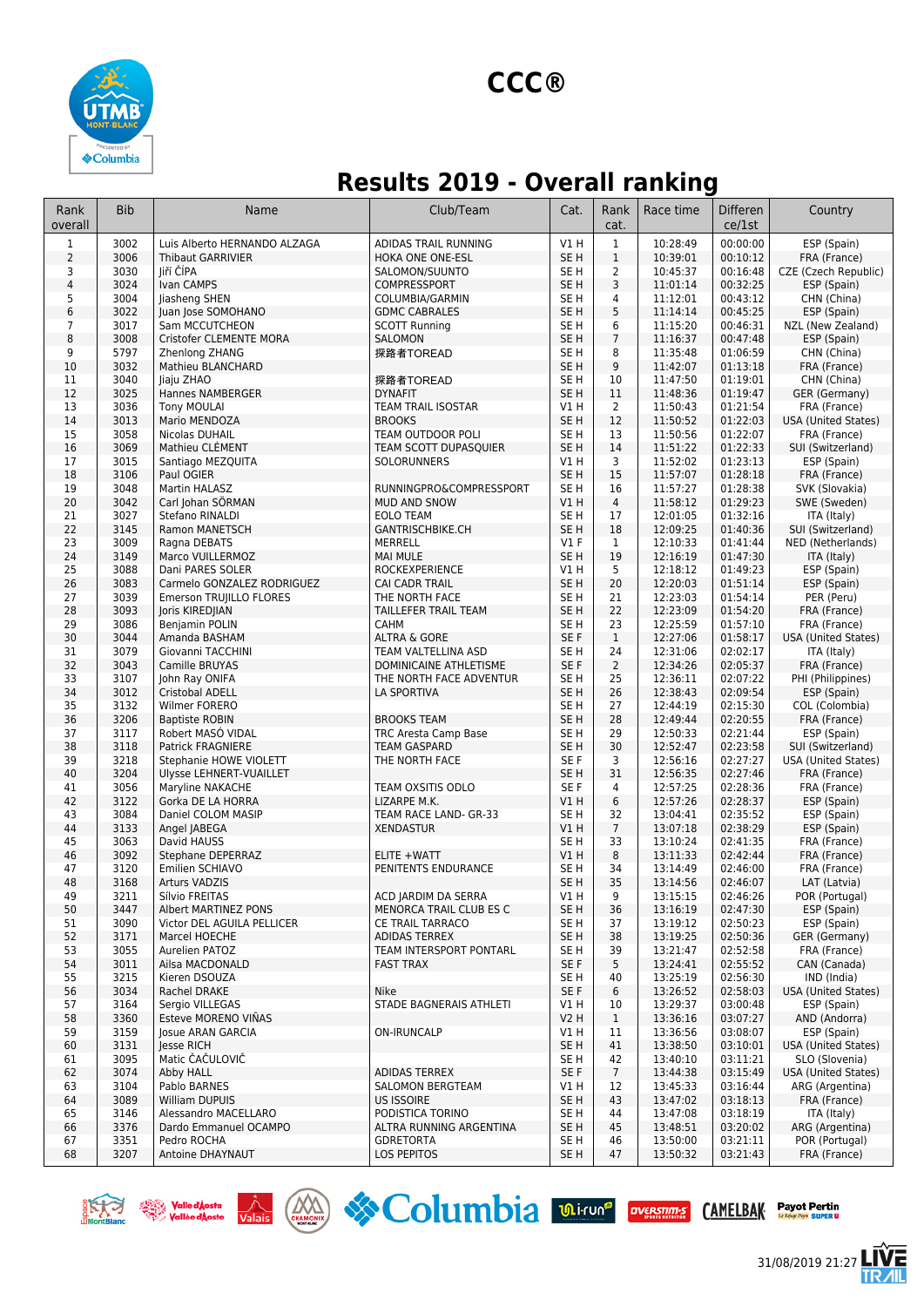# CCC®

## Results 2019 - Overall ranking

| Rank overall | Bib | Name | Club/Team | Cat. | Rank cat. | Race time | Difference ce/1st | Country |
|---|---|---|---|---|---|---|---|---|
| 1 | 3002 | Luis Alberto HERNANDO ALZAGA | ADIDAS TRAIL RUNNING | V1 H | 1 | 10:28:49 | 00:00:00 | ESP (Spain) |
| 2 | 3006 | Thibaut GARRIVIER | HOKA ONE ONE-ESL | SE H | 1 | 10:39:01 | 00:10:12 | FRA (France) |
| 3 | 3030 | Jiří ČÍPA | SALOMON/SUUNTO | SE H | 2 | 10:45:37 | 00:16:48 | CZE (Czech Republic) |
| 4 | 3024 | Ivan CAMPS | COMPRESSPORT | SE H | 3 | 11:01:14 | 00:32:25 | ESP (Spain) |
| 5 | 3004 | Jiasheng SHEN | COLUMBIA/GARMIN | SE H | 4 | 11:12:01 | 00:43:12 | CHN (China) |
| 6 | 3022 | Juan Jose SOMOHANO | GDMC CABRALES | SE H | 5 | 11:14:14 | 00:45:25 | ESP (Spain) |
| 7 | 3017 | Sam MCCUTCHEON | SCOTT Running | SE H | 6 | 11:15:20 | 00:46:31 | NZL (New Zealand) |
| 8 | 3008 | Cristofer CLEMENTE MORA | SALOMON | SE H | 7 | 11:16:37 | 00:47:48 | ESP (Spain) |
| 9 | 5797 | Zhenlong ZHANG | 探路者TOREAD | SE H | 8 | 11:35:48 | 01:06:59 | CHN (China) |
| 10 | 3032 | Mathieu BLANCHARD | | SE H | 9 | 11:42:07 | 01:13:18 | FRA (France) |
| 11 | 3040 | Jiaju ZHAO | 探路者TOREAD | SE H | 10 | 11:47:50 | 01:19:01 | CHN (China) |
| 12 | 3025 | Hannes NAMBERGER | DYNAFIT | SE H | 11 | 11:48:36 | 01:19:47 | GER (Germany) |
| 13 | 3036 | Tony MOULAI | TEAM TRAIL ISOSTAR | V1 H | 2 | 11:50:43 | 01:21:54 | FRA (France) |
| 14 | 3013 | Mario MENDOZA | BROOKS | SE H | 12 | 11:50:52 | 01:22:03 | USA (United States) |
| 15 | 3058 | Nicolas DUHAIL | TEAM OUTDOOR POLI | SE H | 13 | 11:50:56 | 01:22:07 | FRA (France) |
| 16 | 3069 | Mathieu CLÉMENT | TEAM SCOTT DUPASQUIER | SE H | 14 | 11:51:22 | 01:22:33 | SUI (Switzerland) |
| 17 | 3015 | Santiago MEZQUITA | SOLORUNNERS | V1 H | 3 | 11:52:02 | 01:23:13 | ESP (Spain) |
| 18 | 3106 | Paul OGIER | | SE H | 15 | 11:57:07 | 01:28:18 | FRA (France) |
| 19 | 3048 | Martin HALASZ | RUNNINGPRO&COMPRESSPORT | SE H | 16 | 11:57:27 | 01:28:38 | SVK (Slovakia) |
| 20 | 3042 | Carl Johan SÖRMAN | MUD AND SNOW | V1 H | 4 | 11:58:12 | 01:29:23 | SWE (Sweden) |
| 21 | 3027 | Stefano RINALDI | EOLO TEAM | SE H | 17 | 12:01:05 | 01:32:16 | ITA (Italy) |
| 22 | 3145 | Ramon MANETSCH | GANTRISCHBIKE.CH | SE H | 18 | 12:09:25 | 01:40:36 | SUI (Switzerland) |
| 23 | 3009 | Ragna DEBATS | MERRELL | V1 F | 1 | 12:10:33 | 01:41:44 | NED (Netherlands) |
| 24 | 3149 | Marco VUILLERMOZ | MAI MULE | SE H | 19 | 12:16:19 | 01:47:30 | ITA (Italy) |
| 25 | 3088 | Dani PARES SOLER | ROCKEXPERIENCE | V1 H | 5 | 12:18:12 | 01:49:23 | ESP (Spain) |
| 26 | 3083 | Carmelo GONZALEZ RODRIGUEZ | CAI CADR TRAIL | SE H | 20 | 12:20:03 | 01:51:14 | ESP (Spain) |
| 27 | 3039 | Emerson TRUJILLO FLORES | THE NORTH FACE | SE H | 21 | 12:23:03 | 01:54:14 | PER (Peru) |
| 28 | 3093 | Joris KIREDJIAN | TAILLEFER TRAIL TEAM | SE H | 22 | 12:23:09 | 01:54:20 | FRA (France) |
| 29 | 3086 | Benjamin POLIN | CAHM | SE H | 23 | 12:25:59 | 01:57:10 | FRA (France) |
| 30 | 3044 | Amanda BASHAM | ALTRA & GORE | SE F | 1 | 12:27:06 | 01:58:17 | USA (United States) |
| 31 | 3079 | Giovanni TACCHINI | TEAM VALTELLINA ASD | SE H | 24 | 12:31:06 | 02:02:17 | ITA (Italy) |
| 32 | 3043 | Camille BRUYAS | DOMINICAINE ATHLETISME | SE F | 2 | 12:34:26 | 02:05:37 | FRA (France) |
| 33 | 3107 | John Ray ONIFA | THE NORTH FACE ADVENTUR | SE H | 25 | 12:36:11 | 02:07:22 | PHI (Philippines) |
| 34 | 3012 | Cristobal ADELL | LA SPORTIVA | SE H | 26 | 12:38:43 | 02:09:54 | ESP (Spain) |
| 35 | 3132 | Wilmer FORERO | | SE H | 27 | 12:44:19 | 02:15:30 | COL (Colombia) |
| 36 | 3206 | Baptiste ROBIN | BROOKS TEAM | SE H | 28 | 12:49:44 | 02:20:55 | FRA (France) |
| 37 | 3117 | Robert MASÓ VIDAL | TRC Aresta Camp Base | SE H | 29 | 12:50:33 | 02:21:44 | ESP (Spain) |
| 38 | 3118 | Patrick FRAGNIERE | TEAM GASPARD | SE H | 30 | 12:52:47 | 02:23:58 | SUI (Switzerland) |
| 39 | 3218 | Stephanie HOWE VIOLETT | THE NORTH FACE | SE F | 3 | 12:56:16 | 02:27:27 | USA (United States) |
| 40 | 3204 | Ulysse LEHNERT-VUAILLET | | SE H | 31 | 12:56:35 | 02:27:46 | FRA (France) |
| 41 | 3056 | Maryline NAKACHE | TEAM OXSITIS ODLO | SE F | 4 | 12:57:25 | 02:28:36 | FRA (France) |
| 42 | 3122 | Gorka DE LA HORRA | LIZARPE M.K. | V1 H | 6 | 12:57:26 | 02:28:37 | ESP (Spain) |
| 43 | 3084 | Daniel COLOM MASIP | TEAM RACE LAND- GR-33 | SE H | 32 | 13:04:41 | 02:35:52 | ESP (Spain) |
| 44 | 3133 | Angel JABEGA | XENDASTUR | V1 H | 7 | 13:07:18 | 02:38:29 | ESP (Spain) |
| 45 | 3063 | David HAUSS | | SE H | 33 | 13:10:24 | 02:41:35 | FRA (France) |
| 46 | 3092 | Stephane DEPERRAZ | ELITE +WATT | V1 H | 8 | 13:11:33 | 02:42:44 | FRA (France) |
| 47 | 3120 | Emilien SCHIAVO | PENITENTS ENDURANCE | SE H | 34 | 13:14:49 | 02:46:00 | FRA (France) |
| 48 | 3168 | Arturs VADZIS | | SE H | 35 | 13:14:56 | 02:46:07 | LAT (Latvia) |
| 49 | 3211 | Sílvio FREITAS | ACD JARDIM DA SERRA | V1 H | 9 | 13:15:15 | 02:46:26 | POR (Portugal) |
| 50 | 3447 | Albert MARTINEZ PONS | MENORCA TRAIL CLUB ES C | SE H | 36 | 13:16:19 | 02:47:30 | ESP (Spain) |
| 51 | 3090 | Victor DEL AGUILA PELLICER | CE TRAIL TARRACO | SE H | 37 | 13:19:12 | 02:50:23 | ESP (Spain) |
| 52 | 3171 | Marcel HOECHE | ADIDAS TERREX | SE H | 38 | 13:19:25 | 02:50:36 | GER (Germany) |
| 53 | 3055 | Aurelien PATOZ | TEAM INTERSPORT PONTARL | SE H | 39 | 13:21:47 | 02:52:58 | FRA (France) |
| 54 | 3011 | Ailsa MACDONALD | FAST TRAX | SE F | 5 | 13:24:41 | 02:55:52 | CAN (Canada) |
| 55 | 3215 | Kieren DSOUZA | | SE H | 40 | 13:25:19 | 02:56:30 | IND (India) |
| 56 | 3034 | Rachel DRAKE | Nike | SE F | 6 | 13:26:52 | 02:58:03 | USA (United States) |
| 57 | 3164 | Sergio VILLEGAS | STADE BAGNERAIS ATHLETI | V1 H | 10 | 13:29:37 | 03:00:48 | ESP (Spain) |
| 58 | 3360 | Esteve MORENO VIÑAS | | V2 H | 1 | 13:36:16 | 03:07:27 | AND (Andorra) |
| 59 | 3159 | Josue ARAN GARCIA | ON-IRUNCAUP | V1 H | 11 | 13:36:56 | 03:08:07 | ESP (Spain) |
| 60 | 3131 | Jesse RICH | | SE H | 41 | 13:38:50 | 03:10:01 | USA (United States) |
| 61 | 3095 | Matic ČAČULOVIČ | | SE H | 42 | 13:40:10 | 03:11:21 | SLO (Slovenia) |
| 62 | 3074 | Abby HALL | ADIDAS TERREX | SE F | 7 | 13:44:38 | 03:15:49 | USA (United States) |
| 63 | 3104 | Pablo BARNES | SALOMON BERGTEAM | V1 H | 12 | 13:45:33 | 03:16:44 | ARG (Argentina) |
| 64 | 3089 | William DUPUIS | US ISSOIRE | SE H | 43 | 13:47:02 | 03:18:13 | FRA (France) |
| 65 | 3146 | Alessandro MACELLARO | PODISTICA TORINO | SE H | 44 | 13:47:08 | 03:18:19 | ITA (Italy) |
| 66 | 3376 | Dardo Emmanuel OCAMPO | ALTRA RUNNING ARGENTINA | SE H | 45 | 13:48:51 | 03:20:02 | ARG (Argentina) |
| 67 | 3351 | Pedro ROCHA | GDRETORTA | SE H | 46 | 13:50:00 | 03:21:11 | POR (Portugal) |
| 68 | 3207 | Antoine DHAYNAUT | LOS PEPITOS | SE H | 47 | 13:50:32 | 03:21:43 | FRA (France) |

31/08/2019 21:27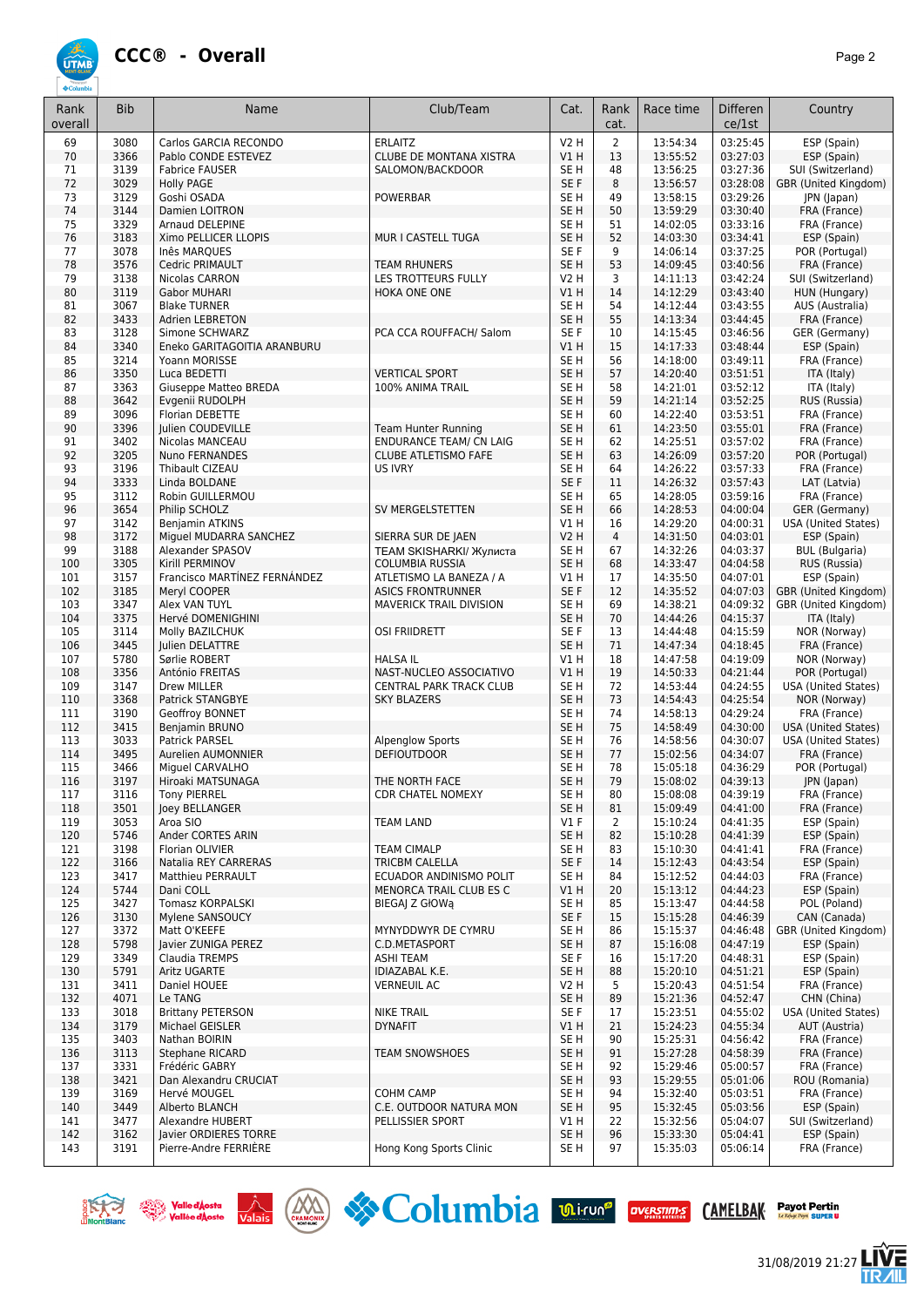# CCC® - Overall

| Rank overall | Bib | Name | Club/Team | Cat. | Rank cat. | Race time | Differen ce/1st | Country |
|---|---|---|---|---|---|---|---|---|
| 69 | 3080 | Carlos GARCIA RECONDO | ERLAITZ | V2 H | 2 | 13:54:34 | 03:25:45 | ESP (Spain) |
| 70 | 3366 | Pablo CONDE ESTEVEZ | CLUBE DE MONTANA XISTRA | V1 H | 13 | 13:55:52 | 03:27:03 | ESP (Spain) |
| 71 | 3139 | Fabrice FAUSER | SALOMON/BACKDOOR | SE H | 48 | 13:56:25 | 03:27:36 | SUI (Switzerland) |
| 72 | 3029 | Holly PAGE | | SE F | 8 | 13:56:57 | 03:28:08 | GBR (United Kingdom) |
| 73 | 3129 | Goshi OSADA | POWERBAR | SE H | 49 | 13:58:15 | 03:29:26 | JPN (Japan) |
| 74 | 3144 | Damien LOITRON | | SE H | 50 | 13:59:29 | 03:30:40 | FRA (France) |
| 75 | 3329 | Arnaud DELEPINE | | SE H | 51 | 14:02:05 | 03:33:16 | FRA (France) |
| 76 | 3183 | Ximo PELLICER LLOPIS | MUR I CASTELL TUGA | SE H | 52 | 14:03:30 | 03:34:41 | ESP (Spain) |
| 77 | 3078 | Inês MARQUES | | SE F | 9 | 14:06:14 | 03:37:25 | POR (Portugal) |
| 78 | 3576 | Cedric PRIMAULT | TEAM RHUNERS | SE H | 53 | 14:09:45 | 03:40:56 | FRA (France) |
| 79 | 3138 | Nicolas CARRON | LES TROTTEURS FULLY | V2 H | 3 | 14:11:13 | 03:42:24 | SUI (Switzerland) |
| 80 | 3119 | Gabor MUHARI | HOKA ONE ONE | V1 H | 14 | 14:12:29 | 03:43:40 | HUN (Hungary) |
| 81 | 3067 | Blake TURNER | | SE H | 54 | 14:12:44 | 03:43:55 | AUS (Australia) |
| 82 | 3433 | Adrien LEBRETON | | SE H | 55 | 14:13:34 | 03:44:45 | FRA (France) |
| 83 | 3128 | Simone SCHWARZ | PCA CCA ROUFFACH/ Salom | SE F | 10 | 14:15:45 | 03:46:56 | GER (Germany) |
| 84 | 3340 | Eneko GARITAGOITIA ARANBURU | | V1 H | 15 | 14:17:33 | 03:48:44 | ESP (Spain) |
| 85 | 3214 | Yoann MORISSE | | SE H | 56 | 14:18:00 | 03:49:11 | FRA (France) |
| 86 | 3350 | Luca BEDETTI | VERTICAL SPORT | SE H | 57 | 14:20:40 | 03:51:51 | ITA (Italy) |
| 87 | 3363 | Giuseppe Matteo BREDA | 100% ANIMA TRAIL | SE H | 58 | 14:21:01 | 03:52:12 | ITA (Italy) |
| 88 | 3642 | Evgenii RUDOLPH | | SE H | 59 | 14:21:14 | 03:52:25 | RUS (Russia) |
| 89 | 3096 | Florian DEBETTE | | SE H | 60 | 14:22:40 | 03:53:51 | FRA (France) |
| 90 | 3396 | Julien COUDEVILLE | Team Hunter Running | SE H | 61 | 14:23:50 | 03:55:01 | FRA (France) |
| 91 | 3402 | Nicolas MANCEAU | ENDURANCE TEAM/ CN LAIG | SE H | 62 | 14:25:51 | 03:57:02 | FRA (France) |
| 92 | 3205 | Nuno FERNANDES | CLUBE ATLETISMO FAFE | SE H | 63 | 14:26:09 | 03:57:20 | POR (Portugal) |
| 93 | 3196 | Thibault CIZEAU | US IVRY | SE H | 64 | 14:26:22 | 03:57:33 | FRA (France) |
| 94 | 3333 | Linda BOLDANE | | SE F | 11 | 14:26:32 | 03:57:43 | LAT (Latvia) |
| 95 | 3112 | Robin GUILLERMOU | | SE H | 65 | 14:28:05 | 03:59:16 | FRA (France) |
| 96 | 3654 | Philip SCHOLZ | SV MERGELSTETTEN | SE H | 66 | 14:28:53 | 04:00:04 | GER (Germany) |
| 97 | 3142 | Benjamin ATKINS | | V1 H | 16 | 14:29:20 | 04:00:31 | USA (United States) |
| 98 | 3172 | Miguel MUDARRA SANCHEZ | SIERRA SUR DE JAEN | V2 H | 4 | 14:31:50 | 04:03:01 | ESP (Spain) |
| 99 | 3188 | Alexander SPASOV | TEAM SKISHARKI/ Жулиста | SE H | 67 | 14:32:26 | 04:03:37 | BUL (Bulgaria) |
| 100 | 3305 | Kirill PERMINOV | COLUMBIA RUSSIA | SE H | 68 | 14:33:47 | 04:04:58 | RUS (Russia) |
| 101 | 3157 | Francisco MARTÍNEZ FERNÁNDEZ | ATLETISMO LA BANEZA / A | V1 H | 17 | 14:35:50 | 04:07:01 | ESP (Spain) |
| 102 | 3185 | Meryl COOPER | ASICS FRONTRUNNER | SE F | 12 | 14:35:52 | 04:07:03 | GBR (United Kingdom) |
| 103 | 3347 | Alex VAN TUYL | MAVERICK TRAIL DIVISION | SE H | 69 | 14:38:21 | 04:09:32 | GBR (United Kingdom) |
| 104 | 3375 | Hervé DOMENIGHINI | | SE H | 70 | 14:44:26 | 04:15:37 | ITA (Italy) |
| 105 | 3114 | Molly BAZILCHUK | OSI FRIIDRETT | SE F | 13 | 14:44:48 | 04:15:59 | NOR (Norway) |
| 106 | 3445 | Julien DELATTRE | | SE H | 71 | 14:47:34 | 04:18:45 | FRA (France) |
| 107 | 5780 | Sørlie ROBERT | HALSA IL | V1 H | 18 | 14:47:58 | 04:19:09 | NOR (Norway) |
| 108 | 3356 | António FREITAS | NAST-NUCLEO ASSOCIATIVO | V1 H | 19 | 14:50:33 | 04:21:44 | POR (Portugal) |
| 109 | 3147 | Drew MILLER | CENTRAL PARK TRACK CLUB | SE H | 72 | 14:53:44 | 04:24:55 | USA (United States) |
| 110 | 3368 | Patrick STANGBYE | SKY BLAZERS | SE H | 73 | 14:54:43 | 04:25:54 | NOR (Norway) |
| 111 | 3190 | Geoffroy BONNET | | SE H | 74 | 14:58:13 | 04:29:24 | FRA (France) |
| 112 | 3415 | Benjamin BRUNO | | SE H | 75 | 14:58:49 | 04:30:00 | USA (United States) |
| 113 | 3033 | Patrick PARSEL | Alpenglow Sports | SE H | 76 | 14:58:56 | 04:30:07 | USA (United States) |
| 114 | 3495 | Aurelien AUMONNIER | DEFIOUTDOOR | SE H | 77 | 15:02:56 | 04:34:07 | FRA (France) |
| 115 | 3466 | Miguel CARVALHO | | SE H | 78 | 15:05:18 | 04:36:29 | POR (Portugal) |
| 116 | 3197 | Hiroaki MATSUNAGA | THE NORTH FACE | SE H | 79 | 15:08:02 | 04:39:13 | JPN (Japan) |
| 117 | 3116 | Tony PIERREL | CDR CHATEL NOMEXY | SE H | 80 | 15:08:08 | 04:39:19 | FRA (France) |
| 118 | 3501 | Joey BELLANGER | | SE H | 81 | 15:09:49 | 04:41:00 | FRA (France) |
| 119 | 3053 | Aroa SIO | TEAM LAND | V1 F | 2 | 15:10:24 | 04:41:35 | ESP (Spain) |
| 120 | 5746 | Ander CORTES ARIN | | SE H | 82 | 15:10:28 | 04:41:39 | ESP (Spain) |
| 121 | 3198 | Florian OLIVIER | TEAM CIMALP | SE H | 83 | 15:10:30 | 04:41:41 | FRA (France) |
| 122 | 3166 | Natalia REY CARRERAS | TRICBM CALELLA | SE F | 14 | 15:12:43 | 04:43:54 | ESP (Spain) |
| 123 | 3417 | Matthieu PERRAULT | ECUADOR ANDINISMO POLIT | SE H | 84 | 15:12:52 | 04:44:03 | FRA (France) |
| 124 | 5744 | Dani COLL | MENORCA TRAIL CLUB ES C | V1 H | 20 | 15:13:12 | 04:44:23 | ESP (Spain) |
| 125 | 3427 | Tomasz KORPALSKI | BIEGAJ Z GłOWą | SE H | 85 | 15:13:47 | 04:44:58 | POL (Poland) |
| 126 | 3130 | Mylene SANSOUCY | | SE F | 15 | 15:15:28 | 04:46:39 | CAN (Canada) |
| 127 | 3372 | Matt O'KEEFE | MYNYDDWYR DE CYMRU | SE H | 86 | 15:15:37 | 04:46:48 | GBR (United Kingdom) |
| 128 | 5798 | Javier ZUNIGA PEREZ | C.D.METASPORT | SE H | 87 | 15:16:08 | 04:47:19 | ESP (Spain) |
| 129 | 3349 | Claudia TREMPS | ASHI TEAM | SE F | 16 | 15:17:20 | 04:48:31 | ESP (Spain) |
| 130 | 5791 | Aritz UGARTE | IDIAZABAL K.E. | SE H | 88 | 15:20:10 | 04:51:21 | ESP (Spain) |
| 131 | 3411 | Daniel HOUEE | VERNEUIL AC | V2 H | 5 | 15:20:43 | 04:51:54 | FRA (France) |
| 132 | 4071 | Le TANG | | SE H | 89 | 15:21:36 | 04:52:47 | CHN (China) |
| 133 | 3018 | Brittany PETERSON | NIKE TRAIL | SE F | 17 | 15:23:51 | 04:55:02 | USA (United States) |
| 134 | 3179 | Michael GEISLER | DYNAFIT | V1 H | 21 | 15:24:23 | 04:55:34 | AUT (Austria) |
| 135 | 3403 | Nathan BOIRIN | | SE H | 90 | 15:25:31 | 04:56:42 | FRA (France) |
| 136 | 3113 | Stephane RICARD | TEAM SNOWSHOES | SE H | 91 | 15:27:28 | 04:58:39 | FRA (France) |
| 137 | 3331 | Frédéric GABRY | | SE H | 92 | 15:29:46 | 05:00:57 | FRA (France) |
| 138 | 3421 | Dan Alexandru CRUCIAT | | SE H | 93 | 15:29:55 | 05:01:06 | ROU (Romania) |
| 139 | 3169 | Hervé MOUGEL | COHM CAMP | SE H | 94 | 15:32:40 | 05:03:51 | FRA (France) |
| 140 | 3449 | Alberto BLANCH | C.E. OUTDOOR NATURA MON | SE H | 95 | 15:32:45 | 05:03:56 | ESP (Spain) |
| 141 | 3477 | Alexandre HUBERT | PELLISSIER SPORT | V1 H | 22 | 15:32:56 | 05:04:07 | SUI (Switzerland) |
| 142 | 3162 | Javier ORDIERES TORRE | | SE H | 96 | 15:33:30 | 05:04:41 | ESP (Spain) |
| 143 | 3191 | Pierre-Andre FERRIÈRE | Hong Kong Sports Clinic | SE H | 97 | 15:35:03 | 05:06:14 | FRA (France) |

31/08/2019 21:27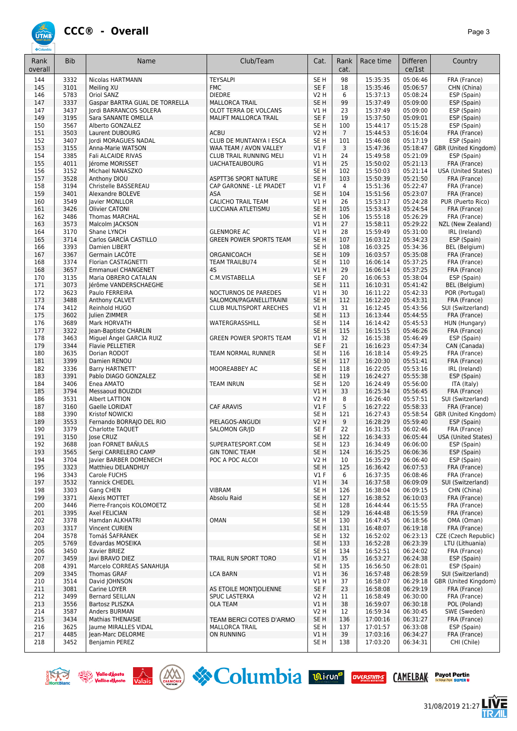# CCC® - Overall

| Rank overall | Bib | Name | Club/Team | Cat. | Rank cat. | Race time | Difference/1st | Country |
|---|---|---|---|---|---|---|---|---|
| 144 | 3332 | Nicolas HARTMANN | TEYSALPI | SE H | 98 | 15:35:35 | 05:06:46 | FRA (France) |
| 145 | 3101 | Meiling XU | FMC | SE F | 18 | 15:35:46 | 05:06:57 | CHN (China) |
| 146 | 5783 | Oriol SANZ | DIEDRE | V2 H | 6 | 15:37:13 | 05:08:24 | ESP (Spain) |
| 147 | 3337 | Gaspar BARTRA GUAL DE TORRELLA | MALLORCA TRAIL | SE H | 99 | 15:37:49 | 05:09:00 | ESP (Spain) |
| 147 | 3437 | Jordi BARRANCOS SOLERA | OLOT TERRA DE VOLCANS | V1 H | 23 | 15:37:49 | 05:09:00 | ESP (Spain) |
| 149 | 3195 | Sara SANANTE OMELLA | MALIFT MALLORCA TRAIL | SE F | 19 | 15:37:50 | 05:09:01 | ESP (Spain) |
| 150 | 3567 | Alberto GONZALEZ | | SE H | 100 | 15:44:17 | 05:15:28 | ESP (Spain) |
| 151 | 3503 | Laurent DUBOURG | ACBU | V2 H | 7 | 15:44:53 | 05:16:04 | FRA (France) |
| 152 | 3407 | Jordi MORAGUES NADAL | CLUB DE MUNTANYA I ESCA | SE H | 101 | 15:46:08 | 05:17:19 | ESP (Spain) |
| 153 | 3155 | Anna-Marie WATSON | WAA TEAM / AVON VALLEY | V1 F | 3 | 15:47:36 | 05:18:47 | GBR (United Kingdom) |
| 154 | 3385 | Fali ALCAIDE RIVAS | CLUB TRAIL RUNNING MELI | V1 H | 24 | 15:49:58 | 05:21:09 | ESP (Spain) |
| 155 | 4011 | Jérome MORISSET | UACHATEAUBOURG | V1 H | 25 | 15:50:02 | 05:21:13 | FRA (France) |
| 156 | 3152 | Michael NANASZKO | | SE H | 102 | 15:50:03 | 05:21:14 | USA (United States) |
| 157 | 3528 | Anthony DIOU | ASPTT36 SPORT NATURE | SE H | 103 | 15:50:39 | 05:21:50 | FRA (France) |
| 158 | 3194 | Christelle BASSEREAU | CAP GARONNE - LE PRADET | V1 F | 4 | 15:51:36 | 05:22:47 | FRA (France) |
| 159 | 3401 | Alexandre BOLEVE | ASA | SE H | 104 | 15:51:56 | 05:23:07 | FRA (France) |
| 160 | 3549 | Javier MONLLOR | CALICHO TRAIL TEAM | V1 H | 26 | 15:53:17 | 05:24:28 | PUR (Puerto Rico) |
| 161 | 3426 | Olivier CATONI | LUCCIANA ATLETISMU | SE H | 105 | 15:53:43 | 05:24:54 | FRA (France) |
| 162 | 3486 | Thomas MARCHAL | | SE H | 106 | 15:55:18 | 05:26:29 | FRA (France) |
| 163 | 3573 | Malcolm JACKSON | | V1 H | 27 | 15:58:11 | 05:29:22 | NZL (New Zealand) |
| 164 | 3170 | Shane LYNCH | GLENMORE AC | V1 H | 28 | 15:59:49 | 05:31:00 | IRL (Ireland) |
| 165 | 3714 | Carlos GARCÍA CASTILLO | GREEN POWER SPORTS TEAM | SE H | 107 | 16:03:12 | 05:34:23 | ESP (Spain) |
| 166 | 3393 | Damien LIBERT | | SE H | 108 | 16:03:25 | 05:34:36 | BEL (Belgium) |
| 167 | 3367 | Germain LACÔTE | ORGANICOACH | SE H | 109 | 16:03:57 | 05:35:08 | FRA (France) |
| 168 | 3374 | Florian CASTAGNETTI | TEAM TRAILBU74 | SE H | 110 | 16:06:14 | 05:37:25 | FRA (France) |
| 168 | 3657 | Emmanuel CHANGENET | 4S | V1 H | 29 | 16:06:14 | 05:37:25 | FRA (France) |
| 170 | 3135 | Maria OBRERO CATALAN | C.M.VISTABELLA | SE F | 20 | 16:06:53 | 05:38:04 | ESP (Spain) |
| 171 | 3073 | Jérôme VANDERSCHAEGHE | | SE H | 111 | 16:10:31 | 05:41:42 | BEL (Belgium) |
| 172 | 3623 | Paulo FERREIRA | NOCTURNOS DE PAREDES | V1 H | 30 | 16:11:22 | 05:42:33 | POR (Portugal) |
| 173 | 3488 | Anthony CALVET | SALOMON/PAGANELLITRAINI | SE H | 112 | 16:12:20 | 05:43:31 | FRA (France) |
| 174 | 3412 | Reinhold HUGO | CLUB MULTISPORT ARECHES | V1 H | 31 | 16:12:45 | 05:43:56 | SUI (Switzerland) |
| 175 | 3602 | Julien ZIMMER | | SE H | 113 | 16:13:44 | 05:44:55 | FRA (France) |
| 176 | 3689 | Mark HORVATH | WATERGRASSHILL | SE H | 114 | 16:14:42 | 05:45:53 | HUN (Hungary) |
| 177 | 3322 | Jean-Baptiste CHARLIN | | SE H | 115 | 16:15:15 | 05:46:26 | FRA (France) |
| 178 | 3463 | Miguel Ángel GARCIA RUIZ | GREEN POWER SPORTS TEAM | V1 H | 32 | 16:15:38 | 05:46:49 | ESP (Spain) |
| 179 | 3344 | Flavie PELLETIER | | SE F | 21 | 16:16:23 | 05:47:34 | CAN (Canada) |
| 180 | 3635 | Dorian RODOT | TEAM NORMAL RUNNER | SE H | 116 | 16:18:14 | 05:49:25 | FRA (France) |
| 181 | 3399 | Damien RENOU | | SE H | 117 | 16:20:30 | 05:51:41 | FRA (France) |
| 182 | 3336 | Barry HARTNETT' | MOOREABBEY AC | SE H | 118 | 16:22:05 | 05:53:16 | IRL (Ireland) |
| 183 | 3391 | Pablo DIAGO GONZALEZ | | SE H | 119 | 16:24:27 | 05:55:38 | ESP (Spain) |
| 184 | 3406 | Enea AMATO | TEAM INRUN | SE H | 120 | 16:24:49 | 05:56:00 | ITA (Italy) |
| 185 | 3794 | Messaoud BOUZIDI | | V1 H | 33 | 16:25:34 | 05:56:45 | FRA (France) |
| 186 | 3531 | Albert LATTION | | V2 H | 8 | 16:26:40 | 05:57:51 | SUI (Switzerland) |
| 187 | 3160 | Gaelle LORIDAT | CAF ARAVIS | V1 F | 5 | 16:27:22 | 05:58:33 | FRA (France) |
| 188 | 3390 | Kristof NOWICKI | | SE H | 121 | 16:27:43 | 05:58:54 | GBR (United Kingdom) |
| 189 | 3553 | Fernando BORRAJO DEL RIO | PIELAGOS-ANGUDI | V2 H | 9 | 16:28:29 | 05:59:40 | ESP (Spain) |
| 190 | 3379 | Charlotte TAQUET | SALOMON GR/JD | SE F | 22 | 16:31:35 | 06:02:46 | FRA (France) |
| 191 | 3150 | Jose CRUZ | | SE H | 122 | 16:34:33 | 06:05:44 | USA (United States) |
| 192 | 3688 | Joan FORNET BAÑULS | SUPERATESPORT.COM | SE H | 123 | 16:34:49 | 06:06:00 | ESP (Spain) |
| 193 | 3565 | Sergi CARRELERO CAMP | GIN TONIC TEAM | SE H | 124 | 16:35:25 | 06:06:36 | ESP (Spain) |
| 194 | 3704 | Javier BARBER DOMENECH | POC A POC ALCOI | V2 H | 10 | 16:35:29 | 06:06:40 | ESP (Spain) |
| 195 | 3323 | Matthieu DELANDHUY | | SE H | 125 | 16:36:42 | 06:07:53 | FRA (France) |
| 196 | 3343 | Carole FUCHS | | V1 F | 6 | 16:37:35 | 06:08:46 | FRA (France) |
| 197 | 3532 | Yannick CHEDEL | | V1 H | 34 | 16:37:58 | 06:09:09 | SUI (Switzerland) |
| 198 | 3303 | Gang CHEN | VIBRAM | SE H | 126 | 16:38:04 | 06:09:15 | CHN (China) |
| 199 | 3371 | Alexis MOTTET | Absolu Raid | SE H | 127 | 16:38:52 | 06:10:03 | FRA (France) |
| 200 | 3446 | Pierre-François KOLOMOETZ | | SE H | 128 | 16:44:44 | 06:15:55 | FRA (France) |
| 201 | 3395 | Axel FELICIAN | | SE H | 129 | 16:44:48 | 06:15:59 | FRA (France) |
| 202 | 3378 | Hamdan ALKHATRI | OMAN | SE H | 130 | 16:47:45 | 06:18:56 | OMA (Oman) |
| 203 | 3317 | Vincent CURIEN | | SE H | 131 | 16:48:07 | 06:19:18 | FRA (France) |
| 204 | 3578 | Tomáš ŠAFRÁNEK | | SE H | 132 | 16:52:02 | 06:23:13 | CZE (Czech Republic) |
| 205 | 5769 | Edvardas MOSEIKA | | SE H | 133 | 16:52:28 | 06:23:39 | LTU (Lithuania) |
| 206 | 3450 | Xavier BRIEZ | | SE H | 134 | 16:52:51 | 06:24:02 | FRA (France) |
| 207 | 3459 | Javi BRAVO DIEZ | TRAIL RUN SPORT TORO | V1 H | 35 | 16:53:27 | 06:24:38 | ESP (Spain) |
| 208 | 4391 | Marcelo CORREAS SANAHUJA | | SE H | 135 | 16:56:50 | 06:28:01 | ESP (Spain) |
| 209 | 3345 | Thomas GRAF | LCA BARN | V1 H | 36 | 16:57:48 | 06:28:59 | SUI (Switzerland) |
| 210 | 3514 | David JOHNSON | | V1 H | 37 | 16:58:07 | 06:29:18 | GBR (United Kingdom) |
| 211 | 3081 | Carine LOYER | AS ETOILE MONTJOLIENNE | SE F | 23 | 16:58:08 | 06:29:19 | FRA (France) |
| 212 | 3499 | Bernard SEILLAN | SPUC LASTERKA | V2 H | 11 | 16:58:49 | 06:30:00 | FRA (France) |
| 213 | 3556 | Bartosz PLISZKA | OLA TEAM | V1 H | 38 | 16:59:07 | 06:30:18 | POL (Poland) |
| 214 | 3587 | Anders BURMAN | | V2 H | 12 | 16:59:34 | 06:30:45 | SWE (Sweden) |
| 215 | 3434 | Mathias THENAISIE | TEAM BERCI COTES D'ARMO | SE H | 136 | 17:00:16 | 06:31:27 | FRA (France) |
| 216 | 3625 | Jaume MIRALLES VIDAL | MALLORCA TRAIL | SE H | 137 | 17:01:57 | 06:33:08 | ESP (Spain) |
| 217 | 4485 | Jean-Marc DELORME | ON RUNNING | V1 H | 39 | 17:03:16 | 06:34:27 | FRA (France) |
| 218 | 3452 | Benjamin PEREZ | | SE H | 138 | 17:03:20 | 06:34:31 | CHI (Chile) |

31/08/2019 21:27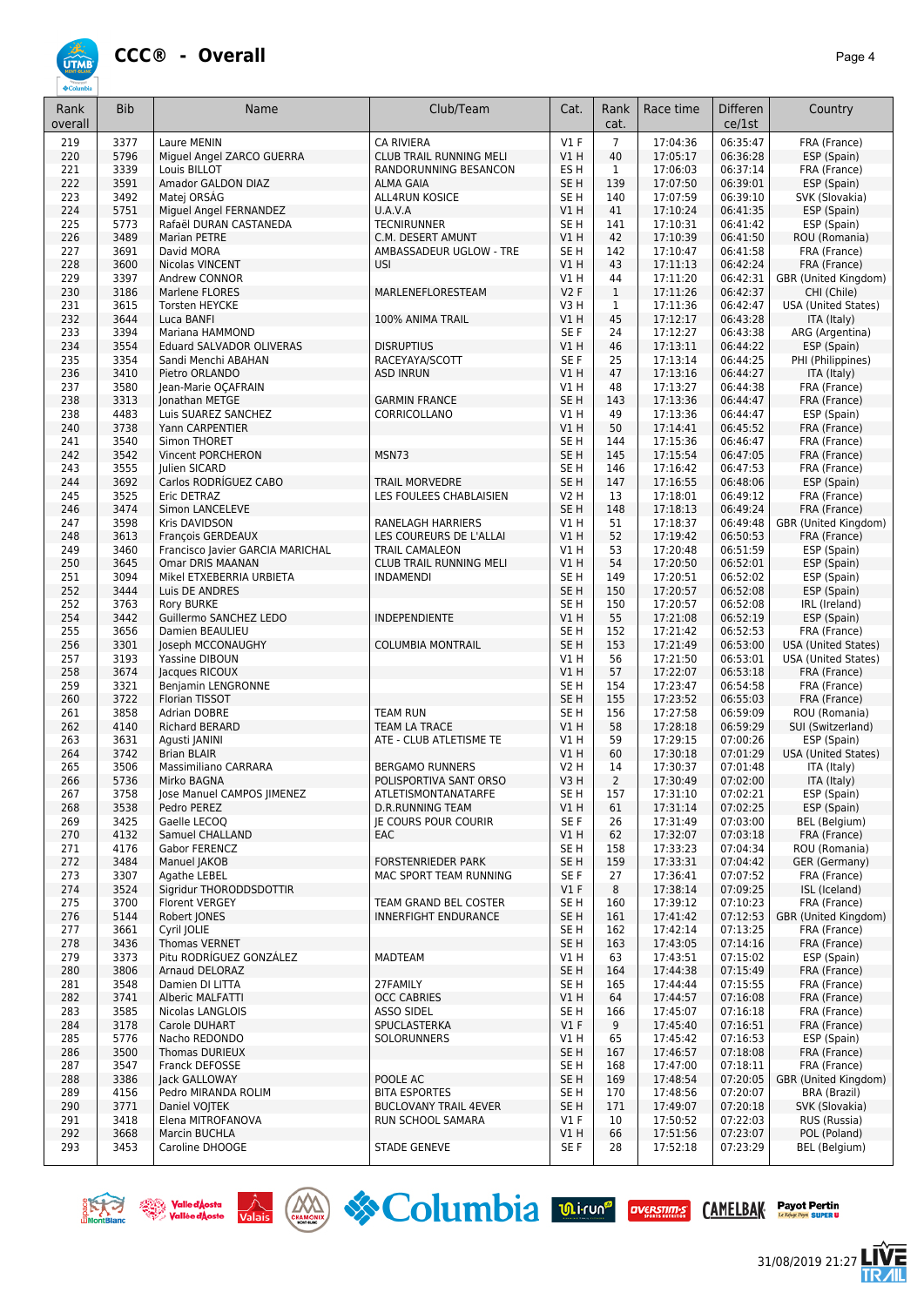# CCC® - Overall

| Rank overall | Bib | Name | Club/Team | Cat. | Rank cat. | Race time | Differen ce/1st | Country |
|---|---|---|---|---|---|---|---|---|
| 219 | 3377 | Laure MENIN | CA RIVIERA | V1 F | 7 | 17:04:36 | 06:35:47 | FRA (France) |
| 220 | 5796 | Miguel Angel ZARCO GUERRA | CLUB TRAIL RUNNING MELI | V1 H | 40 | 17:05:17 | 06:36:28 | ESP (Spain) |
| 221 | 3339 | Louis BILLOT | RANDORUNNING BESANCON | ES H | 1 | 17:06:03 | 06:37:14 | FRA (France) |
| 222 | 3591 | Amador GALDON DIAZ | ALMA GAIA | SE H | 139 | 17:07:50 | 06:39:01 | ESP (Spain) |
| 223 | 3492 | Matej ORSÁG | ALL4RUN KOSICE | SE H | 140 | 17:07:59 | 06:39:10 | SVK (Slovakia) |
| 224 | 5751 | Miguel Angel FERNANDEZ | U.A.V.A | V1 H | 41 | 17:10:24 | 06:41:35 | ESP (Spain) |
| 225 | 5773 | Rafaël DURAN CASTANEDA | TECNIRUNNER | SE H | 141 | 17:10:31 | 06:41:42 | ESP (Spain) |
| 226 | 3489 | Marian PETRE | C.M. DESERT AMUNT | V1 H | 42 | 17:10:39 | 06:41:50 | ROU (Romania) |
| 227 | 3691 | David MORA | AMBASSADEUR UGLOW - TRE | SE H | 142 | 17:10:47 | 06:41:58 | FRA (France) |
| 228 | 3600 | Nicolas VINCENT | USI | V1 H | 43 | 17:11:13 | 06:42:24 | FRA (France) |
| 229 | 3397 | Andrew CONNOR | | V1 H | 44 | 17:11:20 | 06:42:31 | GBR (United Kingdom) |
| 230 | 3186 | Marlene FLORES | MARLENEFLORESTEAM | V2 F | 1 | 17:11:26 | 06:42:37 | CHI (Chile) |
| 231 | 3615 | Torsten HEYCKE | | V3 H | 1 | 17:11:36 | 06:42:47 | USA (United States) |
| 232 | 3644 | Luca BANFI | 100% ANIMA TRAIL | V1 H | 45 | 17:12:17 | 06:43:28 | ITA (Italy) |
| 233 | 3394 | Mariana HAMMOND | | SE F | 24 | 17:12:27 | 06:43:38 | ARG (Argentina) |
| 234 | 3554 | Eduard SALVADOR OLIVERAS | DISRUPTIUS | V1 H | 46 | 17:13:11 | 06:44:22 | ESP (Spain) |
| 235 | 3354 | Sandi Menchi ABAHAN | RACEYAYA/SCOTT | SE F | 25 | 17:13:14 | 06:44:25 | PHI (Philippines) |
| 236 | 3410 | Pietro ORLANDO | ASD INRUN | V1 H | 47 | 17:13:16 | 06:44:27 | ITA (Italy) |
| 237 | 3580 | Jean-Marie OÇAFRAIN | | V1 H | 48 | 17:13:27 | 06:44:38 | FRA (France) |
| 238 | 3313 | Jonathan METGE | GARMIN FRANCE | SE H | 143 | 17:13:36 | 06:44:47 | FRA (France) |
| 238 | 4483 | Luis SUAREZ SANCHEZ | CORRICOLLANO | V1 H | 49 | 17:13:36 | 06:44:47 | ESP (Spain) |
| 240 | 3738 | Yann CARPENTIER | | V1 H | 50 | 17:14:41 | 06:45:52 | FRA (France) |
| 241 | 3540 | Simon THORET | | SE H | 144 | 17:15:36 | 06:46:47 | FRA (France) |
| 242 | 3542 | Vincent PORCHERON | MSN73 | SE H | 145 | 17:15:54 | 06:47:05 | FRA (France) |
| 243 | 3555 | Julien SICARD | | SE H | 146 | 17:16:42 | 06:47:53 | FRA (France) |
| 244 | 3692 | Carlos RODRÍGUEZ CABO | TRAIL MORVEDRE | SE H | 147 | 17:16:55 | 06:48:06 | ESP (Spain) |
| 245 | 3525 | Eric DETRAZ | LES FOULEES CHABLAISIEN | V2 H | 13 | 17:18:01 | 06:49:12 | FRA (France) |
| 246 | 3474 | Simon LANCELEVE | | SE H | 148 | 17:18:13 | 06:49:24 | FRA (France) |
| 247 | 3598 | Kris DAVIDSON | RANELAGH HARRIERS | V1 H | 51 | 17:18:37 | 06:49:48 | GBR (United Kingdom) |
| 248 | 3613 | François GERDEAUX | LES COUREURS DE L'ALLAI | V1 H | 52 | 17:19:42 | 06:50:53 | FRA (France) |
| 249 | 3460 | Francisco Javier GARCIA MARICHAL | TRAIL CAMALEON | V1 H | 53 | 17:20:48 | 06:51:59 | ESP (Spain) |
| 250 | 3645 | Omar DRIS MAANAN | CLUB TRAIL RUNNING MELI | V1 H | 54 | 17:20:50 | 06:52:01 | ESP (Spain) |
| 251 | 3094 | Mikel ETXEBERRIA URBIETA | INDAMENDI | SE H | 149 | 17:20:51 | 06:52:02 | ESP (Spain) |
| 252 | 3444 | Luis DE ANDRES | | SE H | 150 | 17:20:57 | 06:52:08 | ESP (Spain) |
| 252 | 3763 | Rory BURKE | | SE H | 150 | 17:20:57 | 06:52:08 | IRL (Ireland) |
| 254 | 3442 | Guillermo SANCHEZ LEDO | INDEPENDIENTE | V1 H | 55 | 17:21:08 | 06:52:19 | ESP (Spain) |
| 255 | 3656 | Damien BEAULIEU | | SE H | 152 | 17:21:42 | 06:52:53 | FRA (France) |
| 256 | 3301 | Joseph MCCONAUGHY | COLUMBIA MONTRAIL | SE H | 153 | 17:21:49 | 06:53:00 | USA (United States) |
| 257 | 3193 | Yassine DIBOUN | | V1 H | 56 | 17:21:50 | 06:53:01 | USA (United States) |
| 258 | 3674 | Jacques RICOUX | | V1 H | 57 | 17:22:07 | 06:53:18 | FRA (France) |
| 259 | 3321 | Benjamin LENGRONNE | | SE H | 154 | 17:23:47 | 06:54:58 | FRA (France) |
| 260 | 3722 | Florian TISSOT | | SE H | 155 | 17:23:52 | 06:55:03 | FRA (France) |
| 261 | 3858 | Adrian DOBRE | TEAM RUN | SE H | 156 | 17:27:58 | 06:59:09 | ROU (Romania) |
| 262 | 4140 | Richard BERARD | TEAM LA TRACE | V1 H | 58 | 17:28:18 | 06:59:29 | SUI (Switzerland) |
| 263 | 3631 | Agusti JANINI | ATE - CLUB ATLETISME TE | V1 H | 59 | 17:29:15 | 07:00:26 | ESP (Spain) |
| 264 | 3742 | Brian BLAIR | | V1 H | 60 | 17:30:18 | 07:01:29 | USA (United States) |
| 265 | 3506 | Massimiliano CARRARA | BERGAMO RUNNERS | V2 H | 14 | 17:30:37 | 07:01:48 | ITA (Italy) |
| 266 | 5736 | Mirko BAGNA | POLISPORTIVA SANT ORSO | V3 H | 2 | 17:30:49 | 07:02:00 | ITA (Italy) |
| 267 | 3758 | Jose Manuel CAMPOS JIMENEZ | ATLETISMONTANATARFE | SE H | 157 | 17:31:10 | 07:02:21 | ESP (Spain) |
| 268 | 3538 | Pedro PEREZ | D.R.RUNNING TEAM | V1 H | 61 | 17:31:14 | 07:02:25 | ESP (Spain) |
| 269 | 3425 | Gaelle LECOQ | JE COURS POUR COURIR | SE F | 26 | 17:31:49 | 07:03:00 | BEL (Belgium) |
| 270 | 4132 | Samuel CHALLAND | EAC | V1 H | 62 | 17:32:07 | 07:03:18 | FRA (France) |
| 271 | 4176 | Gabor FERENCZ | | SE H | 158 | 17:33:23 | 07:04:34 | ROU (Romania) |
| 272 | 3484 | Manuel JAKOB | FORSTENRIEDER PARK | SE H | 159 | 17:33:31 | 07:04:42 | GER (Germany) |
| 273 | 3307 | Agathe LEBEL | MAC SPORT TEAM RUNNING | SE F | 27 | 17:36:41 | 07:07:52 | FRA (France) |
| 274 | 3524 | Sigridur THORODDSDOTTIR | | V1 F | 8 | 17:38:14 | 07:09:25 | ISL (Iceland) |
| 275 | 3700 | Florent VERGEY | TEAM GRAND BEL COSTER | SE H | 160 | 17:39:12 | 07:10:23 | FRA (France) |
| 276 | 5144 | Robert JONES | INNERFIGHT ENDURANCE | SE H | 161 | 17:41:42 | 07:12:53 | GBR (United Kingdom) |
| 277 | 3661 | Cyril JOLIE | | SE H | 162 | 17:42:14 | 07:13:25 | FRA (France) |
| 278 | 3436 | Thomas VERNET | | SE H | 163 | 17:43:05 | 07:14:16 | FRA (France) |
| 279 | 3373 | Pitu RODRÍGUEZ GONZÁLEZ | MADTEAM | V1 H | 63 | 17:43:51 | 07:15:02 | ESP (Spain) |
| 280 | 3806 | Arnaud DELORAZ | | SE H | 164 | 17:44:38 | 07:15:49 | FRA (France) |
| 281 | 3548 | Damien DI LITTA | 27FAMILY | SE H | 165 | 17:44:44 | 07:15:55 | FRA (France) |
| 282 | 3741 | Alberic MALFATTI | OCC CABRIES | V1 H | 64 | 17:44:57 | 07:16:08 | FRA (France) |
| 283 | 3585 | Nicolas LANGLOIS | ASSO SIDEL | SE H | 166 | 17:45:07 | 07:16:18 | FRA (France) |
| 284 | 3178 | Carole DUHART | SPUCLASTERKA | V1 F | 9 | 17:45:40 | 07:16:51 | FRA (France) |
| 285 | 5776 | Nacho REDONDO | SOLORUNNERS | V1 H | 65 | 17:45:42 | 07:16:53 | ESP (Spain) |
| 286 | 3500 | Thomas DURIEUX | | SE H | 167 | 17:46:57 | 07:18:08 | FRA (France) |
| 287 | 3547 | Franck DEFOSSE | | SE H | 168 | 17:47:00 | 07:18:11 | FRA (France) |
| 288 | 3386 | Jack GALLOWAY | POOLE AC | SE H | 169 | 17:48:54 | 07:20:05 | GBR (United Kingdom) |
| 289 | 4156 | Pedro MIRANDA ROLIM | BITA ESPORTES | SE H | 170 | 17:48:56 | 07:20:07 | BRA (Brazil) |
| 290 | 3771 | Daniel VOJTEK | BUCLOVANY TRAIL 4EVER | SE H | 171 | 17:49:07 | 07:20:18 | SVK (Slovakia) |
| 291 | 3418 | Elena MITROFANOVA | RUN SCHOOL SAMARA | V1 F | 10 | 17:50:52 | 07:22:03 | RUS (Russia) |
| 292 | 3668 | Marcin BUCHLA | | V1 H | 66 | 17:51:56 | 07:23:07 | POL (Poland) |
| 293 | 3453 | Caroline DHOOGE | STADE GENEVE | SE F | 28 | 17:52:18 | 07:23:29 | BEL (Belgium) |

31/08/2019 21:27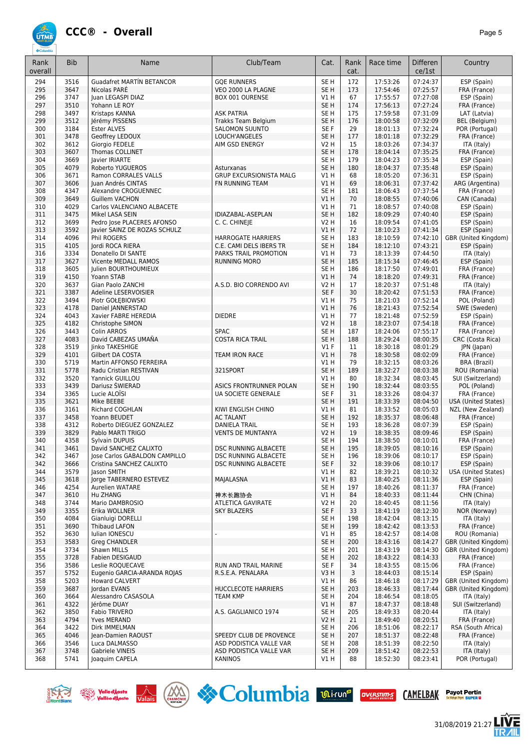# CCC® - Overall

| Rank overall | Bib | Name | Club/Team | Cat. | Rank cat. | Race time | Difference/1st | Country |
|---|---|---|---|---|---|---|---|---|
| 294 | 3516 | Guadafret MARTÍN BETANCOR | GQE RUNNERS | SE H | 172 | 17:53:26 | 07:24:37 | ESP (Spain) |
| 295 | 3647 | Nicolas PARÉ | VEO 2000 LA PLAGNE | SE H | 173 | 17:54:46 | 07:25:57 | FRA (France) |
| 296 | 3747 | Juan LEGASPI DIAZ | BOX 001 OURENSE | V1 H | 67 | 17:55:57 | 07:27:08 | ESP (Spain) |
| 297 | 3510 | Yohann LE ROY | | SE H | 174 | 17:56:13 | 07:27:24 | FRA (France) |
| 298 | 3497 | Kristaps KANNA | ASK PATRIA | SE H | 175 | 17:59:58 | 07:31:09 | LAT (Latvia) |
| 299 | 3512 | Jérémy PISSENS | Trakks Team Belgium | SE H | 176 | 18:00:58 | 07:32:09 | BEL (Belgium) |
| 300 | 3184 | Ester ALVES | SALOMON SUUNTO | SE F | 29 | 18:01:13 | 07:32:24 | POR (Portugal) |
| 301 | 3478 | Geoffrey LEDOUX | LOUCH'ANGELES | SE H | 177 | 18:01:18 | 07:32:29 | FRA (France) |
| 302 | 3612 | Giorgio FEDELE | AIM GSD ENERGY | V2 H | 15 | 18:03:26 | 07:34:37 | ITA (Italy) |
| 303 | 3607 | Thomas COLLINET | | SE H | 178 | 18:04:14 | 07:35:25 | FRA (France) |
| 304 | 3669 | Javier IRIARTE | | SE H | 179 | 18:04:23 | 07:35:34 | ESP (Spain) |
| 305 | 4079 | Roberto YUGUEROS | Asturxanas | SE H | 180 | 18:04:37 | 07:35:48 | ESP (Spain) |
| 306 | 3671 | Ramon CORRALES VALLS | GRUP EXCURSIONISTA MALG | V1 H | 68 | 18:05:20 | 07:36:31 | ESP (Spain) |
| 307 | 3606 | Juan Andrés CINTAS | FN RUNNING TEAM | V1 H | 69 | 18:06:31 | 07:37:42 | ARG (Argentina) |
| 308 | 4347 | Alexandre CROGUENNEC | | SE H | 181 | 18:06:43 | 07:37:54 | FRA (France) |
| 309 | 3649 | Guillem VACHON | | V1 H | 70 | 18:08:55 | 07:40:06 | CAN (Canada) |
| 310 | 4029 | Carlos VALENCIANO ALBACETE | | V1 H | 71 | 18:08:57 | 07:40:08 | ESP (Spain) |
| 311 | 3475 | Mikel LASA SEIN | IDIAZABAL-ASEPLAN | SE H | 182 | 18:09:29 | 07:40:40 | ESP (Spain) |
| 312 | 3699 | Pedro Jose PLACERES AFONSO | C. C. CHINEJE | V2 H | 16 | 18:09:54 | 07:41:05 | ESP (Spain) |
| 313 | 3592 | Javier SAINZ DE ROZAS SCHULZ | | V1 H | 72 | 18:10:23 | 07:41:34 | ESP (Spain) |
| 314 | 4096 | Phil ROGERS | HARROGATE HARRIERS | SE H | 183 | 18:10:59 | 07:42:10 | GBR (United Kingdom) |
| 315 | 4105 | Jordi ROCA RIERA | C.E. CAMI DELS IBERS TR | SE H | 184 | 18:12:10 | 07:43:21 | ESP (Spain) |
| 316 | 3334 | Donatello DI SANTE | PARKS TRAIL PROMOTION | V1 H | 73 | 18:13:39 | 07:44:50 | ITA (Italy) |
| 317 | 3627 | Vicente MEDALL RAMOS | RUNNING MORO | SE H | 185 | 18:15:34 | 07:46:45 | ESP (Spain) |
| 318 | 3605 | Julien BOURTHOUMIEUX | | SE H | 186 | 18:17:50 | 07:49:01 | FRA (France) |
| 319 | 4150 | Yoann STAB | | V1 H | 74 | 18:18:20 | 07:49:31 | FRA (France) |
| 320 | 3637 | Gian Paolo ZANCHI | A.S.D. BIO CORRENDO AVI | V2 H | 17 | 18:20:37 | 07:51:48 | ITA (Italy) |
| 321 | 3387 | Adeline LESERVOISIER | | SE F | 30 | 18:20:42 | 07:51:53 | FRA (France) |
| 322 | 3494 | Piotr GOŁĘBIOWSKI | | V1 H | 75 | 18:21:03 | 07:52:14 | POL (Poland) |
| 323 | 4178 | Daniel JANNERSTAD | | V1 H | 76 | 18:21:43 | 07:52:54 | SWE (Sweden) |
| 324 | 4043 | Xavier FABRE HEREDIA | DIEDRE | V1 H | 77 | 18:21:48 | 07:52:59 | ESP (Spain) |
| 325 | 4182 | Christophe SIMON | | V2 H | 18 | 18:23:07 | 07:54:18 | FRA (France) |
| 326 | 3443 | Colin ARROS | SPAC | SE H | 187 | 18:24:06 | 07:55:17 | FRA (France) |
| 327 | 4083 | David CABEZAS UMAÑA | COSTA RICA TRAIL | SE H | 188 | 18:29:24 | 08:00:35 | CRC (Costa Rica) |
| 328 | 3519 | Jinko TAKESHIGE | | V1 F | 11 | 18:30:18 | 08:01:29 | JPN (Japan) |
| 329 | 4101 | Gilbert DA COSTA | TEAM IRON RACE | V1 H | 78 | 18:30:58 | 08:02:09 | FRA (France) |
| 330 | 5719 | Martin AFFONSO FERREIRA | | V1 H | 79 | 18:32:15 | 08:03:26 | BRA (Brazil) |
| 331 | 5778 | Radu Cristian RESTIVAN | 321SPORT | SE H | 189 | 18:32:27 | 08:03:38 | ROU (Romania) |
| 332 | 3520 | Yannick GUILLOU | | V1 H | 80 | 18:32:34 | 08:03:45 | SUI (Switzerland) |
| 333 | 3439 | Dariusz ŚWIERAD | ASICS FRONTRUNNER POLAN | SE H | 190 | 18:32:44 | 08:03:55 | POL (Poland) |
| 334 | 3365 | Lucie ALOÏSI | UA SOCIETE GENERALE | SE F | 31 | 18:33:26 | 08:04:37 | FRA (France) |
| 335 | 3621 | Mike BEEBE | | SE H | 191 | 18:33:39 | 08:04:50 | USA (United States) |
| 336 | 3161 | Richard COGHLAN | KIWI ENGLISH CHINO | V1 H | 81 | 18:33:52 | 08:05:03 | NZL (New Zealand) |
| 337 | 3458 | Yoann BEUDET | AC TALANT | SE H | 192 | 18:35:37 | 08:06:48 | FRA (France) |
| 338 | 4312 | Roberto DIEGUEZ GONZALEZ | DANIELA TRAIL | SE H | 193 | 18:36:28 | 08:07:39 | ESP (Spain) |
| 339 | 3829 | Pablo MARTI TRIGO | VENTS DE MUNTANYA | V2 H | 19 | 18:38:35 | 08:09:46 | ESP (Spain) |
| 340 | 4358 | Sylvain DUPUIS | | SE H | 194 | 18:38:50 | 08:10:01 | FRA (France) |
| 341 | 3461 | David SANCHEZ CALIXTO | DSC RUNNING ALBACETE | SE H | 195 | 18:39:05 | 08:10:16 | ESP (Spain) |
| 342 | 3467 | Jose Carlos GABALDON CAMPILLO | DSC RUNNING ALBACETE | SE H | 196 | 18:39:06 | 08:10:17 | ESP (Spain) |
| 342 | 3666 | Cristina SANCHEZ CALIXTO | DSC RUNNING ALBACETE | SE F | 32 | 18:39:06 | 08:10:17 | ESP (Spain) |
| 344 | 3579 | Jason SMITH | | V1 H | 82 | 18:39:21 | 08:10:32 | USA (United States) |
| 345 | 3618 | Jorge TABERNERO ESTEVEZ | MAJALASNA | V1 H | 83 | 18:40:25 | 08:11:36 | ESP (Spain) |
| 346 | 4254 | Aurelien WATARE | | SE H | 197 | 18:40:26 | 08:11:37 | FRA (France) |
| 347 | 3610 | Hu ZHANG | 神木长跑协会 | V1 H | 84 | 18:40:33 | 08:11:44 | CHN (China) |
| 348 | 3744 | Mario DAMBROSIO | ATLETICA GAVIRATE | V2 H | 20 | 18:40:45 | 08:11:56 | ITA (Italy) |
| 349 | 3355 | Erika WOLLNER | SKY BLAZERS | SE F | 33 | 18:41:19 | 08:12:30 | NOR (Norway) |
| 350 | 4084 | Gianluigi DORELLI | | SE H | 198 | 18:42:04 | 08:13:15 | ITA (Italy) |
| 351 | 3690 | Thibaud LAFON | | SE H | 199 | 18:42:42 | 08:13:53 | FRA (France) |
| 352 | 3630 | Iulian IONESCU | - | V1 H | 85 | 18:42:57 | 08:14:08 | ROU (Romania) |
| 353 | 3583 | Greg CHANDLER | | SE H | 200 | 18:43:16 | 08:14:27 | GBR (United Kingdom) |
| 354 | 3734 | Shawn MILLS | | SE H | 201 | 18:43:19 | 08:14:30 | GBR (United Kingdom) |
| 355 | 3728 | Fabien DESIGAUD | | SE H | 202 | 18:43:22 | 08:14:33 | FRA (France) |
| 356 | 3586 | Leslie ROQUECAVE | RUN AND TRAIL MARINE | SE F | 34 | 18:43:55 | 08:15:06 | FRA (France) |
| 357 | 5752 | Eugenio GARCIA-ARANDA ROJAS | R.S.E.A. PENALARA | V3 H | 3 | 18:44:03 | 08:15:14 | ESP (Spain) |
| 358 | 5203 | Howard CALVERT | | V1 H | 86 | 18:46:18 | 08:17:29 | GBR (United Kingdom) |
| 359 | 3687 | Jordan EVANS | HUCCLECOTE HARRIERS | SE H | 203 | 18:46:33 | 08:17:44 | GBR (United Kingdom) |
| 360 | 3664 | Alessandro CASASOLA | TEAM KMP | SE H | 204 | 18:46:54 | 08:18:05 | ITA (Italy) |
| 361 | 4322 | Jérôme DUAY | | V1 H | 87 | 18:47:37 | 08:18:48 | SUI (Switzerland) |
| 362 | 3850 | Fabio TRIVERO | A.S. GAGLIANICO 1974 | SE H | 205 | 18:49:33 | 08:20:44 | ITA (Italy) |
| 363 | 4794 | Yves MERAND | | V2 H | 21 | 18:49:40 | 08:20:51 | FRA (France) |
| 364 | 3422 | Dirk IMMELMAN | | SE H | 206 | 18:51:06 | 08:22:17 | RSA (South Africa) |
| 365 | 4046 | Jean-Damien RAOUST | SPEEDY CLUB DE PROVENCE | SE H | 207 | 18:51:37 | 08:22:48 | FRA (France) |
| 366 | 3546 | Luca DALMASSO | ASD PODISTICA VALLE VAR | SE H | 208 | 18:51:39 | 08:22:50 | ITA (Italy) |
| 367 | 3748 | Gabriele VINEIS | ASD PODISTICA VALLE VAR | SE H | 209 | 18:51:42 | 08:22:53 | ITA (Italy) |
| 368 | 5741 | Joaquim CAPELA | KANINOS | V1 H | 88 | 18:52:30 | 08:23:41 | POR (Portugal) |

31/08/2019 21:27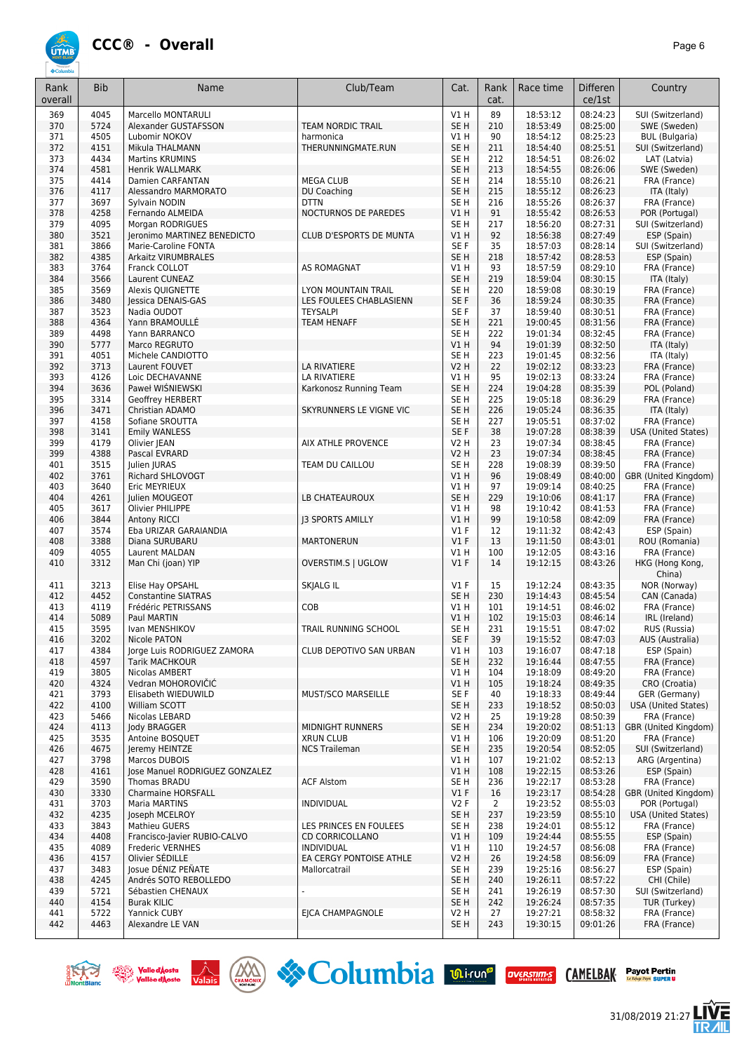# CCC® - Overall

| Rank overall | Bib | Name | Club/Team | Cat. | Rank cat. | Race time | Differen ce/1st | Country |
|---|---|---|---|---|---|---|---|---|
| 369 | 4045 | Marcello MONTARULI | | V1 H | 89 | 18:53:12 | 08:24:23 | SUI (Switzerland) |
| 370 | 5724 | Alexander GUSTAFSSON | TEAM NORDIC TRAIL | SE H | 210 | 18:53:49 | 08:25:00 | SWE (Sweden) |
| 371 | 4505 | Lubomir NOKOV | harmonica | V1 H | 90 | 18:54:12 | 08:25:23 | BUL (Bulgaria) |
| 372 | 4151 | Mikula THALMANN | THERUNNINGMATE.RUN | SE H | 211 | 18:54:40 | 08:25:51 | SUI (Switzerland) |
| 373 | 4434 | Martins KRUMINS | | SE H | 212 | 18:54:51 | 08:26:02 | LAT (Latvia) |
| 374 | 4581 | Henrik WALLMARK | | SE H | 213 | 18:54:55 | 08:26:06 | SWE (Sweden) |
| 375 | 4414 | Damien CARFANTAN | MEGA CLUB | SE H | 214 | 18:55:10 | 08:26:21 | FRA (France) |
| 376 | 4117 | Alessandro MARMORATO | DU Coaching | SE H | 215 | 18:55:12 | 08:26:23 | ITA (Italy) |
| 377 | 3697 | Sylvain NODIN | DTTN | SE H | 216 | 18:55:26 | 08:26:37 | FRA (France) |
| 378 | 4258 | Fernando ALMEIDA | NOCTURNOS DE PAREDES | V1 H | 91 | 18:55:42 | 08:26:53 | POR (Portugal) |
| 379 | 4095 | Morgan RODRIGUES | | SE H | 217 | 18:56:20 | 08:27:31 | SUI (Switzerland) |
| 380 | 3521 | Jeronimo MARTINEZ BENEDICTO | CLUB D'ESPORTS DE MUNTA | V1 H | 92 | 18:56:38 | 08:27:49 | ESP (Spain) |
| 381 | 3866 | Marie-Caroline FONTA | | SE F | 35 | 18:57:03 | 08:28:14 | SUI (Switzerland) |
| 382 | 4385 | Arkaitz VIRUMBRALES | | SE H | 218 | 18:57:42 | 08:28:53 | ESP (Spain) |
| 383 | 3764 | Franck COLLOT | AS ROMAGNAT | V1 H | 93 | 18:57:59 | 08:29:10 | FRA (France) |
| 384 | 3566 | Laurent CUNEAZ | | SE H | 219 | 18:59:04 | 08:30:15 | ITA (Italy) |
| 385 | 3569 | Alexis QUIGNETTE | LYON MOUNTAIN TRAIL | SE H | 220 | 18:59:08 | 08:30:19 | FRA (France) |
| 386 | 3480 | Jessica DENAIS-GAS | LES FOULEES CHABLASIENN | SE F | 36 | 18:59:24 | 08:30:35 | FRA (France) |
| 387 | 3523 | Nadia OUDOT | TEYSALPI | SE F | 37 | 18:59:40 | 08:30:51 | FRA (France) |
| 388 | 4364 | Yann BRAMOULLÉ | TEAM HENAFF | SE H | 221 | 19:00:45 | 08:31:56 | FRA (France) |
| 389 | 4498 | Yann BARRANCO | | SE H | 222 | 19:01:34 | 08:32:45 | FRA (France) |
| 390 | 5777 | Marco REGRUTO | | V1 H | 94 | 19:01:39 | 08:32:50 | ITA (Italy) |
| 391 | 4051 | Michele CANDIOTTO | | SE H | 223 | 19:01:45 | 08:32:56 | ITA (Italy) |
| 392 | 3713 | Laurent FOUVET | LA RIVATIERE | V2 H | 22 | 19:02:12 | 08:33:23 | FRA (France) |
| 393 | 4126 | Loic DECHAVANNE | LA RIVATIERE | V1 H | 95 | 19:02:13 | 08:33:24 | FRA (France) |
| 394 | 3636 | Paweł WIŚNIEWSKI | Karkonosz Running Team | SE H | 224 | 19:04:28 | 08:35:39 | POL (Poland) |
| 395 | 3314 | Geoffrey HERBERT | | SE H | 225 | 19:05:18 | 08:36:29 | FRA (France) |
| 396 | 3471 | Christian ADAMO | SKYRUNNERS LE VIGNE VIC | SE H | 226 | 19:05:24 | 08:36:35 | ITA (Italy) |
| 397 | 4158 | Sofiane SROUTTA | | SE H | 227 | 19:05:51 | 08:37:02 | FRA (France) |
| 398 | 3141 | Emily WANLESS | | SE F | 38 | 19:07:28 | 08:38:39 | USA (United States) |
| 399 | 4179 | Olivier JEAN | AIX ATHLE PROVENCE | V2 H | 23 | 19:07:34 | 08:38:45 | FRA (France) |
| 399 | 4388 | Pascal EVRARD | | V2 H | 23 | 19:07:34 | 08:38:45 | FRA (France) |
| 401 | 3515 | Julien JURAS | TEAM DU CAILLOU | SE H | 228 | 19:08:39 | 08:39:50 | FRA (France) |
| 402 | 3761 | Richard SHLOVOGT | | V1 H | 96 | 19:08:49 | 08:40:00 | GBR (United Kingdom) |
| 403 | 3640 | Eric MEYRIEUX | | V1 H | 97 | 19:09:14 | 08:40:25 | FRA (France) |
| 404 | 4261 | Julien MOUGEOT | LB CHATEAUROUX | SE H | 229 | 19:10:06 | 08:41:17 | FRA (France) |
| 405 | 3617 | Olivier PHILIPPE | | V1 H | 98 | 19:10:42 | 08:41:53 | FRA (France) |
| 406 | 3844 | Antony RICCI | J3 SPORTS AMILLY | V1 H | 99 | 19:10:58 | 08:42:09 | FRA (France) |
| 407 | 3574 | Eba URIZAR GARAIANDIA | | V1 F | 12 | 19:11:32 | 08:42:43 | ESP (Spain) |
| 408 | 3388 | Diana SURUBARU | MARTONERUN | V1 F | 13 | 19:11:50 | 08:43:01 | ROU (Romania) |
| 409 | 4055 | Laurent MALDAN | | V1 H | 100 | 19:12:05 | 08:43:16 | FRA (France) |
| 410 | 3312 | Man Chi (joan) YIP | OVERSTIM.S \| UGLOW | V1 F | 14 | 19:12:15 | 08:43:26 | HKG (Hong Kong, China) |
| 411 | 3213 | Elise Hay OPSAHL | SKJALG IL | V1 F | 15 | 19:12:24 | 08:43:35 | NOR (Norway) |
| 412 | 4452 | Constantine SIATRAS | | SE H | 230 | 19:14:43 | 08:45:54 | CAN (Canada) |
| 413 | 4119 | Frédéric PETRISSANS | COB | V1 H | 101 | 19:14:51 | 08:46:02 | FRA (France) |
| 414 | 5089 | Paul MARTIN | | V1 H | 102 | 19:15:03 | 08:46:14 | IRL (Ireland) |
| 415 | 3595 | Ivan MENSHIKOV | TRAIL RUNNING SCHOOL | SE H | 231 | 19:15:51 | 08:47:02 | RUS (Russia) |
| 416 | 3202 | Nicole PATON | | SE F | 39 | 19:15:52 | 08:47:03 | AUS (Australia) |
| 417 | 4384 | Jorge Luis RODRIGUEZ ZAMORA | CLUB DEPOTIVO SAN URBAN | V1 H | 103 | 19:16:07 | 08:47:18 | ESP (Spain) |
| 418 | 4597 | Tarik MACHKOUR | | SE H | 232 | 19:16:44 | 08:47:55 | FRA (France) |
| 419 | 3805 | Nicolas AMBERT | | V1 H | 104 | 19:18:09 | 08:49:20 | FRA (France) |
| 420 | 4324 | Vedran MOHOROVIČIĆ | | V1 H | 105 | 19:18:24 | 08:49:35 | CRO (Croatia) |
| 421 | 3793 | Elisabeth WIEDUWILD | MUST/SCO MARSEILLE | SE F | 40 | 19:18:33 | 08:49:44 | GER (Germany) |
| 422 | 4100 | William SCOTT | | SE H | 233 | 19:18:52 | 08:50:03 | USA (United States) |
| 423 | 5466 | Nicolas LEBARD | | V2 H | 25 | 19:19:28 | 08:50:39 | FRA (France) |
| 424 | 4113 | Jody BRAGGER | MIDNIGHT RUNNERS | SE H | 234 | 19:20:02 | 08:51:13 | GBR (United Kingdom) |
| 425 | 3535 | Antoine BOSQUET | XRUN CLUB | V1 H | 106 | 19:20:09 | 08:51:20 | FRA (France) |
| 426 | 4675 | Jeremy HEINTZE | NCS Traileman | SE H | 235 | 19:20:54 | 08:52:05 | SUI (Switzerland) |
| 427 | 3798 | Marcos DUBOIS | | V1 H | 107 | 19:21:02 | 08:52:13 | ARG (Argentina) |
| 428 | 4161 | Jose Manuel RODRIGUEZ GONZALEZ | | V1 H | 108 | 19:22:15 | 08:53:26 | ESP (Spain) |
| 429 | 3590 | Thomas BRADU | ACF Alstom | SE H | 236 | 19:22:17 | 08:53:28 | FRA (France) |
| 430 | 3330 | Charmaine HORSFALL | | V1 F | 16 | 19:23:17 | 08:54:28 | GBR (United Kingdom) |
| 431 | 3703 | Maria MARTINS | INDIVIDUAL | V2 F | 2 | 19:23:52 | 08:55:03 | POR (Portugal) |
| 432 | 4235 | Joseph MCELROY | | SE H | 237 | 19:23:59 | 08:55:10 | USA (United States) |
| 433 | 3843 | Mathieu GUERS | LES PRINCES EN FOULEES | SE H | 238 | 19:24:01 | 08:55:12 | FRA (France) |
| 434 | 4408 | Francisco-Javier RUBIO-CALVO | CD CORRICOLLANO | V1 H | 109 | 19:24:44 | 08:55:55 | ESP (Spain) |
| 435 | 4089 | Frederic VERNHES | INDIVIDUAL | V1 H | 110 | 19:24:57 | 08:56:08 | FRA (France) |
| 436 | 4157 | Olivier SÉDILLE | EA CERGY PONTOISE ATHLE | V2 H | 26 | 19:24:58 | 08:56:09 | FRA (France) |
| 437 | 3483 | Josue DÉNIZ PEÑATE | Mallorcatrail | SE H | 239 | 19:25:16 | 08:56:27 | ESP (Spain) |
| 438 | 4245 | Andrés SOTO REBOLLEDO | | SE H | 240 | 19:26:11 | 08:57:22 | CHI (Chile) |
| 439 | 5721 | Sébastien CHENAUX | - | SE H | 241 | 19:26:19 | 08:57:30 | SUI (Switzerland) |
| 440 | 4154 | Burak KILIC | | SE H | 242 | 19:26:24 | 08:57:35 | TUR (Turkey) |
| 441 | 5722 | Yannick CUBY | EJCA CHAMPAGNOLE | V2 H | 27 | 19:27:21 | 08:58:32 | FRA (France) |
| 442 | 4463 | Alexandre LE VAN | | SE H | 243 | 19:30:15 | 09:01:26 | FRA (France) |

31/08/2019 21:27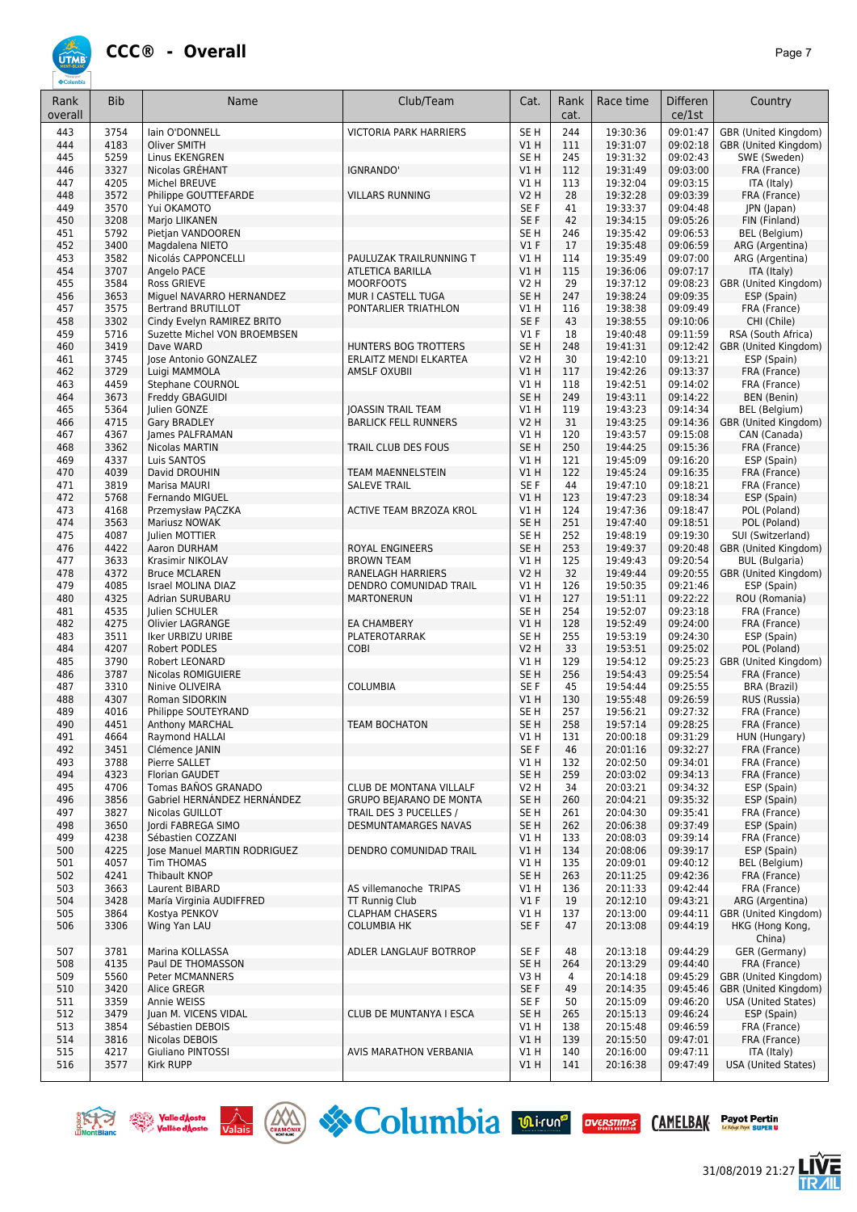# CCC® - Overall

| Rank overall | Bib | Name | Club/Team | Cat. | Rank cat. | Race time | Differen ce/1st | Country |
|---|---|---|---|---|---|---|---|---|
| 443 | 3754 | Iain O'DONNELL | VICTORIA PARK HARRIERS | SE H | 244 | 19:30:36 | 09:01:47 | GBR (United Kingdom) |
| 444 | 4183 | Oliver SMITH | | V1 H | 111 | 19:31:07 | 09:02:18 | GBR (United Kingdom) |
| 445 | 5259 | Linus EKENGREN | | SE H | 245 | 19:31:32 | 09:02:43 | SWE (Sweden) |
| 446 | 3327 | Nicolas GRÉHANT | IGNRANDO' | V1 H | 112 | 19:31:49 | 09:03:00 | FRA (France) |
| 447 | 4205 | Michel BREUVE | | V1 H | 113 | 19:32:04 | 09:03:15 | ITA (Italy) |
| 448 | 3572 | Philippe GOUTTEFARDE | VILLARS RUNNING | V2 H | 28 | 19:32:28 | 09:03:39 | FRA (France) |
| 449 | 3570 | Yui OKAMOTO | | SE F | 41 | 19:33:37 | 09:04:48 | JPN (Japan) |
| 450 | 3208 | Marjo LIIKANEN | | SE F | 42 | 19:34:15 | 09:05:26 | FIN (Finland) |
| 451 | 5792 | Pietjan VANDOOREN | | SE H | 246 | 19:35:42 | 09:06:53 | BEL (Belgium) |
| 452 | 3400 | Magdalena NIETO | | V1 F | 17 | 19:35:48 | 09:06:59 | ARG (Argentina) |
| 453 | 3582 | Nicolás CAPPONCELLI | PAULUZAK TRAILRUNNING T | V1 H | 114 | 19:35:49 | 09:07:00 | ARG (Argentina) |
| 454 | 3707 | Angelo PACE | ATLETICA BARILLA | V1 H | 115 | 19:36:06 | 09:07:17 | ITA (Italy) |
| 455 | 3584 | Ross GRIEVE | MOORFOOTS | V2 H | 29 | 19:37:12 | 09:08:23 | GBR (United Kingdom) |
| 456 | 3653 | Miguel NAVARRO HERNANDEZ | MUR I CASTELL TUGA | SE H | 247 | 19:38:24 | 09:09:35 | ESP (Spain) |
| 457 | 3575 | Bertrand BRUTILLOT | PONTARLIER TRIATHLON | V1 H | 116 | 19:38:38 | 09:09:49 | FRA (France) |
| 458 | 3302 | Cindy Evelyn RAMIREZ BRITO | | SE F | 43 | 19:38:55 | 09:10:06 | CHI (Chile) |
| 459 | 5716 | Suzette Michel VON BROEMBSEN | | V1 F | 18 | 19:40:48 | 09:11:59 | RSA (South Africa) |
| 460 | 3419 | Dave WARD | HUNTERS BOG TROTTERS | SE H | 248 | 19:41:31 | 09:12:42 | GBR (United Kingdom) |
| 461 | 3745 | Jose Antonio GONZALEZ | ERLAITZ MENDI ELKARTEA | V2 H | 30 | 19:42:10 | 09:13:21 | ESP (Spain) |
| 462 | 3729 | Luigi MAMMOLA | AMSLF OXUBII | V1 H | 117 | 19:42:26 | 09:13:37 | FRA (France) |
| 463 | 4459 | Stephane COURNOL | | V1 H | 118 | 19:42:51 | 09:14:02 | FRA (France) |
| 464 | 3673 | Freddy GBAGUIDI | | SE H | 249 | 19:43:11 | 09:14:22 | BEN (Benin) |
| 465 | 5364 | Julien GONZE | JOASSIN TRAIL TEAM | V1 H | 119 | 19:43:23 | 09:14:34 | BEL (Belgium) |
| 466 | 4715 | Gary BRADLEY | BARLICK FELL RUNNERS | V2 H | 31 | 19:43:25 | 09:14:36 | GBR (United Kingdom) |
| 467 | 4367 | James PALFRAMAN | | V1 H | 120 | 19:43:57 | 09:15:08 | CAN (Canada) |
| 468 | 3362 | Nicolas MARTIN | TRAIL CLUB DES FOUS | SE H | 250 | 19:44:25 | 09:15:36 | FRA (France) |
| 469 | 4337 | Luis SANTOS | | V1 H | 121 | 19:45:09 | 09:16:20 | ESP (Spain) |
| 470 | 4039 | David DROUHIN | TEAM MAENNELSTEIN | V1 H | 122 | 19:45:24 | 09:16:35 | FRA (France) |
| 471 | 3819 | Marisa MAURI | SALEVE TRAIL | SE F | 44 | 19:47:10 | 09:18:21 | FRA (France) |
| 472 | 5768 | Fernando MIGUEL | | V1 H | 123 | 19:47:23 | 09:18:34 | ESP (Spain) |
| 473 | 4168 | Przemysław PĄCZKA | ACTIVE TEAM BRZOZA KROL | V1 H | 124 | 19:47:36 | 09:18:47 | POL (Poland) |
| 474 | 3563 | Mariusz NOWAK | | SE H | 251 | 19:47:40 | 09:18:51 | POL (Poland) |
| 475 | 4087 | Julien MOTTIER | | SE H | 252 | 19:48:19 | 09:19:30 | SUI (Switzerland) |
| 476 | 4422 | Aaron DURHAM | ROYAL ENGINEERS | SE H | 253 | 19:49:37 | 09:20:48 | GBR (United Kingdom) |
| 477 | 3633 | Krasimir NIKOLAV | BROWN TEAM | V1 H | 125 | 19:49:43 | 09:20:54 | BUL (Bulgaria) |
| 478 | 4372 | Bruce MCLAREN | RANELAGH HARRIERS | V2 H | 32 | 19:49:44 | 09:20:55 | GBR (United Kingdom) |
| 479 | 4085 | Israel MOLINA DIAZ | DENDRO COMUNIDAD TRAIL | V1 H | 126 | 19:50:35 | 09:21:46 | ESP (Spain) |
| 480 | 4325 | Adrian SURUBARU | MARTONERUN | V1 H | 127 | 19:51:11 | 09:22:22 | ROU (Romania) |
| 481 | 4535 | Julien SCHULER | | SE H | 254 | 19:52:07 | 09:23:18 | FRA (France) |
| 482 | 4275 | Olivier LAGRANGE | EA CHAMBERY | V1 H | 128 | 19:52:49 | 09:24:00 | FRA (France) |
| 483 | 3511 | Iker URBIZU URIBE | PLATEROTARRAK | SE H | 255 | 19:53:19 | 09:24:30 | ESP (Spain) |
| 484 | 4207 | Robert PODLES | COBI | V2 H | 33 | 19:53:51 | 09:25:02 | POL (Poland) |
| 485 | 3790 | Robert LEONARD | | V1 H | 129 | 19:54:12 | 09:25:23 | GBR (United Kingdom) |
| 486 | 3787 | Nicolas ROMIGUIERE | | SE H | 256 | 19:54:43 | 09:25:54 | FRA (France) |
| 487 | 3310 | Ninive OLIVEIRA | COLUMBIA | SE F | 45 | 19:54:44 | 09:25:55 | BRA (Brazil) |
| 488 | 4307 | Roman SIDORKIN | | V1 H | 130 | 19:55:48 | 09:26:59 | RUS (Russia) |
| 489 | 4016 | Philippe SOUTEYRAND | | SE H | 257 | 19:56:21 | 09:27:32 | FRA (France) |
| 490 | 4451 | Anthony MARCHAL | TEAM BOCHATON | SE H | 258 | 19:57:14 | 09:28:25 | FRA (France) |
| 491 | 4664 | Raymond HALLAI | | V1 H | 131 | 20:00:18 | 09:31:29 | HUN (Hungary) |
| 492 | 3451 | Clémence JANIN | | SE F | 46 | 20:01:16 | 09:32:27 | FRA (France) |
| 493 | 3788 | Pierre SALLET | | V1 H | 132 | 20:02:50 | 09:34:01 | FRA (France) |
| 494 | 4323 | Florian GAUDET | | SE H | 259 | 20:03:02 | 09:34:13 | FRA (France) |
| 495 | 4706 | Tomas BAÑOS GRANADO | CLUB DE MONTANA VILLALF | V2 H | 34 | 20:03:21 | 09:34:32 | ESP (Spain) |
| 496 | 3856 | Gabriel HERNÁNDEZ HERNÁNDEZ | GRUPO BEJARANO DE MONTA | SE H | 260 | 20:04:21 | 09:35:32 | ESP (Spain) |
| 497 | 3827 | Nicolas GUILLOT | TRAIL DES 3 PUCELLES / | SE H | 261 | 20:04:30 | 09:35:41 | FRA (France) |
| 498 | 3650 | Jordi FABREGA SIMO | DESMUNTAMARGES NAVAS | SE H | 262 | 20:06:38 | 09:37:49 | ESP (Spain) |
| 499 | 4238 | Sébastien COZZANI | | V1 H | 133 | 20:08:03 | 09:39:14 | FRA (France) |
| 500 | 4225 | Jose Manuel MARTIN RODRIGUEZ | DENDRO COMUNIDAD TRAIL | V1 H | 134 | 20:08:06 | 09:39:17 | ESP (Spain) |
| 501 | 4057 | Tim THOMAS | | V1 H | 135 | 20:09:01 | 09:40:12 | BEL (Belgium) |
| 502 | 4241 | Thibault KNOP | | SE H | 263 | 20:11:25 | 09:42:36 | FRA (France) |
| 503 | 3663 | Laurent BIBARD | AS villemanoche TRIPAS | V1 H | 136 | 20:11:33 | 09:42:44 | FRA (France) |
| 504 | 3428 | María Virginia AUDIFFRED | TT Runnig Club | V1 F | 19 | 20:12:10 | 09:43:21 | ARG (Argentina) |
| 505 | 3864 | Kostya PENKOV | CLAPHAM CHASERS | V1 H | 137 | 20:13:00 | 09:44:11 | GBR (United Kingdom) |
| 506 | 3306 | Wing Yan LAU | COLUMBIA HK | SE F | 47 | 20:13:08 | 09:44:19 | HKG (Hong Kong, China) |
| 507 | 3781 | Marina KOLLASSA | ADLER LANGLAUF BOTROPP | SE F | 48 | 20:13:18 | 09:44:29 | GER (Germany) |
| 508 | 4135 | Paul DE THOMASSON | | SE H | 264 | 20:13:29 | 09:44:40 | FRA (France) |
| 509 | 5560 | Peter MCMANNERS | | V3 H | 4 | 20:14:18 | 09:45:29 | GBR (United Kingdom) |
| 510 | 3420 | Alice GREGR | | SE F | 49 | 20:14:35 | 09:45:46 | GBR (United Kingdom) |
| 511 | 3359 | Annie WEISS | | SE F | 50 | 20:15:09 | 09:46:20 | USA (United States) |
| 512 | 3479 | Juan M. VICENS VIDAL | CLUB DE MUNTANYA I ESCA | SE H | 265 | 20:15:13 | 09:46:24 | ESP (Spain) |
| 513 | 3854 | Sébastien DEBOIS | | V1 H | 138 | 20:15:48 | 09:46:59 | FRA (France) |
| 514 | 3816 | Nicolas DEBOIS | | V1 H | 139 | 20:15:50 | 09:47:01 | FRA (France) |
| 515 | 4217 | Giuliano PINTOSSI | AVIS MARATHON VERBANIA | V1 H | 140 | 20:16:00 | 09:47:11 | ITA (Italy) |
| 516 | 3577 | Kirk RUPP | | V1 H | 141 | 20:16:38 | 09:47:49 | USA (United States) |

31/08/2019 21:27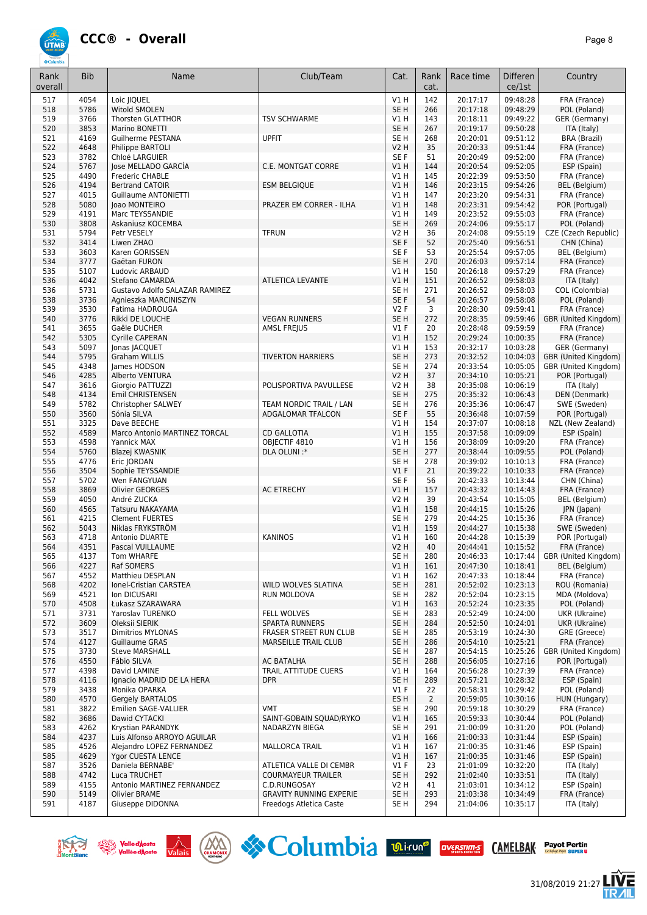# CCC® - Overall

| Rank overall | Bib | Name | Club/Team | Cat. | Rank cat. | Race time | Difference/1st | Country |
|---|---|---|---|---|---|---|---|---|
| 517 | 4054 | Loic JIQUEL | | V1 H | 142 | 20:17:17 | 09:48:28 | FRA (France) |
| 518 | 5786 | Witold SMOLEN | | SE H | 266 | 20:17:18 | 09:48:29 | POL (Poland) |
| 519 | 3766 | Thorsten GLATTHOR | TSV SCHWARME | V1 H | 143 | 20:18:11 | 09:49:22 | GER (Germany) |
| 520 | 3853 | Marino BONETTI | | SE H | 267 | 20:19:17 | 09:50:28 | ITA (Italy) |
| 521 | 4169 | Guilherme PESTANA | UPFIT | SE H | 268 | 20:20:01 | 09:51:12 | BRA (Brazil) |
| 522 | 4648 | Philippe BARTOLI | | V2 H | 35 | 20:20:33 | 09:51:44 | FRA (France) |
| 523 | 3782 | Chloé LARGUIER | | SE F | 51 | 20:20:49 | 09:52:00 | FRA (France) |
| 524 | 5767 | Jose MELLADO GARCÍA | C.E. MONTGAT CORRE | V1 H | 144 | 20:20:54 | 09:52:05 | ESP (Spain) |
| 525 | 4490 | Frederic CHABLE | | V1 H | 145 | 20:22:39 | 09:53:50 | FRA (France) |
| 526 | 4194 | Bertrand CATOIR | ESM BELGIQUE | V1 H | 146 | 20:23:15 | 09:54:26 | BEL (Belgium) |
| 527 | 4015 | Guillaume ANTONIETTI | | V1 H | 147 | 20:23:20 | 09:54:31 | FRA (France) |
| 528 | 5080 | Joao MONTEIRO | PRAZER EM CORRER - ILHA | V1 H | 148 | 20:23:31 | 09:54:42 | POR (Portugal) |
| 529 | 4191 | Marc TEYSSANDIE | | V1 H | 149 | 20:23:52 | 09:55:03 | FRA (France) |
| 530 | 3808 | Askaniusz KOCEMBA | | SE H | 269 | 20:24:06 | 09:55:17 | POL (Poland) |
| 531 | 5794 | Petr VESELY | TFRUN | V2 H | 36 | 20:24:08 | 09:55:19 | CZE (Czech Republic) |
| 532 | 3414 | Liwen ZHAO | | SE F | 52 | 20:25:40 | 09:56:51 | CHN (China) |
| 533 | 3603 | Karen GORISSEN | | SE F | 53 | 20:25:54 | 09:57:05 | BEL (Belgium) |
| 534 | 3777 | Gaëtan FURON | | SE H | 270 | 20:26:03 | 09:57:14 | FRA (France) |
| 535 | 5107 | Ludovic ARBAUD | | V1 H | 150 | 20:26:18 | 09:57:29 | FRA (France) |
| 536 | 4042 | Stefano CAMARDA | ATLETICA LEVANTE | V1 H | 151 | 20:26:52 | 09:58:03 | ITA (Italy) |
| 536 | 5731 | Gustavo Adolfo SALAZAR RAMIREZ | | SE H | 271 | 20:26:52 | 09:58:03 | COL (Colombia) |
| 538 | 3736 | Agnieszka MARCINISZYN | | SE F | 54 | 20:26:57 | 09:58:08 | POL (Poland) |
| 539 | 3530 | Fatima HADROUGA | | V2 F | 3 | 20:28:30 | 09:59:41 | FRA (France) |
| 540 | 3776 | Rikki DE LOUCHE | VEGAN RUNNERS | SE H | 272 | 20:28:35 | 09:59:46 | GBR (United Kingdom) |
| 541 | 3655 | Gaële DUCHER | AMSL FREJUS | V1 F | 20 | 20:28:48 | 09:59:59 | FRA (France) |
| 542 | 5305 | Cyrille CAPERAN | | V1 H | 152 | 20:29:24 | 10:00:35 | FRA (France) |
| 543 | 5097 | Jonas JACQUET | | V1 H | 153 | 20:32:17 | 10:03:28 | GER (Germany) |
| 544 | 5795 | Graham WILLIS | TIVERTON HARRIERS | SE H | 273 | 20:32:52 | 10:04:03 | GBR (United Kingdom) |
| 545 | 4348 | James HODSON | | SE H | 274 | 20:33:54 | 10:05:05 | GBR (United Kingdom) |
| 546 | 4285 | Alberto VENTURA | | V2 H | 37 | 20:34:10 | 10:05:21 | POR (Portugal) |
| 547 | 3616 | Giorgio PATTUZZI | POLISPORTIVA PAVULLESE | V2 H | 38 | 20:35:08 | 10:06:19 | ITA (Italy) |
| 548 | 4134 | Emil CHRISTENSEN | | SE H | 275 | 20:35:32 | 10:06:43 | DEN (Denmark) |
| 549 | 5782 | Christopher SALWEY | TEAM NORDIC TRAIL / LAN | SE H | 276 | 20:35:36 | 10:06:47 | SWE (Sweden) |
| 550 | 3560 | Sónia SILVA | ADGALOMAR TFALCON | SE F | 55 | 20:36:48 | 10:07:59 | POR (Portugal) |
| 551 | 3325 | Dave BEECHE | | V1 H | 154 | 20:37:07 | 10:08:18 | NZL (New Zealand) |
| 552 | 4589 | Marco Antonio MARTINEZ TORCAL | CD GALLOTIA | V1 H | 155 | 20:37:58 | 10:09:09 | ESP (Spain) |
| 553 | 4598 | Yannick MAX | OBJECTIF 4810 | V1 H | 156 | 20:38:09 | 10:09:20 | FRA (France) |
| 554 | 5760 | Blazej KWASNIK | DLA OLUNI :* | SE H | 277 | 20:38:44 | 10:09:55 | POL (Poland) |
| 555 | 4776 | Eric JORDAN | | SE H | 278 | 20:39:02 | 10:10:13 | FRA (France) |
| 556 | 3504 | Sophie TEYSSANDIE | | V1 F | 21 | 20:39:22 | 10:10:33 | FRA (France) |
| 557 | 5702 | Wen FANGYUAN | | SE F | 56 | 20:42:33 | 10:13:44 | CHN (China) |
| 558 | 3869 | Olivier GEORGES | AC ETRECHY | V1 H | 157 | 20:43:32 | 10:14:43 | FRA (France) |
| 559 | 4050 | André ZUCKA | | V2 H | 39 | 20:43:54 | 10:15:05 | BEL (Belgium) |
| 560 | 4565 | Tatsuru NAKAYAMA | | V1 H | 158 | 20:44:15 | 10:15:26 | JPN (Japan) |
| 561 | 4215 | Clement FUERTES | | SE H | 279 | 20:44:25 | 10:15:36 | FRA (France) |
| 562 | 5043 | Niklas FRYKSTRÖM | | V1 H | 159 | 20:44:27 | 10:15:38 | SWE (Sweden) |
| 563 | 4718 | Antonio DUARTE | KANINOS | V1 H | 160 | 20:44:28 | 10:15:39 | POR (Portugal) |
| 564 | 4351 | Pascal VUILLAUME | | V2 H | 40 | 20:44:41 | 10:15:52 | FRA (France) |
| 565 | 4137 | Tom WHARFE | | SE H | 280 | 20:46:33 | 10:17:44 | GBR (United Kingdom) |
| 566 | 4227 | Raf SOMERS | | V1 H | 161 | 20:47:30 | 10:18:41 | BEL (Belgium) |
| 567 | 4552 | Matthieu DESPLAN | | V1 H | 162 | 20:47:33 | 10:18:44 | FRA (France) |
| 568 | 4202 | Ionel-Cristian CARSTEA | WILD WOLVES SLATINA | SE H | 281 | 20:52:02 | 10:23:13 | ROU (Romania) |
| 569 | 4521 | Ion DICUSARI | RUN MOLDOVA | SE H | 282 | 20:52:04 | 10:23:15 | MDA (Moldova) |
| 570 | 4508 | Łukasz SZARAWARA | | V1 H | 163 | 20:52:24 | 10:23:35 | POL (Poland) |
| 571 | 3731 | Yaroslav TURENKO | FELL WOLVES | SE H | 283 | 20:52:49 | 10:24:00 | UKR (Ukraine) |
| 572 | 3609 | Oleksii SIERIK | SPARTA RUNNERS | SE H | 284 | 20:52:50 | 10:24:01 | UKR (Ukraine) |
| 573 | 3517 | Dimitrios MYLONAS | FRASER STREET RUN CLUB | SE H | 285 | 20:53:19 | 10:24:30 | GRE (Greece) |
| 574 | 4127 | Guillaume GRAS | MARSEILLE TRAIL CLUB | SE H | 286 | 20:54:10 | 10:25:21 | FRA (France) |
| 575 | 3730 | Steve MARSHALL | | SE H | 287 | 20:54:15 | 10:25:26 | GBR (United Kingdom) |
| 576 | 4550 | Fábio SILVA | AC BATALHA | SE H | 288 | 20:56:05 | 10:27:16 | POR (Portugal) |
| 577 | 4398 | David LAMINE | TRAIL ATTITUDE CUERS | V1 H | 164 | 20:56:28 | 10:27:39 | FRA (France) |
| 578 | 4116 | Ignacio MADRID DE LA HERA | DPR | SE H | 289 | 20:57:21 | 10:28:32 | ESP (Spain) |
| 579 | 3438 | Monika OPARKA | | V1 F | 22 | 20:58:31 | 10:29:42 | POL (Poland) |
| 580 | 4570 | Gergely BARTALOS | | ES H | 2 | 20:59:05 | 10:30:16 | HUN (Hungary) |
| 581 | 3822 | Emilien SAGE-VALLIER | VMT | SE H | 290 | 20:59:18 | 10:30:29 | FRA (France) |
| 582 | 3686 | Dawid CYTACKI | SAINT-GOBAIN SQUAD/RYKO | V1 H | 165 | 20:59:33 | 10:30:44 | POL (Poland) |
| 583 | 4262 | Krystian PARANDYK | NADARZYN BIEGA | SE H | 291 | 21:00:09 | 10:31:20 | POL (Poland) |
| 584 | 4237 | Luis Alfonso ARROYO AGUILAR | | V1 H | 166 | 21:00:33 | 10:31:44 | ESP (Spain) |
| 585 | 4526 | Alejandro LOPEZ FERNANDEZ | MALLORCA TRAIL | V1 H | 167 | 21:00:35 | 10:31:46 | ESP (Spain) |
| 585 | 4629 | Ygor CUESTA LENCE | | V1 H | 167 | 21:00:35 | 10:31:46 | ESP (Spain) |
| 587 | 3526 | Daniela BERNABE' | ATLETICA VALLE DI CEMBR | V1 F | 23 | 21:01:09 | 10:32:20 | ITA (Italy) |
| 588 | 4742 | Luca TRUCHET | COURMAYEUR TRAILER | SE H | 292 | 21:02:40 | 10:33:51 | ITA (Italy) |
| 589 | 4155 | Antonio MARTINEZ FERNANDEZ | C.D.RUNGOSAY | V2 H | 41 | 21:03:01 | 10:34:12 | ESP (Spain) |
| 590 | 5149 | Olivier BRAME | GRAVITY RUNNING EXPERIE | SE H | 293 | 21:03:38 | 10:34:49 | FRA (France) |
| 591 | 4187 | Giuseppe DIDONNA | Freedogs Atletica Caste | SE H | 294 | 21:04:06 | 10:35:17 | ITA (Italy) |

31/08/2019 21:27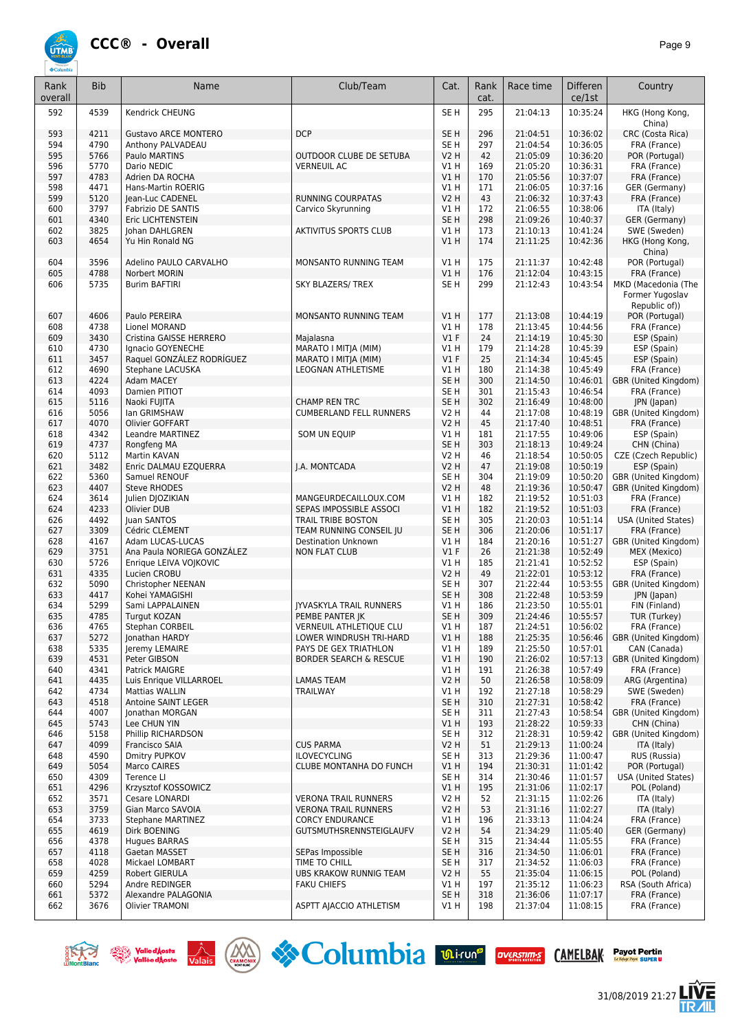# CCC® - Overall

| Rank overall | Bib | Name | Club/Team | Cat. | Rank cat. | Race time | Differen ce/1st | Country |
|---|---|---|---|---|---|---|---|---|
| 592 | 4539 | Kendrick CHEUNG | | SE H | 295 | 21:04:13 | 10:35:24 | HKG (Hong Kong, China) |
| 593 | 4211 | Gustavo ARCE MONTERO | DCP | SE H | 296 | 21:04:51 | 10:36:02 | CRC (Costa Rica) |
| 594 | 4790 | Anthony PALVADEAU | | SE H | 297 | 21:04:54 | 10:36:05 | FRA (France) |
| 595 | 5766 | Paulo MARTINS | OUTDOOR CLUBE DE SETUBA | V2 H | 42 | 21:05:09 | 10:36:20 | POR (Portugal) |
| 596 | 5770 | Dario NEDIC | VERNEUIL AC | V1 H | 169 | 21:05:20 | 10:36:31 | FRA (France) |
| 597 | 4783 | Adrien DA ROCHA | | V1 H | 170 | 21:05:56 | 10:37:07 | FRA (France) |
| 598 | 4471 | Hans-Martin ROERIG | | V1 H | 171 | 21:06:05 | 10:37:16 | GER (Germany) |
| 599 | 5120 | Jean-Luc CADENEL | RUNNING COURPATAS | V2 H | 43 | 21:06:32 | 10:37:43 | FRA (France) |
| 600 | 3797 | Fabrizio DE SANTIS | Carvico Skyrunning | V1 H | 172 | 21:06:55 | 10:38:06 | ITA (Italy) |
| 601 | 4340 | Eric LICHTENSTEIN | | SE H | 298 | 21:09:26 | 10:40:37 | GER (Germany) |
| 602 | 3825 | Johan DAHLGREN | AKTIVITUS SPORTS CLUB | V1 H | 173 | 21:10:13 | 10:41:24 | SWE (Sweden) |
| 603 | 4654 | Yu Hin Ronald NG | | V1 H | 174 | 21:11:25 | 10:42:36 | HKG (Hong Kong, China) |
| 604 | 3596 | Adelino PAULO CARVALHO | MONSANTO RUNNING TEAM | V1 H | 175 | 21:11:37 | 10:42:48 | POR (Portugal) |
| 605 | 4788 | Norbert MORIN | | V1 H | 176 | 21:12:04 | 10:43:15 | FRA (France) |
| 606 | 5735 | Burim BAFTIRI | SKY BLAZERS/ TREX | SE H | 299 | 21:12:43 | 10:43:54 | MKD (Macedonia (The Former Yugoslav Republic of)) |
| 607 | 4606 | Paulo PEREIRA | MONSANTO RUNNING TEAM | V1 H | 177 | 21:13:08 | 10:44:19 | POR (Portugal) |
| 608 | 4738 | Lionel MORAND | | V1 H | 178 | 21:13:45 | 10:44:56 | FRA (France) |
| 609 | 3430 | Cristina GAISSE HERRERO | Majalasna | V1 F | 24 | 21:14:19 | 10:45:30 | ESP (Spain) |
| 610 | 4730 | Ignacio GOYENECHE | MARATO I MITJA (MIM) | V1 H | 179 | 21:14:28 | 10:45:39 | ESP (Spain) |
| 611 | 3457 | Raquel GONZÁLEZ RODRÍGUEZ | MARATO I MITJA (MIM) | V1 F | 25 | 21:14:34 | 10:45:45 | ESP (Spain) |
| 612 | 4690 | Stephane LACUSKA | LEOGNAN ATHLETISME | V1 H | 180 | 21:14:38 | 10:45:49 | FRA (France) |
| 613 | 4224 | Adam MACEY | | SE H | 300 | 21:14:50 | 10:46:01 | GBR (United Kingdom) |
| 614 | 4093 | Damien PITIOT | | SE H | 301 | 21:15:43 | 10:46:54 | FRA (France) |
| 615 | 5116 | Naoki FUJITA | CHAMP REN TRC | SE H | 302 | 21:16:49 | 10:48:00 | JPN (Japan) |
| 616 | 5056 | Ian GRIMSHAW | CUMBERLAND FELL RUNNERS | V2 H | 44 | 21:17:08 | 10:48:19 | GBR (United Kingdom) |
| 617 | 4070 | Olivier GOFFART | | V2 H | 45 | 21:17:40 | 10:48:51 | FRA (France) |
| 618 | 4342 | Leandre MARTINEZ | SOM UN EQUIP | V1 H | 181 | 21:17:55 | 10:49:06 | ESP (Spain) |
| 619 | 4737 | Rongfeng MA | | SE H | 303 | 21:18:13 | 10:49:24 | CHN (China) |
| 620 | 5112 | Martin KAVAN | | V2 H | 46 | 21:18:54 | 10:50:05 | CZE (Czech Republic) |
| 621 | 3482 | Enric DALMAU EZQUERRA | J.A. MONTCADA | V2 H | 47 | 21:19:08 | 10:50:19 | ESP (Spain) |
| 622 | 5360 | Samuel RENOUF | | SE H | 304 | 21:19:09 | 10:50:20 | GBR (United Kingdom) |
| 623 | 4407 | Steve RHODES | | V2 H | 48 | 21:19:36 | 10:50:47 | GBR (United Kingdom) |
| 624 | 3614 | Julien DJOZIKIAN | MANGEURDECAILLOUX.COM | V1 H | 182 | 21:19:52 | 10:51:03 | FRA (France) |
| 624 | 4233 | Olivier DUB | SEPAS IMPOSSIBLE ASSOCI | V1 H | 182 | 21:19:52 | 10:51:03 | FRA (France) |
| 626 | 4492 | Juan SANTOS | TRAIL TRIBE BOSTON | SE H | 305 | 21:20:03 | 10:51:14 | USA (United States) |
| 627 | 3309 | Cédric CLÉMENT | TEAM RUNNING CONSEIL JU | SE H | 306 | 21:20:06 | 10:51:17 | FRA (France) |
| 628 | 4167 | Adam LUCAS-LUCAS | Destination Unknown | V1 H | 184 | 21:20:16 | 10:51:27 | GBR (United Kingdom) |
| 629 | 3751 | Ana Paula NORIEGA GONZÁLEZ | NON FLAT CLUB | V1 F | 26 | 21:21:38 | 10:52:49 | MEX (Mexico) |
| 630 | 5726 | Enrique LEIVA VOJKOVIC | | V1 H | 185 | 21:21:41 | 10:52:52 | ESP (Spain) |
| 631 | 4335 | Lucien CROBU | | V2 H | 49 | 21:22:01 | 10:53:12 | FRA (France) |
| 632 | 5090 | Christopher NEENAN | | SE H | 307 | 21:22:44 | 10:53:55 | GBR (United Kingdom) |
| 633 | 4417 | Kohei YAMAGISHI | | SE H | 308 | 21:22:48 | 10:53:59 | JPN (Japan) |
| 634 | 5299 | Sami LAPPALAINEN | JYVASKYLA TRAIL RUNNERS | V1 H | 186 | 21:23:50 | 10:55:01 | FIN (Finland) |
| 635 | 4785 | Turgut KOZAN | PEMBE PANTER JK | SE H | 309 | 21:24:46 | 10:55:57 | TUR (Turkey) |
| 636 | 4765 | Stephan CORBEIL | VERNEUIL ATHLETIQUE CLU | V1 H | 187 | 21:24:51 | 10:56:02 | FRA (France) |
| 637 | 5272 | Jonathan HARDY | LOWER WINDRUSH TRI-HARD | V1 H | 188 | 21:25:35 | 10:56:46 | GBR (United Kingdom) |
| 638 | 5335 | Jeremy LEMAIRE | PAYS DE GEX TRIATHLON | V1 H | 189 | 21:25:50 | 10:57:01 | CAN (Canada) |
| 639 | 4531 | Peter GIBSON | BORDER SEARCH & RESCUE | V1 H | 190 | 21:26:02 | 10:57:13 | GBR (United Kingdom) |
| 640 | 4341 | Patrick MAIGRE | | V1 H | 191 | 21:26:38 | 10:57:49 | FRA (France) |
| 641 | 4435 | Luis Enrique VILLARROEL | LAMAS TEAM | V2 H | 50 | 21:26:58 | 10:58:09 | ARG (Argentina) |
| 642 | 4734 | Mattias WALLIN | TRAILWAY | V1 H | 192 | 21:27:18 | 10:58:29 | SWE (Sweden) |
| 643 | 4518 | Antoine SAINT LEGER | | SE H | 310 | 21:27:31 | 10:58:42 | FRA (France) |
| 644 | 4007 | Jonathan MORGAN | | SE H | 311 | 21:27:43 | 10:58:54 | GBR (United Kingdom) |
| 645 | 5743 | Lee CHUN YIN | | V1 H | 193 | 21:28:22 | 10:59:33 | CHN (China) |
| 646 | 5158 | Phillip RICHARDSON | | SE H | 312 | 21:28:31 | 10:59:42 | GBR (United Kingdom) |
| 647 | 4099 | Francisco SAIA | CUS PARMA | V2 H | 51 | 21:29:13 | 11:00:24 | ITA (Italy) |
| 648 | 4590 | Dmitry PUPKOV | ILOVECYCLING | SE H | 313 | 21:29:36 | 11:00:47 | RUS (Russia) |
| 649 | 5054 | Marco CAIRES | CLUBE MONTANHA DO FUNCH | V1 H | 194 | 21:30:31 | 11:01:42 | POR (Portugal) |
| 650 | 4309 | Terence LI | | SE H | 314 | 21:30:46 | 11:01:57 | USA (United States) |
| 651 | 4296 | Krzysztof KOSSOWICZ | | V1 H | 195 | 21:31:06 | 11:02:17 | POL (Poland) |
| 652 | 3571 | Cesare LONARDI | VERONA TRAIL RUNNERS | V2 H | 52 | 21:31:15 | 11:02:26 | ITA (Italy) |
| 653 | 3759 | Gian Marco SAVOIA | VERONA TRAIL RUNNERS | V2 H | 53 | 21:31:16 | 11:02:27 | ITA (Italy) |
| 654 | 3733 | Stephane MARTINEZ | CORCY ENDURANCE | V1 H | 196 | 21:33:13 | 11:04:24 | FRA (France) |
| 655 | 4619 | Dirk BOENING | GUTSMUTHSRENNSTEIGLAUFV | V2 H | 54 | 21:34:29 | 11:05:40 | GER (Germany) |
| 656 | 4378 | Hugues BARRAS | | SE H | 315 | 21:34:44 | 11:05:55 | FRA (France) |
| 657 | 4118 | Gaetan MASSET | SEPas Impossible | SE H | 316 | 21:34:50 | 11:06:01 | FRA (France) |
| 658 | 4028 | Mickael LOMBART | TIME TO CHILL | SE H | 317 | 21:34:52 | 11:06:03 | FRA (France) |
| 659 | 4259 | Robert GIERULA | UBS KRAKOW RUNNIG TEAM | V2 H | 55 | 21:35:04 | 11:06:15 | POL (Poland) |
| 660 | 5294 | Andre REDINGER | FAKU CHIEFS | V1 H | 197 | 21:35:12 | 11:06:23 | RSA (South Africa) |
| 661 | 5372 | Alexandre PALAGONIA | | SE H | 318 | 21:36:06 | 11:07:17 | FRA (France) |
| 662 | 3676 | Olivier TRAMONI | ASPTT AJACCIO ATHLETISM | V1 H | 198 | 21:37:04 | 11:08:15 | FRA (France) |

31/08/2019 21:27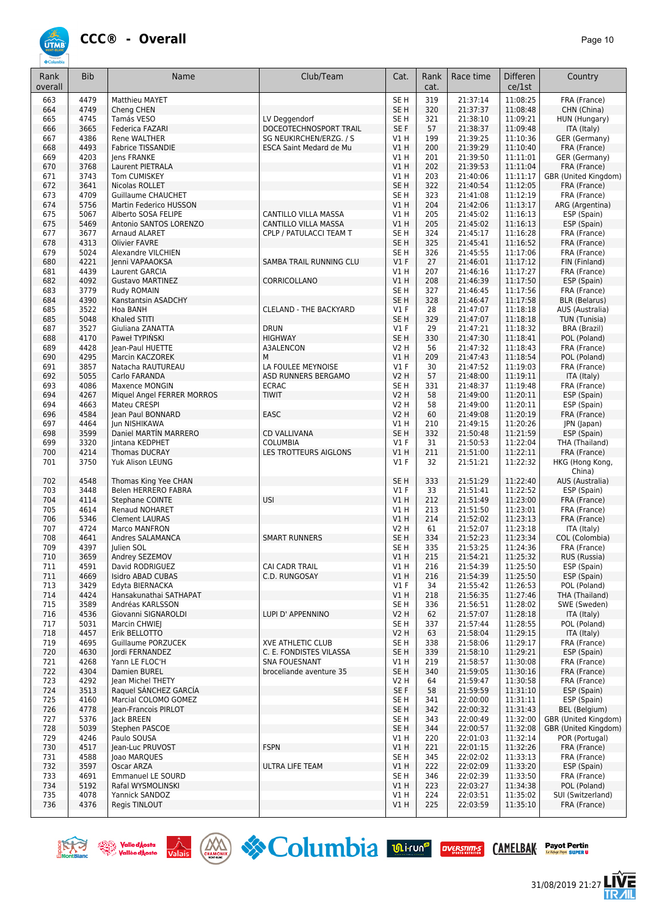# CCC® - Overall

| Rank overall | Bib | Name | Club/Team | Cat. | Rank cat. | Race time | Differen ce/1st | Country |
|---|---|---|---|---|---|---|---|---|
| 663 | 4479 | Matthieu MAYET | | SE H | 319 | 21:37:14 | 11:08:25 | FRA (France) |
| 664 | 4749 | Cheng CHEN | | SE H | 320 | 21:37:37 | 11:08:48 | CHN (China) |
| 665 | 4745 | Tamás VESO | LV Deggendorf | SE H | 321 | 21:38:10 | 11:09:21 | HUN (Hungary) |
| 666 | 3665 | Federica FAZARI | DOCEOTECHNOSPORT TRAIL | SE F | 57 | 21:38:37 | 11:09:48 | ITA (Italy) |
| 667 | 4386 | Rene WALTHER | SG NEUKIRCHEN/ERZG. / S | V1 H | 199 | 21:39:25 | 11:10:36 | GER (Germany) |
| 668 | 4493 | Fabrice TISSANDIE | ESCA Saint Medard de Mu | V1 H | 200 | 21:39:29 | 11:10:40 | FRA (France) |
| 669 | 4203 | Jens FRANKE | | V1 H | 201 | 21:39:50 | 11:11:01 | GER (Germany) |
| 670 | 3768 | Laurent PIETRALA | | V1 H | 202 | 21:39:53 | 11:11:04 | FRA (France) |
| 671 | 3743 | Tom CUMISKEY | | V1 H | 203 | 21:40:06 | 11:11:17 | GBR (United Kingdom) |
| 672 | 3641 | Nicolas ROLLET | | SE H | 322 | 21:40:54 | 11:12:05 | FRA (France) |
| 673 | 4709 | Guillaume CHAUCHET | | SE H | 323 | 21:41:08 | 11:12:19 | FRA (France) |
| 674 | 5756 | Martin Federico HUSSON | | V1 H | 204 | 21:42:06 | 11:13:17 | ARG (Argentina) |
| 675 | 5067 | Alberto SOSA FELIPE | CANTILLO VILLA MASSA | V1 H | 205 | 21:45:02 | 11:16:13 | ESP (Spain) |
| 675 | 5469 | Antonio SANTOS LORENZO | CANTILLO VILLA MASSA | V1 H | 205 | 21:45:02 | 11:16:13 | ESP (Spain) |
| 677 | 3677 | Arnaud ALARET | CPLP / PATULACCI TEAM T | SE H | 324 | 21:45:17 | 11:16:28 | FRA (France) |
| 678 | 4313 | Olivier FAVRE | | SE H | 325 | 21:45:41 | 11:16:52 | FRA (France) |
| 679 | 5024 | Alexandre VILCHIEN | | SE H | 326 | 21:45:55 | 11:17:06 | FRA (France) |
| 680 | 4221 | Jenni VAPAAOKSA | SAMBA TRAIL RUNNING CLU | V1 F | 27 | 21:46:01 | 11:17:12 | FIN (Finland) |
| 681 | 4439 | Laurent GARCIA | | V1 H | 207 | 21:46:16 | 11:17:27 | FRA (France) |
| 682 | 4092 | Gustavo MARTINEZ | CORRICOLLANO | V1 H | 208 | 21:46:39 | 11:17:50 | ESP (Spain) |
| 683 | 3779 | Rudy ROMAIN | | SE H | 327 | 21:46:45 | 11:17:56 | FRA (France) |
| 684 | 4390 | Kanstantsin ASADCHY | | SE H | 328 | 21:46:47 | 11:17:58 | BLR (Belarus) |
| 685 | 3522 | Hoa BANH | CLELAND - THE BACKYARD | V1 F | 28 | 21:47:07 | 11:18:18 | AUS (Australia) |
| 685 | 5048 | Khaled STITI | | SE H | 329 | 21:47:07 | 11:18:18 | TUN (Tunisia) |
| 687 | 3527 | Giuliana ZANATTA | DRUN | V1 F | 29 | 21:47:21 | 11:18:32 | BRA (Brazil) |
| 688 | 4170 | Paweł TYPIŃSKI | HIGHWAY | SE H | 330 | 21:47:30 | 11:18:41 | POL (Poland) |
| 689 | 4428 | Jean-Paul HUETTE | A3ALENCON | V2 H | 56 | 21:47:32 | 11:18:43 | FRA (France) |
| 690 | 4295 | Marcin KACZOREK | M | V1 H | 209 | 21:47:43 | 11:18:54 | POL (Poland) |
| 691 | 3857 | Natacha RAUTUREAU | LA FOULEE MEYNOISE | V1 F | 30 | 21:47:52 | 11:19:03 | FRA (France) |
| 692 | 5055 | Carlo FARANDA | ASD RUNNERS BERGAMO | V2 H | 57 | 21:48:00 | 11:19:11 | ITA (Italy) |
| 693 | 4086 | Maxence MONGIN | ECRAC | SE H | 331 | 21:48:37 | 11:19:48 | FRA (France) |
| 694 | 4267 | Miquel Angel FERRER MORROS | TIWIT | V2 H | 58 | 21:49:00 | 11:20:11 | ESP (Spain) |
| 694 | 4663 | Mateu CRESPI | | V2 H | 58 | 21:49:00 | 11:20:11 | ESP (Spain) |
| 696 | 4584 | Jean Paul BONNARD | EASC | V2 H | 60 | 21:49:08 | 11:20:19 | FRA (France) |
| 697 | 4464 | Jun NISHIKAWA | | V1 H | 210 | 21:49:15 | 11:20:26 | JPN (Japan) |
| 698 | 3599 | Daniel MARTÍN MARRERO | CD VALLIVANA | SE H | 332 | 21:50:48 | 11:21:59 | ESP (Spain) |
| 699 | 3320 | Jintana KEDPHET | COLUMBIA | V1 F | 31 | 21:50:53 | 11:22:04 | THA (Thailand) |
| 700 | 4214 | Thomas DUCRAY | LES TROTTEURS AIGLONS | V1 H | 211 | 21:51:00 | 11:22:11 | FRA (France) |
| 701 | 3750 | Yuk Alison LEUNG | | V1 F | 32 | 21:51:21 | 11:22:32 | HKG (Hong Kong, China) |
| 702 | 4548 | Thomas King Yee CHAN | | SE H | 333 | 21:51:29 | 11:22:40 | AUS (Australia) |
| 703 | 3448 | Belen HERRERO FABRA | | V1 F | 33 | 21:51:41 | 11:22:52 | ESP (Spain) |
| 704 | 4114 | Stephane COINTE | USI | V1 H | 212 | 21:51:49 | 11:23:00 | FRA (France) |
| 705 | 4614 | Renaud NOHARET | | V1 H | 213 | 21:51:50 | 11:23:01 | FRA (France) |
| 706 | 5346 | Clement LAURAS | | V1 H | 214 | 21:52:02 | 11:23:13 | FRA (France) |
| 707 | 4724 | Marco MANFRON | | V2 H | 61 | 21:52:07 | 11:23:18 | ITA (Italy) |
| 708 | 4641 | Andres SALAMANCA | SMART RUNNERS | SE H | 334 | 21:52:23 | 11:23:34 | COL (Colombia) |
| 709 | 4397 | Julien SOL | | SE H | 335 | 21:53:25 | 11:24:36 | FRA (France) |
| 710 | 3659 | Andrey SEZEMOV | | V1 H | 215 | 21:54:21 | 11:25:32 | RUS (Russia) |
| 711 | 4591 | David RODRIGUEZ | CAI CADR TRAIL | V1 H | 216 | 21:54:39 | 11:25:50 | ESP (Spain) |
| 711 | 4669 | Isidro ABAD CUBAS | C.D. RUNGOSAY | V1 H | 216 | 21:54:39 | 11:25:50 | ESP (Spain) |
| 713 | 3429 | Edyta BIERNACKA | | V1 F | 34 | 21:55:42 | 11:26:53 | POL (Poland) |
| 714 | 4424 | Hansakunathai SATHAPAT | | V1 H | 218 | 21:56:35 | 11:27:46 | THA (Thailand) |
| 715 | 3589 | Andréas KARLSSON | | SE H | 336 | 21:56:51 | 11:28:02 | SWE (Sweden) |
| 716 | 4536 | Giovanni SIGNAROLDI | LUPI D' APPENNINO | V2 H | 62 | 21:57:07 | 11:28:18 | ITA (Italy) |
| 717 | 5031 | Marcin CHWIEJ | | SE H | 337 | 21:57:44 | 11:28:55 | POL (Poland) |
| 718 | 4457 | Erik BELLOTTO | | V2 H | 63 | 21:58:04 | 11:29:15 | ITA (Italy) |
| 719 | 4695 | Guillaume PORZUCEK | XVE ATHLETIC CLUB | SE H | 338 | 21:58:06 | 11:29:17 | FRA (France) |
| 720 | 4630 | Jordi FERNANDEZ | C. E. FONDISTES VILASSA | SE H | 339 | 21:58:10 | 11:29:21 | ESP (Spain) |
| 721 | 4268 | Yann LE FLOC'H | SNA FOUESNANT | V1 H | 219 | 21:58:57 | 11:30:08 | FRA (France) |
| 722 | 4304 | Damien BUREL | broceliande aventure 35 | SE H | 340 | 21:59:05 | 11:30:16 | FRA (France) |
| 723 | 4292 | Jean Michel THETY | | V2 H | 64 | 21:59:47 | 11:30:58 | FRA (France) |
| 724 | 3513 | Raquel SÁNCHEZ GARCÍA | | SE F | 58 | 21:59:59 | 11:31:10 | ESP (Spain) |
| 725 | 4160 | Marcial COLOMO GOMEZ | | SE H | 341 | 22:00:00 | 11:31:11 | ESP (Spain) |
| 726 | 4778 | Jean-Francois PIRLOT | | SE H | 342 | 22:00:32 | 11:31:43 | BEL (Belgium) |
| 727 | 5376 | Jack BREEN | | SE H | 343 | 22:00:49 | 11:32:00 | GBR (United Kingdom) |
| 728 | 5039 | Stephen PASCOE | | SE H | 344 | 22:00:57 | 11:32:08 | GBR (United Kingdom) |
| 729 | 4246 | Paulo SOUSA | | V1 H | 220 | 22:01:03 | 11:32:14 | POR (Portugal) |
| 730 | 4517 | Jean-Luc PRUVOST | FSPN | V1 H | 221 | 22:01:15 | 11:32:26 | FRA (France) |
| 731 | 4588 | Joao MARQUES | | SE H | 345 | 22:02:02 | 11:33:13 | FRA (France) |
| 732 | 3597 | Oscar ARZA | ULTRA LIFE TEAM | V1 H | 222 | 22:02:09 | 11:33:20 | ESP (Spain) |
| 733 | 4691 | Emmanuel LE SOURD | | SE H | 346 | 22:02:39 | 11:33:50 | FRA (France) |
| 734 | 5192 | Rafal WYSMOLINSKI | | V1 H | 223 | 22:03:27 | 11:34:38 | POL (Poland) |
| 735 | 4078 | Yannick SANDOZ | | V1 H | 224 | 22:03:51 | 11:35:02 | SUI (Switzerland) |
| 736 | 4376 | Regis TINLOUT | | V1 H | 225 | 22:03:59 | 11:35:10 | FRA (France) |

31/08/2019 21:27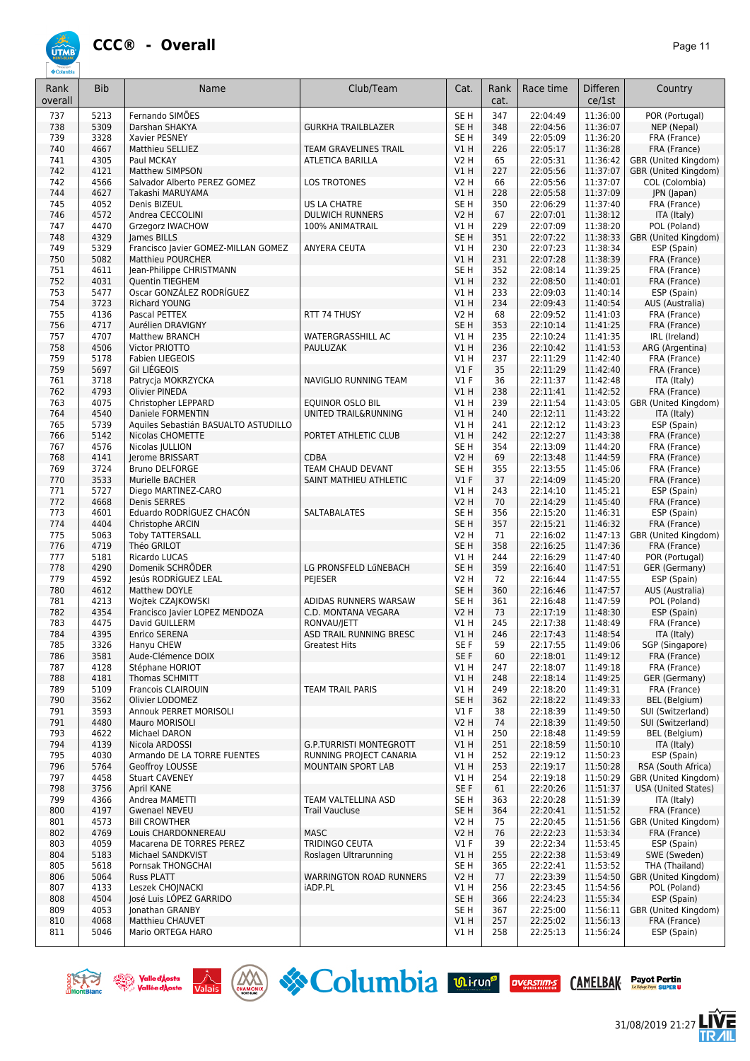# CCC® - Overall

| Rank overall | Bib | Name | Club/Team | Cat. | Rank cat. | Race time | Differen ce/1st | Country |
|---|---|---|---|---|---|---|---|---|
| 737 | 5213 | Fernando SIMÕES | | SE H | 347 | 22:04:49 | 11:36:00 | POR (Portugal) |
| 738 | 5309 | Darshan SHAKYA | GURKHA TRAILBLAZER | SE H | 348 | 22:04:56 | 11:36:07 | NEP (Nepal) |
| 739 | 3328 | Xavier PESNEY | | SE H | 349 | 22:05:09 | 11:36:20 | FRA (France) |
| 740 | 4667 | Matthieu SELLIEZ | TEAM GRAVELINES TRAIL | V1 H | 226 | 22:05:17 | 11:36:28 | FRA (France) |
| 741 | 4305 | Paul MCKAY | ATLETICA BARILLA | V2 H | 65 | 22:05:31 | 11:36:42 | GBR (United Kingdom) |
| 742 | 4121 | Matthew SIMPSON | | V1 H | 227 | 22:05:56 | 11:37:07 | GBR (United Kingdom) |
| 742 | 4566 | Salvador Alberto PEREZ GOMEZ | LOS TROTONES | V2 H | 66 | 22:05:56 | 11:37:07 | COL (Colombia) |
| 744 | 4627 | Takashi MARUYAMA | | V1 H | 228 | 22:05:58 | 11:37:09 | JPN (Japan) |
| 745 | 4052 | Denis BIZEUL | US LA CHATRE | SE H | 350 | 22:06:29 | 11:37:40 | FRA (France) |
| 746 | 4572 | Andrea CECCOLINI | DULWICH RUNNERS | V2 H | 67 | 22:07:01 | 11:38:12 | ITA (Italy) |
| 747 | 4470 | Grzegorz IWACHOW | 100% ANIMATRAIL | V1 H | 229 | 22:07:09 | 11:38:20 | POL (Poland) |
| 748 | 4329 | James BILLS | | SE H | 351 | 22:07:22 | 11:38:33 | GBR (United Kingdom) |
| 749 | 5329 | Francisco Javier GOMEZ-MILLAN GOMEZ | ANYERA CEUTA | V1 H | 230 | 22:07:23 | 11:38:34 | ESP (Spain) |
| 750 | 5082 | Matthieu POURCHER | | V1 H | 231 | 22:07:28 | 11:38:39 | FRA (France) |
| 751 | 4611 | Jean-Philippe CHRISTMANN | | SE H | 352 | 22:08:14 | 11:39:25 | FRA (France) |
| 752 | 4031 | Quentin TIEGHEM | | V1 H | 232 | 22:08:50 | 11:40:01 | FRA (France) |
| 753 | 5477 | Oscar GONZÁLEZ RODRÍGUEZ | | V1 H | 233 | 22:09:03 | 11:40:14 | ESP (Spain) |
| 754 | 3723 | Richard YOUNG | | V1 H | 234 | 22:09:43 | 11:40:54 | AUS (Australia) |
| 755 | 4136 | Pascal PETTEX | RTT 74 THUSY | V2 H | 68 | 22:09:52 | 11:41:03 | FRA (France) |
| 756 | 4717 | Aurélien DRAVIGNY | | SE H | 353 | 22:10:14 | 11:41:25 | FRA (France) |
| 757 | 4707 | Matthew BRANCH | WATERGRASSHILL AC | V1 H | 235 | 22:10:24 | 11:41:35 | IRL (Ireland) |
| 758 | 4506 | Victor PRIOTTO | PAULUZAK | V1 H | 236 | 22:10:42 | 11:41:53 | ARG (Argentina) |
| 759 | 5178 | Fabien LIEGEOIS | | V1 H | 237 | 22:11:29 | 11:42:40 | FRA (France) |
| 759 | 5697 | Gil LIÉGEOIS | | V1 F | 35 | 22:11:29 | 11:42:40 | FRA (France) |
| 761 | 3718 | Patrycja MOKRZYCKA | NAVIGLIO RUNNING TEAM | V1 F | 36 | 22:11:37 | 11:42:48 | ITA (Italy) |
| 762 | 4793 | Olivier PINEDA | | V1 H | 238 | 22:11:41 | 11:42:52 | FRA (France) |
| 763 | 4075 | Christopher LEPPARD | EQUINOR OSLO BIL | V1 H | 239 | 22:11:54 | 11:43:05 | GBR (United Kingdom) |
| 764 | 4540 | Daniele FORMENTIN | UNITED TRAIL&RUNNING | V1 H | 240 | 22:12:11 | 11:43:22 | ITA (Italy) |
| 765 | 5739 | Aquiles Sebastián BASUALTO ASTUDILLO | | V1 H | 241 | 22:12:12 | 11:43:23 | ESP (Spain) |
| 766 | 5142 | Nicolas CHOMETTE | PORTET ATHLETIC CLUB | V1 H | 242 | 22:12:27 | 11:43:38 | FRA (France) |
| 767 | 4576 | Nicolas JULLION | | SE H | 354 | 22:13:09 | 11:44:20 | FRA (France) |
| 768 | 4141 | Jerome BRISSART | CDBA | V2 H | 69 | 22:13:48 | 11:44:59 | FRA (France) |
| 769 | 3724 | Bruno DELFORGE | TEAM CHAUD DEVANT | SE H | 355 | 22:13:55 | 11:45:06 | FRA (France) |
| 770 | 3533 | Murielle BACHER | SAINT MATHIEU ATHLETIC | V1 F | 37 | 22:14:09 | 11:45:20 | FRA (France) |
| 771 | 5727 | Diego MARTINEZ-CARO | | V1 H | 243 | 22:14:10 | 11:45:21 | ESP (Spain) |
| 772 | 4668 | Denis SERRES | | V2 H | 70 | 22:14:29 | 11:45:40 | FRA (France) |
| 773 | 4601 | Eduardo RODRÍGUEZ CHACÓN | SALTABALATES | SE H | 356 | 22:15:20 | 11:46:31 | ESP (Spain) |
| 774 | 4404 | Christophe ARCIN | | SE H | 357 | 22:15:21 | 11:46:32 | FRA (France) |
| 775 | 5063 | Toby TATTERSALL | | V2 H | 71 | 22:16:02 | 11:47:13 | GBR (United Kingdom) |
| 776 | 4719 | Théo GRILOT | | SE H | 358 | 22:16:25 | 11:47:36 | FRA (France) |
| 777 | 5181 | Ricardo LUCAS | | V1 H | 244 | 22:16:29 | 11:47:40 | POR (Portugal) |
| 778 | 4290 | Domenik SCHRÖDER | LG PRONSFELD LüNEBACH | SE H | 359 | 22:16:40 | 11:47:51 | GER (Germany) |
| 779 | 4592 | Jesús RODRÍGUEZ LEAL | PEJESER | V2 H | 72 | 22:16:44 | 11:47:55 | ESP (Spain) |
| 780 | 4612 | Matthew DOYLE | | SE H | 360 | 22:16:46 | 11:47:57 | AUS (Australia) |
| 781 | 4213 | Wojtek CZAJKOWSKI | ADIDAS RUNNERS WARSAW | SE H | 361 | 22:16:48 | 11:47:59 | POL (Poland) |
| 782 | 4354 | Francisco Javier LOPEZ MENDOZA | C.D. MONTANA VEGARA | V2 H | 73 | 22:17:19 | 11:48:30 | ESP (Spain) |
| 783 | 4475 | David GUILLERM | RONVAU/JETT | V1 H | 245 | 22:17:38 | 11:48:49 | FRA (France) |
| 784 | 4395 | Enrico SERENA | ASD TRAIL RUNNING BRESC | V1 H | 246 | 22:17:43 | 11:48:54 | ITA (Italy) |
| 785 | 3326 | Hanyu CHEW | Greatest Hits | SE F | 59 | 22:17:55 | 11:49:06 | SGP (Singapore) |
| 786 | 3581 | Aude-Clémence DOIX | | SE F | 60 | 22:18:01 | 11:49:12 | FRA (France) |
| 787 | 4128 | Stéphane HORIOT | | V1 H | 247 | 22:18:07 | 11:49:18 | FRA (France) |
| 788 | 4181 | Thomas SCHMITT | | V1 H | 248 | 22:18:14 | 11:49:25 | GER (Germany) |
| 789 | 5109 | Francois CLAIROUIN | TEAM TRAIL PARIS | V1 H | 249 | 22:18:20 | 11:49:31 | FRA (France) |
| 790 | 3562 | Olivier LODOMEZ | | SE H | 362 | 22:18:22 | 11:49:33 | BEL (Belgium) |
| 791 | 3593 | Annouk PERRET MORISOLI | | V1 F | 38 | 22:18:39 | 11:49:50 | SUI (Switzerland) |
| 791 | 4480 | Mauro MORISOLI | | V2 H | 74 | 22:18:39 | 11:49:50 | SUI (Switzerland) |
| 793 | 4622 | Michael DARON | | V1 H | 250 | 22:18:48 | 11:49:59 | BEL (Belgium) |
| 794 | 4139 | Nicola ARDOSSI | G.P.TURRISTI MONTEGROTT | V1 H | 251 | 22:18:59 | 11:50:10 | ITA (Italy) |
| 795 | 4030 | Armando DE LA TORRE FUENTES | RUNNING PROJECT CANARIA | V1 H | 252 | 22:19:12 | 11:50:23 | ESP (Spain) |
| 796 | 5764 | Geoffroy LOUSSE | MOUNTAIN SPORT LAB | V1 H | 253 | 22:19:17 | 11:50:28 | RSA (South Africa) |
| 797 | 4458 | Stuart CAVENEY | | V1 H | 254 | 22:19:18 | 11:50:29 | GBR (United Kingdom) |
| 798 | 3756 | April KANE | | SE F | 61 | 22:20:26 | 11:51:37 | USA (United States) |
| 799 | 4366 | Andrea MAMETTI | TEAM VALTELLINA ASD | SE H | 363 | 22:20:28 | 11:51:39 | ITA (Italy) |
| 800 | 4197 | Gwenael NEVEU | Trail Vaucluse | SE H | 364 | 22:20:41 | 11:51:52 | FRA (France) |
| 801 | 4573 | Bill CROWTHER | | V2 H | 75 | 22:20:45 | 11:51:56 | GBR (United Kingdom) |
| 802 | 4769 | Louis CHARDONNEREAU | MASC | V2 H | 76 | 22:22:23 | 11:53:34 | FRA (France) |
| 803 | 4059 | Macarena DE TORRES PEREZ | TRIDINGO CEUTA | V1 F | 39 | 22:22:34 | 11:53:45 | ESP (Spain) |
| 804 | 5183 | Michael SANDKVIST | Roslagen Ultrarunning | V1 H | 255 | 22:22:38 | 11:53:49 | SWE (Sweden) |
| 805 | 5618 | Pornsak THONGCHAI | | SE H | 365 | 22:22:41 | 11:53:52 | THA (Thailand) |
| 806 | 5064 | Russ PLATT | WARRINGTON ROAD RUNNERS | V2 H | 77 | 22:23:39 | 11:54:50 | GBR (United Kingdom) |
| 807 | 4133 | Leszek CHOJNACKI | iADP.PL | V1 H | 256 | 22:23:45 | 11:54:56 | POL (Poland) |
| 808 | 4504 | José Luis LÓPEZ GARRIDO | | SE H | 366 | 22:24:23 | 11:55:34 | ESP (Spain) |
| 809 | 4053 | Jonathan GRANBY | | SE H | 367 | 22:25:00 | 11:56:11 | GBR (United Kingdom) |
| 810 | 4068 | Matthieu CHAUVET | | V1 H | 257 | 22:25:02 | 11:56:13 | FRA (France) |
| 811 | 5046 | Mario ORTEGA HARO | | V1 H | 258 | 22:25:13 | 11:56:24 | ESP (Spain) |

31/08/2019 21:27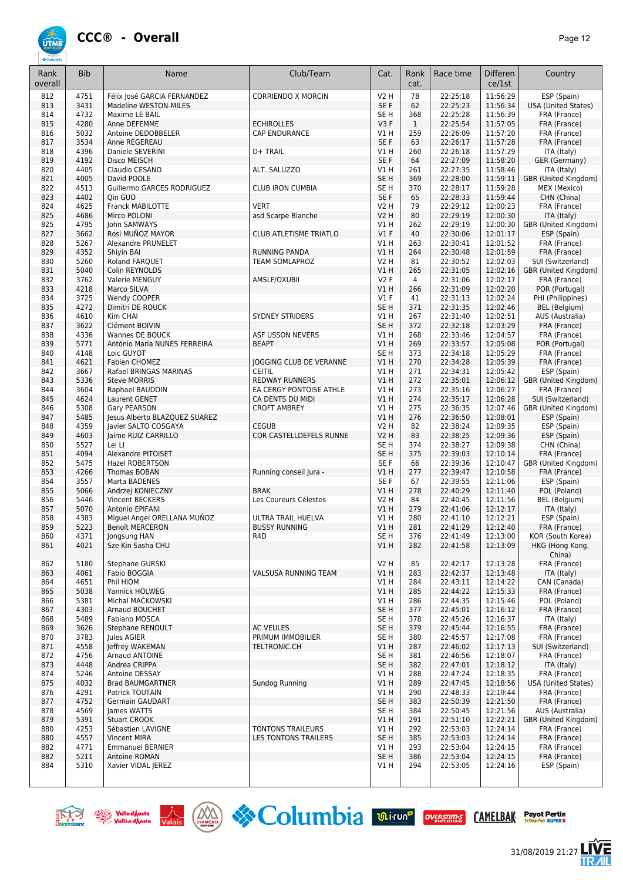# CCC® - Overall

| Rank overall | Bib | Name | Club/Team | Cat. | Rank cat. | Race time | Differen ce/1st | Country |
|---|---|---|---|---|---|---|---|---|
| 812 | 4751 | Félix José GARCIA FERNANDEZ | CORRIENDO X MORCIN | V2 H | 78 | 22:25:18 | 11:56:29 | ESP (Spain) |
| 813 | 3431 | Madeline WESTON-MILES | | SE F | 62 | 22:25:23 | 11:56:34 | USA (United States) |
| 814 | 4732 | Maxime LE BAIL | | SE H | 368 | 22:25:28 | 11:56:39 | FRA (France) |
| 815 | 4280 | Anne DEFEMME | ECHIROLLES | V3 F | 1 | 22:25:54 | 11:57:05 | FRA (France) |
| 816 | 5032 | Antoine DEDOBBELER | CAP ENDURANCE | V1 H | 259 | 22:26:09 | 11:57:20 | FRA (France) |
| 817 | 3534 | Anne RÉGEREAU | | SE F | 63 | 22:26:17 | 11:57:28 | FRA (France) |
| 818 | 4396 | Daniele SEVERINI | D+ TRAIL | V1 H | 260 | 22:26:18 | 11:57:29 | ITA (Italy) |
| 819 | 4192 | Disco MEISCH | | SE F | 64 | 22:27:09 | 11:58:20 | GER (Germany) |
| 820 | 4405 | Claudio CESANO | ALT. SALUZZO | V1 H | 261 | 22:27:35 | 11:58:46 | ITA (Italy) |
| 821 | 4005 | David POOLE | | SE H | 369 | 22:28:00 | 11:59:11 | GBR (United Kingdom) |
| 822 | 4513 | Guillermo GARCES RODRIGUEZ | CLUB IRON CUMBIA | SE H | 370 | 22:28:17 | 11:59:28 | MEX (Mexico) |
| 823 | 4402 | Qin GUO | | SE F | 65 | 22:28:33 | 11:59:44 | CHN (China) |
| 824 | 4625 | Franck MABILOTTE | VERT | V2 H | 79 | 22:29:12 | 12:00:23 | FRA (France) |
| 825 | 4686 | Mirco POLONI | asd Scarpe Bianche | V2 H | 80 | 22:29:19 | 12:00:30 | ITA (Italy) |
| 825 | 4795 | John SAMWAYS | | V1 H | 262 | 22:29:19 | 12:00:30 | GBR (United Kingdom) |
| 827 | 3662 | Rosi MUÑOZ MAYOR | CLUB ATLETISME TRIATLO | V1 F | 40 | 22:30:06 | 12:01:17 | ESP (Spain) |
| 828 | 5267 | Alexandre PRUNELET | | V1 H | 263 | 22:30:41 | 12:01:52 | FRA (France) |
| 829 | 4352 | Shiyin BAI | RUNNING PANDA | V1 H | 264 | 22:30:48 | 12:01:59 | FRA (France) |
| 830 | 5260 | Roland FARQUET | TEAM SOMLAPROZ | V2 H | 81 | 22:30:52 | 12:02:03 | SUI (Switzerland) |
| 831 | 5040 | Colin REYNOLDS | | V1 H | 265 | 22:31:05 | 12:02:16 | GBR (United Kingdom) |
| 832 | 3762 | Valerie MENGUY | AMSLF/OXUBII | V2 F | 4 | 22:31:06 | 12:02:17 | FRA (France) |
| 833 | 4218 | Marco SILVA | | V1 H | 266 | 22:31:09 | 12:02:20 | POR (Portugal) |
| 834 | 3725 | Wendy COOPER | | V1 F | 41 | 22:31:13 | 12:02:24 | PHI (Philippines) |
| 835 | 4272 | Dimitri DE ROUCK | | SE H | 371 | 22:31:35 | 12:02:46 | BEL (Belgium) |
| 836 | 4610 | Kim CHAI | SYDNEY STRIDERS | V1 H | 267 | 22:31:40 | 12:02:51 | AUS (Australia) |
| 837 | 3622 | Clément BOIVIN | | SE H | 372 | 22:32:18 | 12:03:29 | FRA (France) |
| 838 | 4336 | Wannes DE BOUCK | ASF USSON NEVERS | V1 H | 268 | 22:33:46 | 12:04:57 | FRA (France) |
| 839 | 5771 | António Maria NUNES FERREIRA | BEAPT | V1 H | 269 | 22:33:57 | 12:05:08 | POR (Portugal) |
| 840 | 4148 | Loic GUYOT | | SE H | 373 | 22:34:18 | 12:05:29 | FRA (France) |
| 841 | 4621 | Fabien CHOMEZ | JOGGING CLUB DE VERANNE | V1 H | 270 | 22:34:28 | 12:05:39 | FRA (France) |
| 842 | 3667 | Rafael BRINGAS MARINAS | CEITIL | V1 H | 271 | 22:34:31 | 12:05:42 | ESP (Spain) |
| 843 | 5336 | Steve MORRIS | REDWAY RUNNERS | V1 H | 272 | 22:35:01 | 12:06:12 | GBR (United Kingdom) |
| 844 | 3604 | Raphael BAUDOIN | EA CERGY PONTOISE ATHLE | V1 H | 273 | 22:35:16 | 12:06:27 | FRA (France) |
| 845 | 4624 | Laurent GENET | CA DENTS DU MIDI | V1 H | 274 | 22:35:17 | 12:06:28 | SUI (Switzerland) |
| 846 | 5308 | Gary PEARSON | CROFT AMBREY | V1 H | 275 | 22:36:35 | 12:07:46 | GBR (United Kingdom) |
| 847 | 5485 | Jesus Alberto BLAZQUEZ SUAREZ | | V1 H | 276 | 22:36:50 | 12:08:01 | ESP (Spain) |
| 848 | 4359 | Javier SALTO COSGAYA | CEGUB | V2 H | 82 | 22:38:24 | 12:09:35 | ESP (Spain) |
| 849 | 4603 | Jaime RUIZ CARRILLO | COR CASTELLDEFELS RUNNE | V2 H | 83 | 22:38:25 | 12:09:36 | ESP (Spain) |
| 850 | 5527 | Lei LI | | SE H | 374 | 22:38:27 | 12:09:38 | CHN (China) |
| 851 | 4094 | Alexandre PITOISET | | SE H | 375 | 22:39:03 | 12:10:14 | FRA (France) |
| 852 | 5475 | Hazel ROBERTSON | | SE F | 66 | 22:39:36 | 12:10:47 | GBR (United Kingdom) |
| 853 | 4266 | Thomas BOBAN | Running conseil Jura - | V1 H | 277 | 22:39:47 | 12:10:58 | FRA (France) |
| 854 | 3557 | Marta BADENES | | SE F | 67 | 22:39:55 | 12:11:06 | ESP (Spain) |
| 855 | 5066 | Andrzej KONIECZNY | BRAK | V1 H | 278 | 22:40:29 | 12:11:40 | POL (Poland) |
| 856 | 5446 | Vincent BECKERS | Les Coureurs Célestes | V2 H | 84 | 22:40:45 | 12:11:56 | BEL (Belgium) |
| 857 | 5070 | Antonio EPIFANI | | V1 H | 279 | 22:41:06 | 12:12:17 | ITA (Italy) |
| 858 | 4383 | Miguel Angel ORELLANA MUÑOZ | ULTRA TRAIL HUELVA | V1 H | 280 | 22:41:10 | 12:12:21 | ESP (Spain) |
| 859 | 5223 | Benoît MERCERON | BUSSY RUNNING | V1 H | 281 | 22:41:29 | 12:12:40 | FRA (France) |
| 860 | 4371 | Jongsung HAN | R4D | SE H | 376 | 22:41:49 | 12:13:00 | KOR (South Korea) |
| 861 | 4021 | Sze Kin Sasha CHU | | V1 H | 282 | 22:41:58 | 12:13:09 | HKG (Hong Kong, China) |
| 862 | 5180 | Stephane GURSKI | | V2 H | 85 | 22:42:17 | 12:13:28 | FRA (France) |
| 863 | 4061 | Fabio BOGGIA | VALSUSA RUNNING TEAM | V1 H | 283 | 22:42:37 | 12:13:48 | ITA (Italy) |
| 864 | 4651 | Phil HIOM | | V1 H | 284 | 22:43:11 | 12:14:22 | CAN (Canada) |
| 865 | 5038 | Yannick HOLWEG | | V1 H | 285 | 22:44:22 | 12:15:33 | FRA (France) |
| 866 | 5381 | Michal MAĆKOWSKI | | V1 H | 286 | 22:44:35 | 12:15:46 | POL (Poland) |
| 867 | 4303 | Arnaud BOUCHET | | SE H | 377 | 22:45:01 | 12:16:12 | FRA (France) |
| 868 | 5489 | Fabiano MOSCA | | SE H | 378 | 22:45:26 | 12:16:37 | ITA (Italy) |
| 869 | 3626 | Stephane RENOULT | AC VEULES | SE H | 379 | 22:45:44 | 12:16:55 | FRA (France) |
| 870 | 3783 | Jules AGIER | PRIMUM IMMOBILIER | SE H | 380 | 22:45:57 | 12:17:08 | FRA (France) |
| 871 | 4558 | Jeffrey WAKEMAN | TELTRONIC.CH | V1 H | 287 | 22:46:02 | 12:17:13 | SUI (Switzerland) |
| 872 | 4756 | Arnaud ANTOINE | | SE H | 381 | 22:46:56 | 12:18:07 | FRA (France) |
| 873 | 4448 | Andrea CRIPPA | | SE H | 382 | 22:47:01 | 12:18:12 | ITA (Italy) |
| 874 | 5246 | Antoine DESSAY | | V1 H | 288 | 22:47:24 | 12:18:35 | FRA (France) |
| 875 | 4032 | Brad BAUMGARTNER | Sundog Running | V1 H | 289 | 22:47:45 | 12:18:56 | USA (United States) |
| 876 | 4291 | Patrick TOUTAIN | | V1 H | 290 | 22:48:33 | 12:19:44 | FRA (France) |
| 877 | 4752 | Germain GAUDART | | SE H | 383 | 22:50:39 | 12:21:50 | FRA (France) |
| 878 | 4569 | James WATTS | | SE H | 384 | 22:50:45 | 12:21:56 | AUS (Australia) |
| 879 | 5391 | Stuart CROOK | | V1 H | 291 | 22:51:10 | 12:22:21 | GBR (United Kingdom) |
| 880 | 4253 | Sébastien LAVIGNE | TONTONS TRAILEURS | V1 H | 292 | 22:53:03 | 12:24:14 | FRA (France) |
| 880 | 4557 | Vincent MIRA | LES TONTONS TRAILERS | SE H | 385 | 22:53:03 | 12:24:14 | FRA (France) |
| 882 | 4771 | Emmanuel BERNIER | | V1 H | 293 | 22:53:04 | 12:24:15 | FRA (France) |
| 882 | 5211 | Antoine ROMAN | | SE H | 386 | 22:53:04 | 12:24:15 | FRA (France) |
| 884 | 5310 | Xavier VIDAL JEREZ | | V1 H | 294 | 22:53:05 | 12:24:16 | ESP (Spain) |

31/08/2019 21:27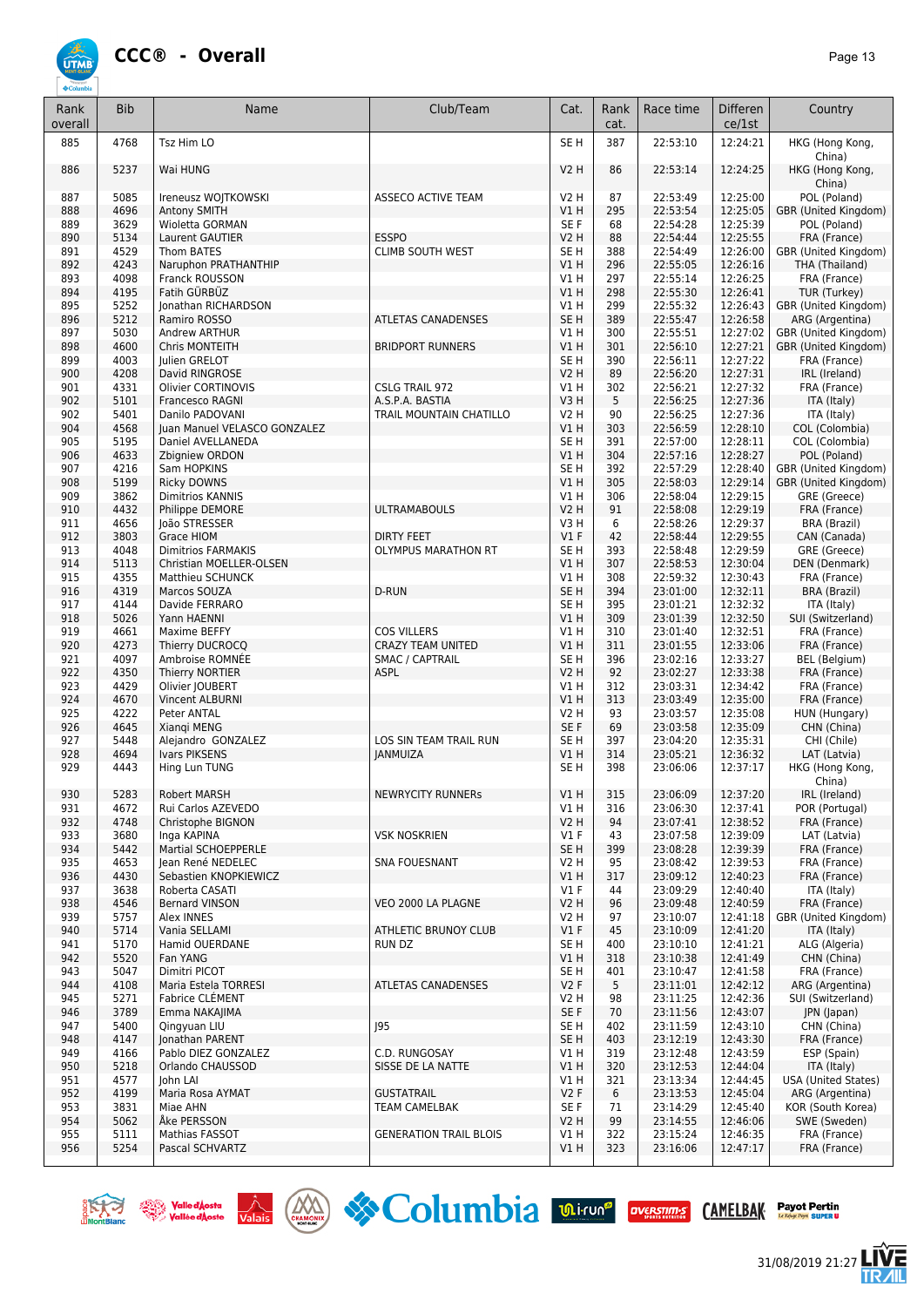# CCC® - Overall

| Rank overall | Bib | Name | Club/Team | Cat. | Rank cat. | Race time | Differen ce/1st | Country |
|---|---|---|---|---|---|---|---|---|
| 885 | 4768 | Tsz Him LO | | SE H | 387 | 22:53:10 | 12:24:21 | HKG (Hong Kong, China) |
| 886 | 5237 | Wai HUNG | | V2 H | 86 | 22:53:14 | 12:24:25 | HKG (Hong Kong, China) |
| 887 | 5085 | Ireneusz WOJTKOWSKI | ASSECO ACTIVE TEAM | V2 H | 87 | 22:53:49 | 12:25:00 | POL (Poland) |
| 888 | 4696 | Antony SMITH | | V1 H | 295 | 22:53:54 | 12:25:05 | GBR (United Kingdom) |
| 889 | 3629 | Wioletta GORMAN | | SE F | 68 | 22:54:28 | 12:25:39 | POL (Poland) |
| 890 | 5134 | Laurent GAUTIER | ESSPO | V2 H | 88 | 22:54:44 | 12:25:55 | FRA (France) |
| 891 | 4529 | Thom BATES | CLIMB SOUTH WEST | SE H | 388 | 22:54:49 | 12:26:00 | GBR (United Kingdom) |
| 892 | 4243 | Naruphon PRATHANTHIP | | V1 H | 296 | 22:55:05 | 12:26:16 | THA (Thailand) |
| 893 | 4098 | Franck ROUSSON | | V1 H | 297 | 22:55:14 | 12:26:25 | FRA (France) |
| 894 | 4195 | Fatih GÜRBÜZ | | V1 H | 298 | 22:55:30 | 12:26:41 | TUR (Turkey) |
| 895 | 5252 | Jonathan RICHARDSON | | V1 H | 299 | 22:55:32 | 12:26:43 | GBR (United Kingdom) |
| 896 | 5212 | Ramiro ROSSO | ATLETAS CANADENSES | SE H | 389 | 22:55:47 | 12:26:58 | ARG (Argentina) |
| 897 | 5030 | Andrew ARTHUR | | V1 H | 300 | 22:55:51 | 12:27:02 | GBR (United Kingdom) |
| 898 | 4600 | Chris MONTEITH | BRIDPORT RUNNERS | V1 H | 301 | 22:56:10 | 12:27:21 | GBR (United Kingdom) |
| 899 | 4003 | Julien GRELOT | | SE H | 390 | 22:56:11 | 12:27:22 | FRA (France) |
| 900 | 4208 | David RINGROSE | | V2 H | 89 | 22:56:20 | 12:27:31 | IRL (Ireland) |
| 901 | 4331 | Olivier CORTINOVIS | CSLG TRAIL 972 | V1 H | 302 | 22:56:21 | 12:27:32 | FRA (France) |
| 902 | 5101 | Francesco RAGNI | A.S.P.A. BASTIA | V3 H | 5 | 22:56:25 | 12:27:36 | ITA (Italy) |
| 902 | 5401 | Danilo PADOVANI | TRAIL MOUNTAIN CHATILLO | V2 H | 90 | 22:56:25 | 12:27:36 | ITA (Italy) |
| 904 | 4568 | Juan Manuel VELASCO GONZALEZ | | V1 H | 303 | 22:56:59 | 12:28:10 | COL (Colombia) |
| 905 | 5195 | Daniel AVELLANEDA | | SE H | 391 | 22:57:00 | 12:28:11 | COL (Colombia) |
| 906 | 4633 | Zbigniew ORDON | | V1 H | 304 | 22:57:16 | 12:28:27 | POL (Poland) |
| 907 | 4216 | Sam HOPKINS | | SE H | 392 | 22:57:29 | 12:28:40 | GBR (United Kingdom) |
| 908 | 5199 | Ricky DOWNS | | V1 H | 305 | 22:58:03 | 12:29:14 | GBR (United Kingdom) |
| 909 | 3862 | Dimitrios KANNIS | | V1 H | 306 | 22:58:04 | 12:29:15 | GRE (Greece) |
| 910 | 4432 | Philippe DEMORE | ULTRAMABOULS | V2 H | 91 | 22:58:08 | 12:29:19 | FRA (France) |
| 911 | 4656 | João STRESSER | | V3 H | 6 | 22:58:26 | 12:29:37 | BRA (Brazil) |
| 912 | 3803 | Grace HIOM | DIRTY FEET | V1 F | 42 | 22:58:44 | 12:29:55 | CAN (Canada) |
| 913 | 4048 | Dimitrios FARMAKIS | OLYMPUS MARATHON RT | SE H | 393 | 22:58:48 | 12:29:59 | GRE (Greece) |
| 914 | 5113 | Christian MOELLER-OLSEN | | V1 H | 307 | 22:58:53 | 12:30:04 | DEN (Denmark) |
| 915 | 4355 | Matthieu SCHUNCK | | V1 H | 308 | 22:59:32 | 12:30:43 | FRA (France) |
| 916 | 4319 | Marcos SOUZA | D-RUN | SE H | 394 | 23:01:00 | 12:32:11 | BRA (Brazil) |
| 917 | 4144 | Davide FERRARO | | SE H | 395 | 23:01:21 | 12:32:32 | ITA (Italy) |
| 918 | 5026 | Yann HAENNI | | V1 H | 309 | 23:01:39 | 12:32:50 | SUI (Switzerland) |
| 919 | 4661 | Maxime BEFFY | COS VILLERS | V1 H | 310 | 23:01:40 | 12:32:51 | FRA (France) |
| 920 | 4273 | Thierry DUCROCQ | CRAZY TEAM UNITED | V1 H | 311 | 23:01:55 | 12:33:06 | FRA (France) |
| 921 | 4097 | Ambroise ROMNÉE | SMAC / CAPTRAIL | SE H | 396 | 23:02:16 | 12:33:27 | BEL (Belgium) |
| 922 | 4350 | Thierry NORTIER | ASPL | V2 H | 92 | 23:02:27 | 12:33:38 | FRA (France) |
| 923 | 4429 | Olivier JOUBERT | | V1 H | 312 | 23:03:31 | 12:34:42 | FRA (France) |
| 924 | 4670 | Vincent ALBURNI | | V1 H | 313 | 23:03:49 | 12:35:00 | FRA (France) |
| 925 | 4222 | Peter ANTAL | | V2 H | 93 | 23:03:57 | 12:35:08 | HUN (Hungary) |
| 926 | 4645 | Xianqi MENG | | SE F | 69 | 23:03:58 | 12:35:09 | CHN (China) |
| 927 | 5448 | Alejandro GONZALEZ | LOS SIN TEAM TRAIL RUN | SE H | 397 | 23:04:20 | 12:35:31 | CHI (Chile) |
| 928 | 4694 | Ivars PIKSENS | JANMUIZA | V1 H | 314 | 23:05:21 | 12:36:32 | LAT (Latvia) |
| 929 | 4443 | Hing Lun TUNG | | SE H | 398 | 23:06:06 | 12:37:17 | HKG (Hong Kong, China) |
| 930 | 5283 | Robert MARSH | NEWRYCITY RUNNERs | V1 H | 315 | 23:06:09 | 12:37:20 | IRL (Ireland) |
| 931 | 4672 | Rui Carlos AZEVEDO | | V1 H | 316 | 23:06:30 | 12:37:41 | POR (Portugal) |
| 932 | 4748 | Christophe BIGNON | | V2 H | 94 | 23:07:41 | 12:38:52 | FRA (France) |
| 933 | 3680 | Inga KAPINA | VSK NOSKRIEN | V1 F | 43 | 23:07:58 | 12:39:09 | LAT (Latvia) |
| 934 | 5442 | Martial SCHOEPPERLE | | SE H | 399 | 23:08:28 | 12:39:39 | FRA (France) |
| 935 | 4653 | Jean René NEDELEC | SNA FOUESNANT | V2 H | 95 | 23:08:42 | 12:39:53 | FRA (France) |
| 936 | 4430 | Sebastien KNOPKIEWICZ | | V1 H | 317 | 23:09:12 | 12:40:23 | FRA (France) |
| 937 | 3638 | Roberta CASATI | | V1 F | 44 | 23:09:29 | 12:40:40 | ITA (Italy) |
| 938 | 4546 | Bernard VINSON | VEO 2000 LA PLAGNE | V2 H | 96 | 23:09:48 | 12:40:59 | FRA (France) |
| 939 | 5757 | Alex INNES | | V2 H | 97 | 23:10:07 | 12:41:18 | GBR (United Kingdom) |
| 940 | 5714 | Vania SELLAMI | ATHLETIC BRUNOY CLUB | V1 F | 45 | 23:10:09 | 12:41:20 | ITA (Italy) |
| 941 | 5170 | Hamid OUERDANE | RUN DZ | SE H | 400 | 23:10:10 | 12:41:21 | ALG (Algeria) |
| 942 | 5520 | Fan YANG | | V1 H | 318 | 23:10:38 | 12:41:49 | CHN (China) |
| 943 | 5047 | Dimitri PICOT | | SE H | 401 | 23:10:47 | 12:41:58 | FRA (France) |
| 944 | 4108 | Maria Estela TORRESI | ATLETAS CANADENSES | V2 F | 5 | 23:11:01 | 12:42:12 | ARG (Argentina) |
| 945 | 5271 | Fabrice CLÉMENT | | V2 H | 98 | 23:11:25 | 12:42:36 | SUI (Switzerland) |
| 946 | 3789 | Emma NAKAJIMA | | SE F | 70 | 23:11:56 | 12:43:07 | JPN (Japan) |
| 947 | 5400 | Qingyuan LIU | J95 | SE H | 402 | 23:11:59 | 12:43:10 | CHN (China) |
| 948 | 4147 | Jonathan PARENT | | SE H | 403 | 23:12:19 | 12:43:30 | FRA (France) |
| 949 | 4166 | Pablo DIEZ GONZALEZ | C.D. RUNGOSAY | V1 H | 319 | 23:12:48 | 12:43:59 | ESP (Spain) |
| 950 | 5218 | Orlando CHAUSSOD | SISSE DE LA NATTE | V1 H | 320 | 23:12:53 | 12:44:04 | ITA (Italy) |
| 951 | 4577 | John LAI | | V1 H | 321 | 23:13:34 | 12:44:45 | USA (United States) |
| 952 | 4199 | Maria Rosa AYMAT | GUSTATRAIL | V2 F | 6 | 23:13:53 | 12:45:04 | ARG (Argentina) |
| 953 | 3831 | Miae AHN | TEAM CAMELBAK | SE F | 71 | 23:14:29 | 12:45:40 | KOR (South Korea) |
| 954 | 5062 | Åke PERSSON | | V2 H | 99 | 23:14:55 | 12:46:06 | SWE (Sweden) |
| 955 | 5111 | Mathias FASSOT | GENERATION TRAIL BLOIS | V1 H | 322 | 23:15:24 | 12:46:35 | FRA (France) |
| 956 | 5254 | Pascal SCHVARTZ | | V1 H | 323 | 23:16:06 | 12:47:17 | FRA (France) |

31/08/2019 21:27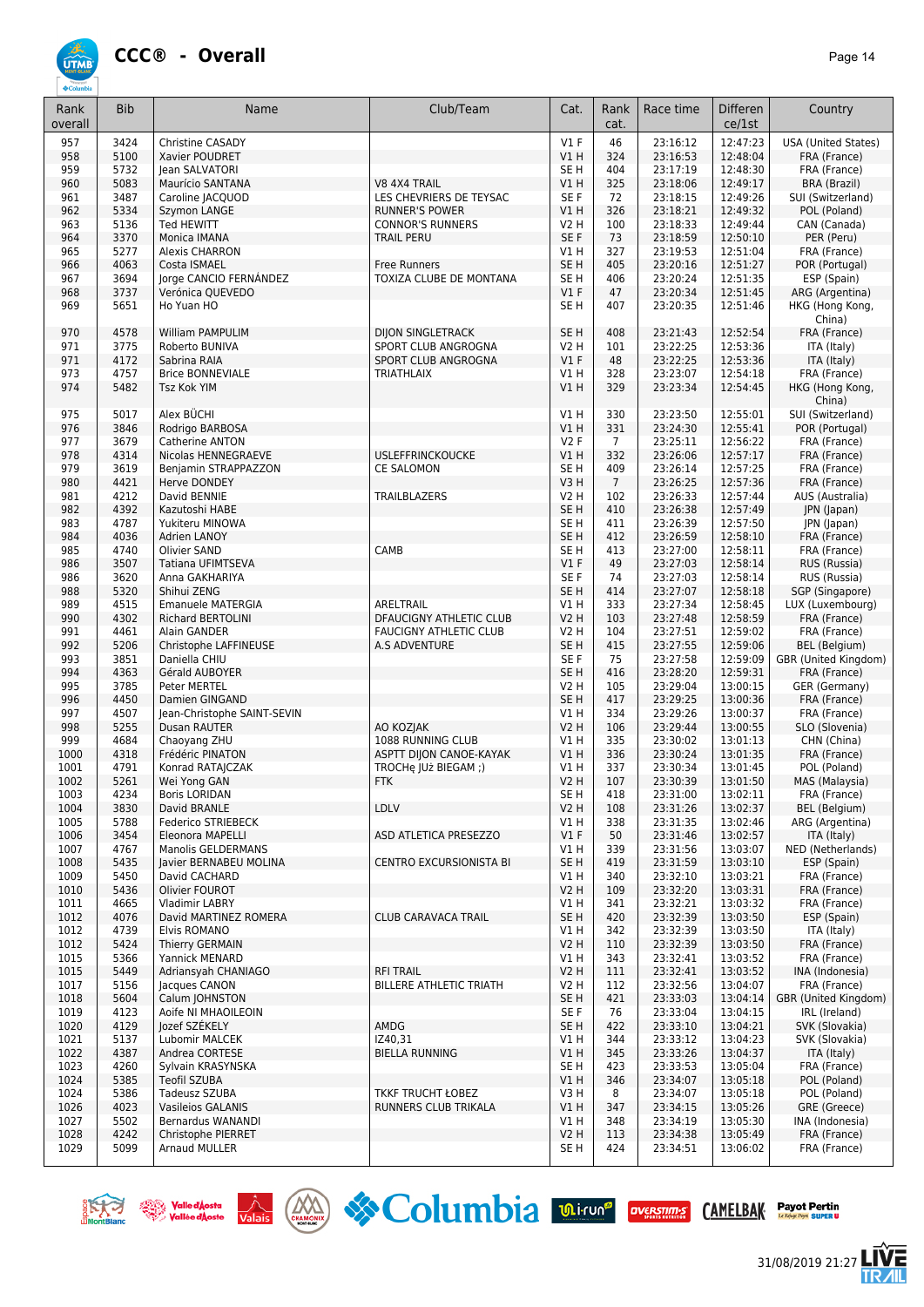# CCC® - Overall

| Rank overall | Bib | Name | Club/Team | Cat. | Rank cat. | Race time | Difference/1st | Country |
|---|---|---|---|---|---|---|---|---|
| 957 | 3424 | Christine CASADY | | V1 F | 46 | 23:16:12 | 12:47:23 | USA (United States) |
| 958 | 5100 | Xavier POUDRET | | V1 H | 324 | 23:16:53 | 12:48:04 | FRA (France) |
| 959 | 5732 | Jean SALVATORI | | SE H | 404 | 23:17:19 | 12:48:30 | FRA (France) |
| 960 | 5083 | Maurício SANTANA | V8 4X4 TRAIL | V1 H | 325 | 23:18:06 | 12:49:17 | BRA (Brazil) |
| 961 | 3487 | Caroline JACQUOD | LES CHEVRIERS DE TEYSAC | SE F | 72 | 23:18:15 | 12:49:26 | SUI (Switzerland) |
| 962 | 5334 | Szymon LANGE | RUNNER'S POWER | V1 H | 326 | 23:18:21 | 12:49:32 | POL (Poland) |
| 963 | 5136 | Ted HEWITT | CONNOR'S RUNNERS | V2 H | 100 | 23:18:33 | 12:49:44 | CAN (Canada) |
| 964 | 3370 | Monica IMANA | TRAIL PERU | SE F | 73 | 23:18:59 | 12:50:10 | PER (Peru) |
| 965 | 5277 | Alexis CHARRON | | V1 H | 327 | 23:19:53 | 12:51:04 | FRA (France) |
| 966 | 4063 | Costa ISMAEL | Free Runners | SE H | 405 | 23:20:16 | 12:51:27 | POR (Portugal) |
| 967 | 3694 | Jorge CANCIO FERNÁNDEZ | TOXIZA CLUBE DE MONTANA | SE H | 406 | 23:20:24 | 12:51:35 | ESP (Spain) |
| 968 | 3737 | Verónica QUEVEDO | | V1 F | 47 | 23:20:34 | 12:51:45 | ARG (Argentina) |
| 969 | 5651 | Ho Yuan HO | | SE H | 407 | 23:20:35 | 12:51:46 | HKG (Hong Kong, China) |
| 970 | 4578 | William PAMPULIM | DIJON SINGLETRACK | SE H | 408 | 23:21:43 | 12:52:54 | FRA (France) |
| 971 | 3775 | Roberto BUNIVA | SPORT CLUB ANGROGNA | V2 H | 101 | 23:22:25 | 12:53:36 | ITA (Italy) |
| 971 | 4172 | Sabrina RAIA | SPORT CLUB ANGROGNA | V1 F | 48 | 23:22:25 | 12:53:36 | ITA (Italy) |
| 973 | 4757 | Brice BONNEVIALE | TRIATHLAIX | V1 H | 328 | 23:23:07 | 12:54:18 | FRA (France) |
| 974 | 5482 | Tsz Kok YIM | | V1 H | 329 | 23:23:34 | 12:54:45 | HKG (Hong Kong, China) |
| 975 | 5017 | Alex BÜCHI | | V1 H | 330 | 23:23:50 | 12:55:01 | SUI (Switzerland) |
| 976 | 3846 | Rodrigo BARBOSA | | V1 H | 331 | 23:24:30 | 12:55:41 | POR (Portugal) |
| 977 | 3679 | Catherine ANTON | | V2 F | 7 | 23:25:11 | 12:56:22 | FRA (France) |
| 978 | 4314 | Nicolas HENNEGRAEVE | USLEFFRINCKOUCKE | V1 H | 332 | 23:26:06 | 12:57:17 | FRA (France) |
| 979 | 3619 | Benjamin STRAPPAZZON | CE SALOMON | SE H | 409 | 23:26:14 | 12:57:25 | FRA (France) |
| 980 | 4421 | Herve DONDEY | | V3 H | 7 | 23:26:25 | 12:57:36 | FRA (France) |
| 981 | 4212 | David BENNIE | TRAILBLAZERS | V2 H | 102 | 23:26:33 | 12:57:44 | AUS (Australia) |
| 982 | 4392 | Kazutoshi HABE | | SE H | 410 | 23:26:38 | 12:57:49 | JPN (Japan) |
| 983 | 4787 | Yukiteru MINOWA | | SE H | 411 | 23:26:39 | 12:57:50 | JPN (Japan) |
| 984 | 4036 | Adrien LANOY | | SE H | 412 | 23:26:59 | 12:58:10 | FRA (France) |
| 985 | 4740 | Olivier SAND | CAMB | SE H | 413 | 23:27:00 | 12:58:11 | FRA (France) |
| 986 | 3507 | Tatiana UFIMTSEVA | | V1 F | 49 | 23:27:03 | 12:58:14 | RUS (Russia) |
| 986 | 3620 | Anna GAKHARIYA | | SE F | 74 | 23:27:03 | 12:58:14 | RUS (Russia) |
| 988 | 5320 | Shihui ZENG | | SE H | 414 | 23:27:07 | 12:58:18 | SGP (Singapore) |
| 989 | 4515 | Emanuele MATERGIA | ARELTRAIL | V1 H | 333 | 23:27:34 | 12:58:45 | LUX (Luxembourg) |
| 990 | 4302 | Richard BERTOLINI | DFAUCIGNY ATHLETIC CLUB | V2 H | 103 | 23:27:48 | 12:58:59 | FRA (France) |
| 991 | 4461 | Alain GANDER | FAUCIGNY ATHLETIC CLUB | V2 H | 104 | 23:27:51 | 12:59:02 | FRA (France) |
| 992 | 5206 | Christophe LAFFINEUSE | A.S ADVENTURE | SE H | 415 | 23:27:55 | 12:59:06 | BEL (Belgium) |
| 993 | 3851 | Daniella CHIU | | SE F | 75 | 23:27:58 | 12:59:09 | GBR (United Kingdom) |
| 994 | 4363 | Gérald AUBOYER | | SE H | 416 | 23:28:20 | 12:59:31 | FRA (France) |
| 995 | 3785 | Peter MERTEL | | V2 H | 105 | 23:29:04 | 13:00:15 | GER (Germany) |
| 996 | 4450 | Damien GINGAND | | SE H | 417 | 23:29:25 | 13:00:36 | FRA (France) |
| 997 | 4507 | Jean-Christophe SAINT-SEVIN | | V1 H | 334 | 23:29:26 | 13:00:37 | FRA (France) |
| 998 | 5255 | Dusan RAUTER | AO KOZJAK | V2 H | 106 | 23:29:44 | 13:00:55 | SLO (Slovenia) |
| 999 | 4684 | Chaoyang ZHU | 1088 RUNNING CLUB | V1 H | 335 | 23:30:02 | 13:01:13 | CHN (China) |
| 1000 | 4318 | Frédéric PINATON | ASPTT DIJON CANOE-KAYAK | V1 H | 336 | 23:30:24 | 13:01:35 | FRA (France) |
| 1001 | 4791 | Konrad RATAJCZAK | TROCHę JUż BIEGAM ;) | V1 H | 337 | 23:30:34 | 13:01:45 | POL (Poland) |
| 1002 | 5261 | Wei Yong GAN | FTK | V2 H | 107 | 23:30:39 | 13:01:50 | MAS (Malaysia) |
| 1003 | 4234 | Boris LORIDAN | | SE H | 418 | 23:31:00 | 13:02:11 | FRA (France) |
| 1004 | 3830 | David BRANLE | LDLV | V2 H | 108 | 23:31:26 | 13:02:37 | BEL (Belgium) |
| 1005 | 5788 | Federico STRIEBECK | | V1 H | 338 | 23:31:35 | 13:02:46 | ARG (Argentina) |
| 1006 | 3454 | Eleonora MAPELLI | ASD ATLETICA PRESEZZO | V1 F | 50 | 23:31:46 | 13:02:57 | ITA (Italy) |
| 1007 | 4767 | Manolis GELDERMANS | | V1 H | 339 | 23:31:56 | 13:03:07 | NED (Netherlands) |
| 1008 | 5435 | Javier BERNABEU MOLINA | CENTRO EXCURSIONISTA BI | SE H | 419 | 23:31:59 | 13:03:10 | ESP (Spain) |
| 1009 | 5450 | David CACHARD | | V1 H | 340 | 23:32:10 | 13:03:21 | FRA (France) |
| 1010 | 5436 | Olivier FOUROT | | V2 H | 109 | 23:32:20 | 13:03:31 | FRA (France) |
| 1011 | 4665 | Vladimir LABRY | | V1 H | 341 | 23:32:21 | 13:03:32 | FRA (France) |
| 1012 | 4076 | David MARTINEZ ROMERA | CLUB CARAVACA TRAIL | SE H | 420 | 23:32:39 | 13:03:50 | ESP (Spain) |
| 1012 | 4739 | Elvis ROMANO | | V1 H | 342 | 23:32:39 | 13:03:50 | ITA (Italy) |
| 1012 | 5424 | Thierry GERMAIN | | V2 H | 110 | 23:32:39 | 13:03:50 | FRA (France) |
| 1015 | 5366 | Yannick MENARD | | V1 H | 343 | 23:32:41 | 13:03:52 | FRA (France) |
| 1015 | 5449 | Adriansyah CHANIAGO | RFI TRAIL | V2 H | 111 | 23:32:41 | 13:03:52 | INA (Indonesia) |
| 1017 | 5156 | Jacques CANON | BILLERE ATHLETIC TRIATH | V2 H | 112 | 23:32:56 | 13:04:07 | FRA (France) |
| 1018 | 5604 | Calum JOHNSTON | | SE H | 421 | 23:33:03 | 13:04:14 | GBR (United Kingdom) |
| 1019 | 4123 | Aoife NI MHAOILEOIN | | SE F | 76 | 23:33:04 | 13:04:15 | IRL (Ireland) |
| 1020 | 4129 | Jozef SZÉKELY | AMDG | SE H | 422 | 23:33:10 | 13:04:21 | SVK (Slovakia) |
| 1021 | 5137 | Lubomir MALCEK | IZ40,31 | V1 H | 344 | 23:33:12 | 13:04:23 | SVK (Slovakia) |
| 1022 | 4387 | Andrea CORTESE | BIELLA RUNNING | V1 H | 345 | 23:33:26 | 13:04:37 | ITA (Italy) |
| 1023 | 4260 | Sylvain KRASYNSKA | | SE H | 423 | 23:33:53 | 13:05:04 | FRA (France) |
| 1024 | 5385 | Teofil SZUBA | | V1 H | 346 | 23:34:07 | 13:05:18 | POL (Poland) |
| 1024 | 5386 | Tadeusz SZUBA | TKKF TRUCHT ŁOBEZ | V3 H | 8 | 23:34:07 | 13:05:18 | POL (Poland) |
| 1026 | 4023 | Vasileios GALANIS | RUNNERS CLUB TRIKALA | V1 H | 347 | 23:34:15 | 13:05:26 | GRE (Greece) |
| 1027 | 5502 | Bernardus WANANDI | | V1 H | 348 | 23:34:19 | 13:05:30 | INA (Indonesia) |
| 1028 | 4242 | Christophe PIERRET | | V2 H | 113 | 23:34:38 | 13:05:49 | FRA (France) |
| 1029 | 5099 | Arnaud MULLER | | SE H | 424 | 23:34:51 | 13:06:02 | FRA (France) |

31/08/2019 21:27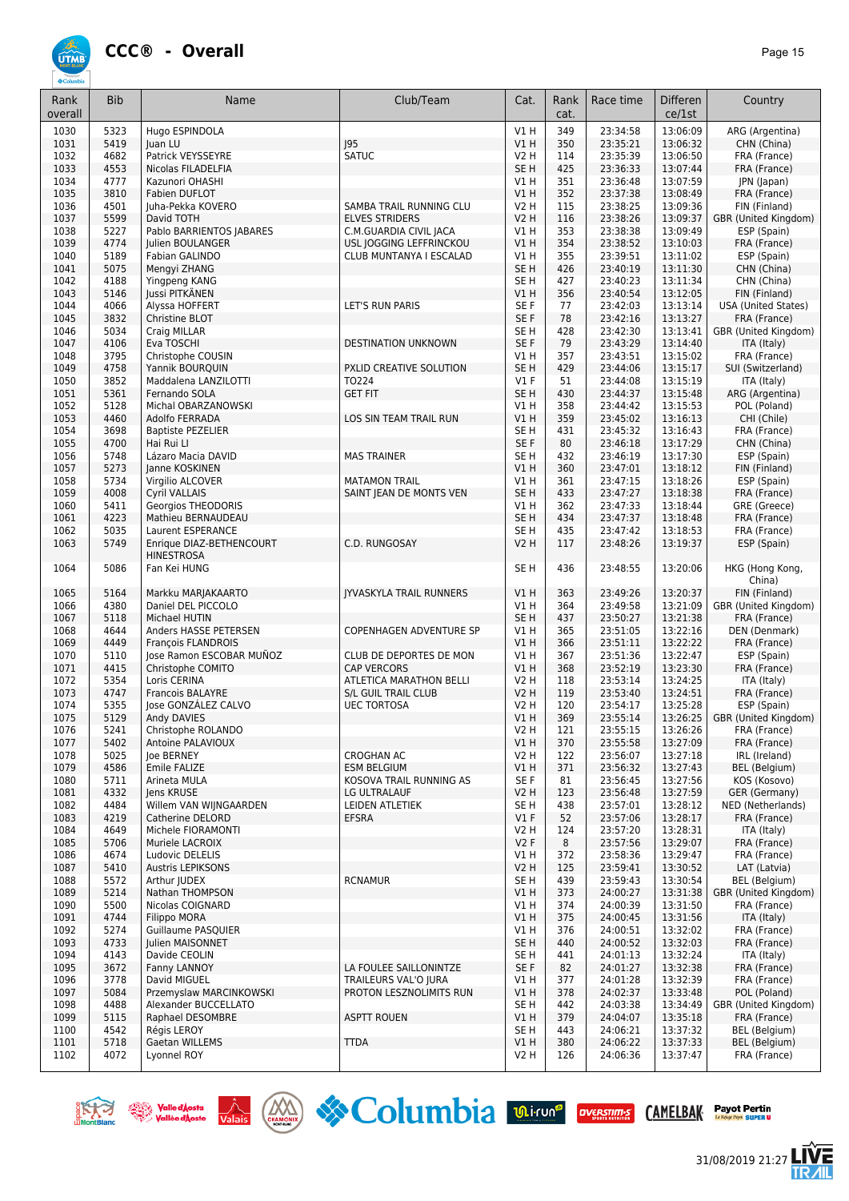# CCC® - Overall

| Rank overall | Bib | Name | Club/Team | Cat. | Rank cat. | Race time | Difference/1st | Country |
|---|---|---|---|---|---|---|---|---|
| 1030 | 5323 | Hugo ESPINDOLA | | V1 H | 349 | 23:34:58 | 13:06:09 | ARG (Argentina) |
| 1031 | 5419 | Juan LU | J95 | V1 H | 350 | 23:35:21 | 13:06:32 | CHN (China) |
| 1032 | 4682 | Patrick VEYSSEYRE | SATUC | V2 H | 114 | 23:35:39 | 13:06:50 | FRA (France) |
| 1033 | 4553 | Nicolas FILADELFIA | | SE H | 425 | 23:36:33 | 13:07:44 | FRA (France) |
| 1034 | 4777 | Kazunori OHASHI | | V1 H | 351 | 23:36:48 | 13:07:59 | JPN (Japan) |
| 1035 | 3810 | Fabien DUFLOT | | V1 H | 352 | 23:37:38 | 13:08:49 | FRA (France) |
| 1036 | 4501 | Juha-Pekka KOVERO | SAMBA TRAIL RUNNING CLU | V2 H | 115 | 23:38:25 | 13:09:36 | FIN (Finland) |
| 1037 | 5599 | David TOTH | ELVES STRIDERS | V2 H | 116 | 23:38:26 | 13:09:37 | GBR (United Kingdom) |
| 1038 | 5227 | Pablo BARRIENTOS JABARES | C.M.GUARDIA CIVIL JACA | V1 H | 353 | 23:38:38 | 13:09:49 | ESP (Spain) |
| 1039 | 4774 | Julien BOULANGER | USL JOGGING LEFFRINCKOU | V1 H | 354 | 23:38:52 | 13:10:03 | FRA (France) |
| 1040 | 5189 | Fabian GALINDO | CLUB MUNTANYA I ESCALAD | V1 H | 355 | 23:39:51 | 13:11:02 | ESP (Spain) |
| 1041 | 5075 | Mengyi ZHANG | | SE H | 426 | 23:40:19 | 13:11:30 | CHN (China) |
| 1042 | 4188 | Yingpeng KANG | | SE H | 427 | 23:40:23 | 13:11:34 | CHN (China) |
| 1043 | 5146 | Jussi PITKÄNEN | | V1 H | 356 | 23:40:54 | 13:12:05 | FIN (Finland) |
| 1044 | 4066 | Alyssa HOFFERT | LET'S RUN PARIS | SE F | 77 | 23:42:03 | 13:13:14 | USA (United States) |
| 1045 | 3832 | Christine BLOT | | SE F | 78 | 23:42:16 | 13:13:27 | FRA (France) |
| 1046 | 5034 | Craig MILLAR | | SE H | 428 | 23:42:30 | 13:13:41 | GBR (United Kingdom) |
| 1047 | 4106 | Eva TOSCHI | DESTINATION UNKNOWN | SE F | 79 | 23:43:29 | 13:14:40 | ITA (Italy) |
| 1048 | 3795 | Christophe COUSIN | | V1 H | 357 | 23:43:51 | 13:15:02 | FRA (France) |
| 1049 | 4758 | Yannik BOURQUIN | PXLID CREATIVE SOLUTION | SE H | 429 | 23:44:06 | 13:15:17 | SUI (Switzerland) |
| 1050 | 3852 | Maddalena LANZILOTTI | TO224 | V1 F | 51 | 23:44:08 | 13:15:19 | ITA (Italy) |
| 1051 | 5361 | Fernando SOLA | GET FIT | SE H | 430 | 23:44:37 | 13:15:48 | ARG (Argentina) |
| 1052 | 5128 | Michal OBARZANOWSKI | | V1 H | 358 | 23:44:42 | 13:15:53 | POL (Poland) |
| 1053 | 4460 | Adolfo FERRADA | LOS SIN TEAM TRAIL RUN | V1 H | 359 | 23:45:02 | 13:16:13 | CHI (Chile) |
| 1054 | 3698 | Baptiste PEZELIER | | SE H | 431 | 23:45:32 | 13:16:43 | FRA (France) |
| 1055 | 4700 | Hai Rui LI | | SE F | 80 | 23:46:18 | 13:17:29 | CHN (China) |
| 1056 | 5748 | Lázaro Macia DAVID | MAS TRAINER | SE H | 432 | 23:46:19 | 13:17:30 | ESP (Spain) |
| 1057 | 5273 | Janne KOSKINEN | | V1 H | 360 | 23:47:01 | 13:18:12 | FIN (Finland) |
| 1058 | 5734 | Virgilio ALCOVER | MATAMON TRAIL | V1 H | 361 | 23:47:15 | 13:18:26 | ESP (Spain) |
| 1059 | 4008 | Cyril VALLAIS | SAINT JEAN DE MONTS VEN | SE H | 433 | 23:47:27 | 13:18:38 | FRA (France) |
| 1060 | 5411 | Georgios THEODORIS | | V1 H | 362 | 23:47:33 | 13:18:44 | GRE (Greece) |
| 1061 | 4223 | Mathieu BERNAUDEAU | | SE H | 434 | 23:47:37 | 13:18:48 | FRA (France) |
| 1062 | 5035 | Laurent ESPERANCE | | SE H | 435 | 23:47:42 | 13:18:53 | FRA (France) |
| 1063 | 5749 | Enrique DIAZ-BETHENCOURT HINESTROSA | C.D. RUNGOSAY | V2 H | 117 | 23:48:26 | 13:19:37 | ESP (Spain) |
| 1064 | 5086 | Fan Kei HUNG | | SE H | 436 | 23:48:55 | 13:20:06 | HKG (Hong Kong, China) |
| 1065 | 5164 | Markku MARJAKAARTO | JYVASKYLA TRAIL RUNNERS | V1 H | 363 | 23:49:26 | 13:20:37 | FIN (Finland) |
| 1066 | 4380 | Daniel DEL PICCOLO | | V1 H | 364 | 23:49:58 | 13:21:09 | GBR (United Kingdom) |
| 1067 | 5118 | Michael HUTIN | | SE H | 437 | 23:50:27 | 13:21:38 | FRA (France) |
| 1068 | 4644 | Anders HASSE PETERSEN | COPENHAGEN ADVENTURE SP | V1 H | 365 | 23:51:05 | 13:22:16 | DEN (Denmark) |
| 1069 | 4449 | François FLANDROIS | | V1 H | 366 | 23:51:11 | 13:22:22 | FRA (France) |
| 1070 | 5110 | Jose Ramon ESCOBAR MUÑOZ | CLUB DE DEPORTES DE MON | V1 H | 367 | 23:51:36 | 13:22:47 | ESP (Spain) |
| 1071 | 4415 | Christophe COMITO | CAP VERCORS | V1 H | 368 | 23:52:19 | 13:23:30 | FRA (France) |
| 1072 | 5354 | Loris CERINA | ATLETICA MARATHON BELLI | V2 H | 118 | 23:53:14 | 13:24:25 | ITA (Italy) |
| 1073 | 4747 | Francois BALAYRE | S/L GUIL TRAIL CLUB | V2 H | 119 | 23:53:40 | 13:24:51 | FRA (France) |
| 1074 | 5355 | Jose GONZÁLEZ CALVO | UEC TORTOSA | V2 H | 120 | 23:54:17 | 13:25:28 | ESP (Spain) |
| 1075 | 5129 | Andy DAVIES | | V1 H | 369 | 23:55:14 | 13:26:25 | GBR (United Kingdom) |
| 1076 | 5241 | Christophe ROLANDO | | V2 H | 121 | 23:55:15 | 13:26:26 | FRA (France) |
| 1077 | 5402 | Antoine PALAVIOUX | | V1 H | 370 | 23:55:58 | 13:27:09 | FRA (France) |
| 1078 | 5025 | Joe BERNEY | CROGHAN AC | V2 H | 122 | 23:56:07 | 13:27:18 | IRL (Ireland) |
| 1079 | 4586 | Emile FALIZE | ESM BELGIUM | V1 H | 371 | 23:56:32 | 13:27:43 | BEL (Belgium) |
| 1080 | 5711 | Arineta MULA | KOSOVA TRAIL RUNNING AS | SE F | 81 | 23:56:45 | 13:27:56 | KOS (Kosovo) |
| 1081 | 4332 | Jens KRUSE | LG ULTRALAUF | V2 H | 123 | 23:56:48 | 13:27:59 | GER (Germany) |
| 1082 | 4484 | Willem VAN WIJNGAARDEN | LEIDEN ATLETIEK | SE H | 438 | 23:57:01 | 13:28:12 | NED (Netherlands) |
| 1083 | 4219 | Catherine DELORD | EFSRA | V1 F | 52 | 23:57:06 | 13:28:17 | FRA (France) |
| 1084 | 4649 | Michele FIORAMONTI | | V2 H | 124 | 23:57:20 | 13:28:31 | ITA (Italy) |
| 1085 | 5706 | Muriele LACROIX | | V2 F | 8 | 23:57:56 | 13:29:07 | FRA (France) |
| 1086 | 4674 | Ludovic DELELIS | | V1 H | 372 | 23:58:36 | 13:29:47 | FRA (France) |
| 1087 | 5410 | Austris LEPIKSONS | | V2 H | 125 | 23:59:41 | 13:30:52 | LAT (Latvia) |
| 1088 | 5572 | Arthur JUDEX | RCNAMUR | SE H | 439 | 23:59:43 | 13:30:54 | BEL (Belgium) |
| 1089 | 5214 | Nathan THOMPSON | | V1 H | 373 | 24:00:27 | 13:31:38 | GBR (United Kingdom) |
| 1090 | 5500 | Nicolas COIGNARD | | V1 H | 374 | 24:00:39 | 13:31:50 | FRA (France) |
| 1091 | 4744 | Filippo MORA | | V1 H | 375 | 24:00:45 | 13:31:56 | ITA (Italy) |
| 1092 | 5274 | Guillaume PASQUIER | | V1 H | 376 | 24:00:51 | 13:32:02 | FRA (France) |
| 1093 | 4733 | Julien MAISONNET | | SE H | 440 | 24:00:52 | 13:32:03 | FRA (France) |
| 1094 | 4143 | Davide CEOLIN | | SE H | 441 | 24:01:13 | 13:32:24 | ITA (Italy) |
| 1095 | 3672 | Fanny LANNOY | LA FOULEE SAILLONINTZE | SE F | 82 | 24:01:27 | 13:32:38 | FRA (France) |
| 1096 | 3778 | David MIGUEL | TRAILEURS VAL'O JURA | V1 H | 377 | 24:01:28 | 13:32:39 | FRA (France) |
| 1097 | 5084 | Przemyslaw MARCINKOWSKI | PROTON LESZNOLIMITS RUN | V1 H | 378 | 24:02:37 | 13:33:48 | POL (Poland) |
| 1098 | 4488 | Alexander BUCCELLATO | | SE H | 442 | 24:03:38 | 13:34:49 | GBR (United Kingdom) |
| 1099 | 5115 | Raphael DESOMBRE | ASPTT ROUEN | V1 H | 379 | 24:04:07 | 13:35:18 | FRA (France) |
| 1100 | 4542 | Régis LEROY | | SE H | 443 | 24:06:21 | 13:37:32 | BEL (Belgium) |
| 1101 | 5718 | Gaetan WILLEMS | TTDA | V1 H | 380 | 24:06:22 | 13:37:33 | BEL (Belgium) |
| 1102 | 4072 | Lyonnel ROY | | V2 H | 126 | 24:06:36 | 13:37:47 | FRA (France) |

31/08/2019 21:27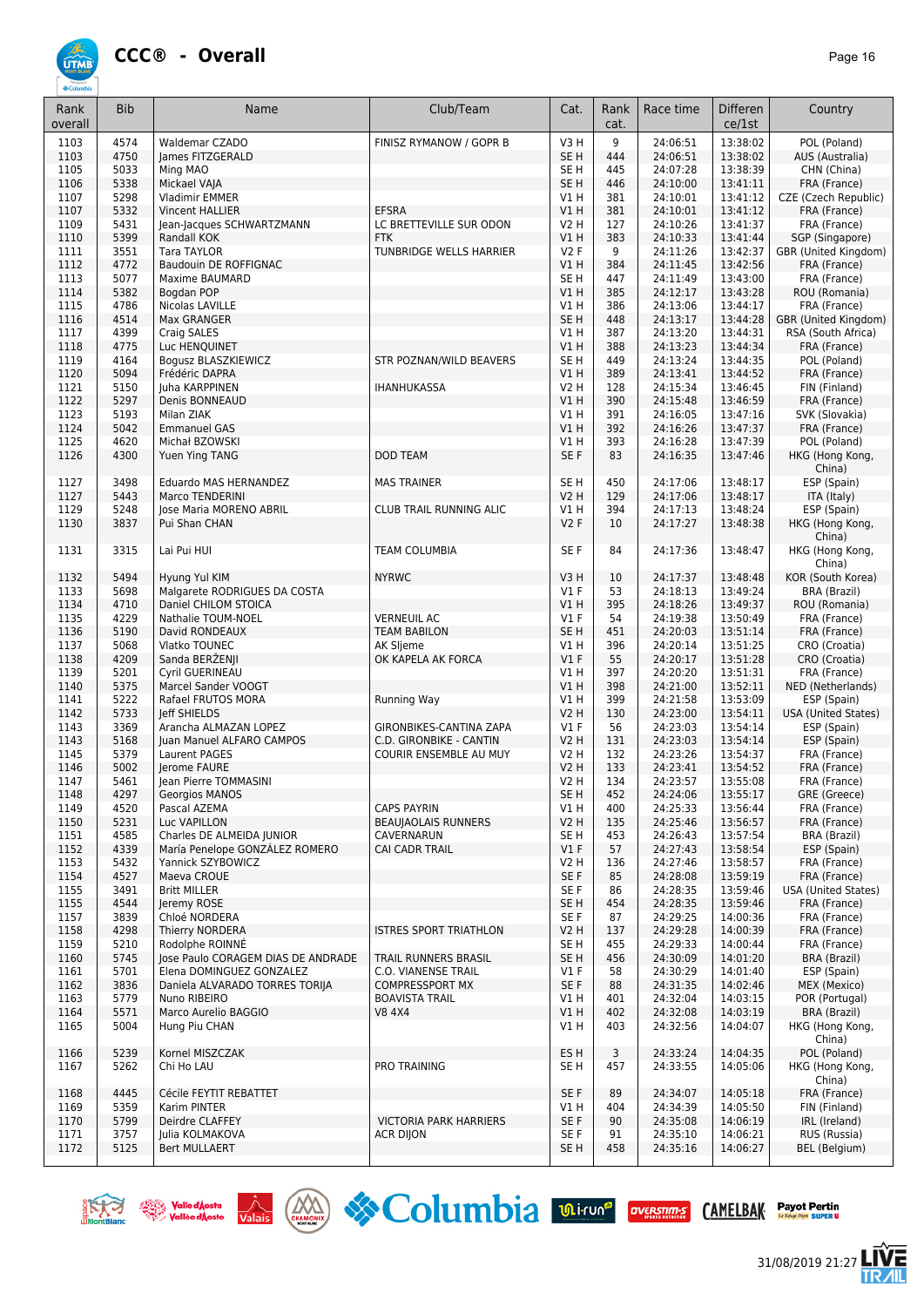# CCC® - Overall

| Rank overall | Bib | Name | Club/Team | Cat. | Rank cat. | Race time | Differen ce/1st | Country |
|---|---|---|---|---|---|---|---|---|
| 1103 | 4574 | Waldemar CZADO | FINISZ RYMANOW / GOPR B | V3 H | 9 | 24:06:51 | 13:38:02 | POL (Poland) |
| 1103 | 4750 | James FITZGERALD | | SE H | 444 | 24:06:51 | 13:38:02 | AUS (Australia) |
| 1105 | 5033 | Ming MAO | | SE H | 445 | 24:07:28 | 13:38:39 | CHN (China) |
| 1106 | 5338 | Mickael VAJA | | SE H | 446 | 24:10:00 | 13:41:11 | FRA (France) |
| 1107 | 5298 | Vladimir EMMER | | V1 H | 381 | 24:10:01 | 13:41:12 | CZE (Czech Republic) |
| 1107 | 5332 | Vincent HALLIER | EFSRA | V1 H | 381 | 24:10:01 | 13:41:12 | FRA (France) |
| 1109 | 5431 | Jean-Jacques SCHWARTZMANN | LC BRETTEVILLE SUR ODON | V2 H | 127 | 24:10:26 | 13:41:37 | FRA (France) |
| 1110 | 5399 | Randall KOK | FTK | V1 H | 383 | 24:10:33 | 13:41:44 | SGP (Singapore) |
| 1111 | 3551 | Tara TAYLOR | TUNBRIDGE WELLS HARRIER | V2 F | 9 | 24:11:26 | 13:42:37 | GBR (United Kingdom) |
| 1112 | 4772 | Baudouin DE ROFFIGNAC | | V1 H | 384 | 24:11:45 | 13:42:56 | FRA (France) |
| 1113 | 5077 | Maxime BAUMARD | | SE H | 447 | 24:11:49 | 13:43:00 | FRA (France) |
| 1114 | 5382 | Bogdan POP | | V1 H | 385 | 24:12:17 | 13:43:28 | ROU (Romania) |
| 1115 | 4786 | Nicolas LAVILLE | | V1 H | 386 | 24:13:06 | 13:44:17 | FRA (France) |
| 1116 | 4514 | Max GRANGER | | SE H | 448 | 24:13:17 | 13:44:28 | GBR (United Kingdom) |
| 1117 | 4399 | Craig SALES | | V1 H | 387 | 24:13:20 | 13:44:31 | RSA (South Africa) |
| 1118 | 4775 | Luc HENQUINET | | V1 H | 388 | 24:13:23 | 13:44:34 | FRA (France) |
| 1119 | 4164 | Bogusz BLASZKIEWICZ | STR POZNAN/WILD BEAVERS | SE H | 449 | 24:13:24 | 13:44:35 | POL (Poland) |
| 1120 | 5094 | Frédéric DAPRA | | V1 H | 389 | 24:13:41 | 13:44:52 | FRA (France) |
| 1121 | 5150 | Juha KARPPINEN | IHANHUKASSA | V2 H | 128 | 24:15:34 | 13:46:45 | FIN (Finland) |
| 1122 | 5297 | Denis BONNEAUD | | V1 H | 390 | 24:15:48 | 13:46:59 | FRA (France) |
| 1123 | 5193 | Milan ZIAK | | V1 H | 391 | 24:16:05 | 13:47:16 | SVK (Slovakia) |
| 1124 | 5042 | Emmanuel GAS | | V1 H | 392 | 24:16:26 | 13:47:37 | FRA (France) |
| 1125 | 4620 | Michał BZOWSKI | | V1 H | 393 | 24:16:28 | 13:47:39 | POL (Poland) |
| 1126 | 4300 | Yuen Ying TANG | DOD TEAM | SE F | 83 | 24:16:35 | 13:47:46 | HKG (Hong Kong, China) |
| 1127 | 3498 | Eduardo MAS HERNANDEZ | MAS TRAINER | SE H | 450 | 24:17:06 | 13:48:17 | ESP (Spain) |
| 1127 | 5443 | Marco TENDERINI | | V2 H | 129 | 24:17:06 | 13:48:17 | ITA (Italy) |
| 1129 | 5248 | Jose Maria MORENO ABRIL | CLUB TRAIL RUNNING ALIC | V1 H | 394 | 24:17:13 | 13:48:24 | ESP (Spain) |
| 1130 | 3837 | Pui Shan CHAN | | V2 F | 10 | 24:17:27 | 13:48:38 | HKG (Hong Kong, China) |
| 1131 | 3315 | Lai Pui HUI | TEAM COLUMBIA | SE F | 84 | 24:17:36 | 13:48:47 | HKG (Hong Kong, China) |
| 1132 | 5494 | Hyung Yul KIM | NYRWC | V3 H | 10 | 24:17:37 | 13:48:48 | KOR (South Korea) |
| 1133 | 5698 | Malgarete RODRIGUES DA COSTA | | V1 F | 53 | 24:18:13 | 13:49:24 | BRA (Brazil) |
| 1134 | 4710 | Daniel CHILOM STOICA | | V1 H | 395 | 24:18:26 | 13:49:37 | ROU (Romania) |
| 1135 | 4229 | Nathalie TOUM-NOEL | VERNEUIL AC | V1 F | 54 | 24:19:38 | 13:50:49 | FRA (France) |
| 1136 | 5190 | David RONDEAUX | TEAM BABILON | SE H | 451 | 24:20:03 | 13:51:14 | FRA (France) |
| 1137 | 5068 | Vlatko TOUNEC | AK Sljeme | V1 H | 396 | 24:20:14 | 13:51:25 | CRO (Croatia) |
| 1138 | 4209 | Sanda BERŽENJI | OK KAPELA AK FORCA | V1 F | 55 | 24:20:17 | 13:51:28 | CRO (Croatia) |
| 1139 | 5201 | Cyril GUERINEAU | | V1 H | 397 | 24:20:20 | 13:51:31 | FRA (France) |
| 1140 | 5375 | Marcel Sander VOOGT | | V1 H | 398 | 24:21:00 | 13:52:11 | NED (Netherlands) |
| 1141 | 5222 | Rafael FRUTOS MORA | Running Way | V1 H | 399 | 24:21:58 | 13:53:09 | ESP (Spain) |
| 1142 | 5733 | Jeff SHIELDS | | V2 H | 130 | 24:23:00 | 13:54:11 | USA (United States) |
| 1143 | 3369 | Arancha ALMAZAN LOPEZ | GIRONBIKES-CANTINA ZAPA | V1 F | 56 | 24:23:03 | 13:54:14 | ESP (Spain) |
| 1143 | 5168 | Juan Manuel ALFARO CAMPOS | C.D. GIRONBIKE - CANTIN | V2 H | 131 | 24:23:03 | 13:54:14 | ESP (Spain) |
| 1145 | 5379 | Laurent PAGES | COURIR ENSEMBLE AU MUY | V2 H | 132 | 24:23:26 | 13:54:37 | FRA (France) |
| 1146 | 5002 | Jerome FAURE | | V2 H | 133 | 24:23:41 | 13:54:52 | FRA (France) |
| 1147 | 5461 | Jean Pierre TOMMASINI | | V2 H | 134 | 24:23:57 | 13:55:08 | FRA (France) |
| 1148 | 4297 | Georgios MANOS | | SE H | 452 | 24:24:06 | 13:55:17 | GRE (Greece) |
| 1149 | 4520 | Pascal AZEMA | CAPS PAYRIN | V1 H | 400 | 24:25:33 | 13:56:44 | FRA (France) |
| 1150 | 5231 | Luc VAPILLON | BEAUJAOLAIS RUNNERS | V2 H | 135 | 24:25:46 | 13:56:57 | FRA (France) |
| 1151 | 4585 | Charles DE ALMEIDA JUNIOR | CAVERNARUN | SE H | 453 | 24:26:43 | 13:57:54 | BRA (Brazil) |
| 1152 | 4339 | María Penelope GONZÁLEZ ROMERO | CAI CADR TRAIL | V1 F | 57 | 24:27:43 | 13:58:54 | ESP (Spain) |
| 1153 | 5432 | Yannick SZYBOWICZ | | V2 H | 136 | 24:27:46 | 13:58:57 | FRA (France) |
| 1154 | 4527 | Maeva CROUE | | SE F | 85 | 24:28:08 | 13:59:19 | FRA (France) |
| 1155 | 3491 | Britt MILLER | | SE F | 86 | 24:28:35 | 13:59:46 | USA (United States) |
| 1155 | 4544 | Jeremy ROSE | | SE H | 454 | 24:28:35 | 13:59:46 | FRA (France) |
| 1157 | 3839 | Chloé NORDERA | | SE F | 87 | 24:29:25 | 14:00:36 | FRA (France) |
| 1158 | 4298 | Thierry NORDERA | ISTRES SPORT TRIATHLON | V2 H | 137 | 24:29:28 | 14:00:39 | FRA (France) |
| 1159 | 5210 | Rodolphe ROINNÉ | | SE H | 455 | 24:29:33 | 14:00:44 | FRA (France) |
| 1160 | 5745 | Jose Paulo CORAGEM DIAS DE ANDRADE | TRAIL RUNNERS BRASIL | SE H | 456 | 24:30:09 | 14:01:20 | BRA (Brazil) |
| 1161 | 5701 | Elena DOMINGUEZ GONZALEZ | C.O. VIANENSE TRAIL | V1 F | 58 | 24:30:29 | 14:01:40 | ESP (Spain) |
| 1162 | 3836 | Daniela ALVARADO TORRES TORIJA | COMPRESSPORT MX | SE F | 88 | 24:31:35 | 14:02:46 | MEX (Mexico) |
| 1163 | 5779 | Nuno RIBEIRO | BOAVISTA TRAIL | V1 H | 401 | 24:32:04 | 14:03:15 | POR (Portugal) |
| 1164 | 5571 | Marco Aurelio BAGGIO | V8 4X4 | V1 H | 402 | 24:32:08 | 14:03:19 | BRA (Brazil) |
| 1165 | 5004 | Hung Piu CHAN | | V1 H | 403 | 24:32:56 | 14:04:07 | HKG (Hong Kong, China) |
| 1166 | 5239 | Kornel MISZCZAK | | ES H | 3 | 24:33:24 | 14:04:35 | POL (Poland) |
| 1167 | 5262 | Chi Ho LAU | PRO TRAINING | SE H | 457 | 24:33:55 | 14:05:06 | HKG (Hong Kong, China) |
| 1168 | 4445 | Cécile FEYTIT REBATTET | | SE F | 89 | 24:34:07 | 14:05:18 | FRA (France) |
| 1169 | 5359 | Karim PINTER | | V1 H | 404 | 24:34:39 | 14:05:50 | FIN (Finland) |
| 1170 | 5799 | Deirdre CLAFFEY | VICTORIA PARK HARRIERS | SE F | 90 | 24:35:08 | 14:06:19 | IRL (Ireland) |
| 1171 | 3757 | Julia KOLMAKOVA | ACR DIJON | SE F | 91 | 24:35:10 | 14:06:21 | RUS (Russia) |
| 1172 | 5125 | Bert MULLAERT | | SE H | 458 | 24:35:16 | 14:06:27 | BEL (Belgium) |

31/08/2019 21:27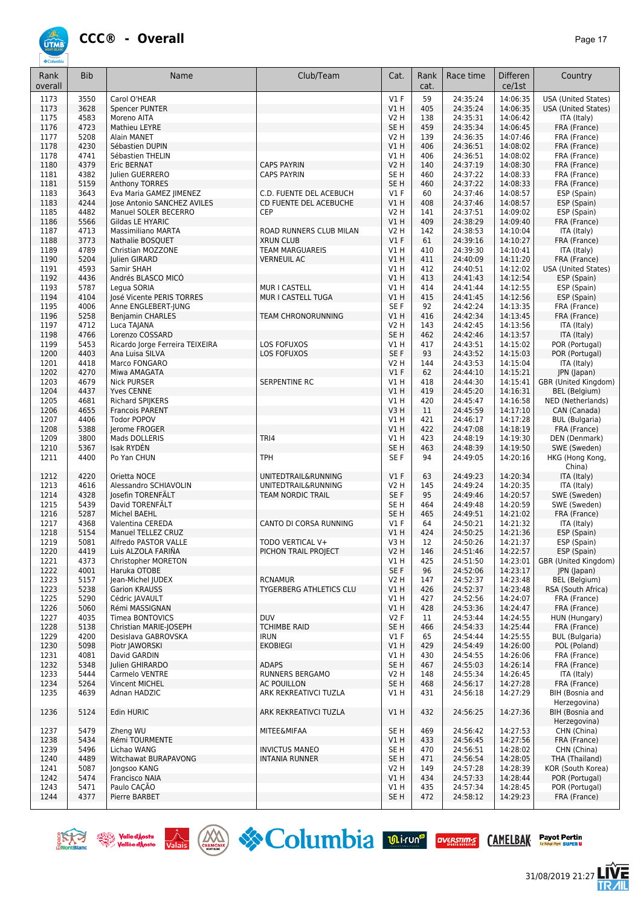# CCC® - Overall

| Rank overall | Bib | Name | Club/Team | Cat. | Rank cat. | Race time | Difference/1st | Country |
|---|---|---|---|---|---|---|---|---|
| 1173 | 3550 | Carol O'HEAR | | V1 F | 59 | 24:35:24 | 14:06:35 | USA (United States) |
| 1173 | 3628 | Spencer PUNTER | | V1 H | 405 | 24:35:24 | 14:06:35 | USA (United States) |
| 1175 | 4583 | Moreno AITA | | V2 H | 138 | 24:35:31 | 14:06:42 | ITA (Italy) |
| 1176 | 4723 | Mathieu LEYRE | | SE H | 459 | 24:35:34 | 14:06:45 | FRA (France) |
| 1177 | 5208 | Alain MANET | | V2 H | 139 | 24:36:35 | 14:07:46 | FRA (France) |
| 1178 | 4230 | Sébastien DUPIN | | V1 H | 406 | 24:36:51 | 14:08:02 | FRA (France) |
| 1178 | 4741 | Sébastien THELIN | | V1 H | 406 | 24:36:51 | 14:08:02 | FRA (France) |
| 1180 | 4379 | Eric BERNAT | CAPS PAYRIN | V2 H | 140 | 24:37:19 | 14:08:30 | FRA (France) |
| 1181 | 4382 | Julien GUERRERO | CAPS PAYRIN | SE H | 460 | 24:37:22 | 14:08:33 | FRA (France) |
| 1181 | 5159 | Anthony TORRES | | SE H | 460 | 24:37:22 | 14:08:33 | FRA (France) |
| 1183 | 3643 | Eva Maria GAMEZ JIMENEZ | C.D. FUENTE DEL ACEBUCH | V1 F | 60 | 24:37:46 | 14:08:57 | ESP (Spain) |
| 1183 | 4244 | Jose Antonio SANCHEZ AVILES | CD FUENTE DEL ACEBUCHE | V1 H | 408 | 24:37:46 | 14:08:57 | ESP (Spain) |
| 1185 | 4482 | Manuel SOLER BECERRO | CEP | V2 H | 141 | 24:37:51 | 14:09:02 | ESP (Spain) |
| 1186 | 5566 | Gildas LE HYARIC | | V1 H | 409 | 24:38:29 | 14:09:40 | FRA (France) |
| 1187 | 4713 | Massimiliano MARTA | ROAD RUNNERS CLUB MILAN | V2 H | 142 | 24:38:53 | 14:10:04 | ITA (Italy) |
| 1188 | 3773 | Nathalie BOSQUET | XRUN CLUB | V1 F | 61 | 24:39:16 | 14:10:27 | FRA (France) |
| 1189 | 4789 | Christian MOZZONE | TEAM MARGUAREIS | V1 H | 410 | 24:39:30 | 14:10:41 | ITA (Italy) |
| 1190 | 5204 | Julien GIRARD | VERNEUIL AC | V1 H | 411 | 24:40:09 | 14:11:20 | FRA (France) |
| 1191 | 4593 | Samir SHAH | | V1 H | 412 | 24:40:51 | 14:12:02 | USA (United States) |
| 1192 | 4436 | Andrés BLASCO MICÓ | | V1 H | 413 | 24:41:43 | 14:12:54 | ESP (Spain) |
| 1193 | 5787 | Legua SORIA | MUR I CASTELL | V1 H | 414 | 24:41:44 | 14:12:55 | ESP (Spain) |
| 1194 | 4104 | José Vicente PERIS TORRES | MUR I CASTELL TUGA | V1 H | 415 | 24:41:45 | 14:12:56 | ESP (Spain) |
| 1195 | 4006 | Anne ENGLEBERT-JUNG | | SE F | 92 | 24:42:24 | 14:13:35 | FRA (France) |
| 1196 | 5258 | Benjamin CHARLES | TEAM CHRONORUNNING | V1 H | 416 | 24:42:34 | 14:13:45 | FRA (France) |
| 1197 | 4712 | Luca TAJANA | | V2 H | 143 | 24:42:45 | 14:13:56 | ITA (Italy) |
| 1198 | 4766 | Lorenzo COSSARD | | SE H | 462 | 24:42:46 | 14:13:57 | ITA (Italy) |
| 1199 | 5453 | Ricardo Jorge Ferreira TEIXEIRA | LOS FOFUXOS | V1 H | 417 | 24:43:51 | 14:15:02 | POR (Portugal) |
| 1200 | 4403 | Ana Luisa SILVA | LOS FOFUXOS | SE F | 93 | 24:43:52 | 14:15:03 | POR (Portugal) |
| 1201 | 4418 | Marco FONGARO | | V2 H | 144 | 24:43:53 | 14:15:04 | ITA (Italy) |
| 1202 | 4270 | Miwa AMAGATA | | V1 F | 62 | 24:44:10 | 14:15:21 | JPN (Japan) |
| 1203 | 4679 | Nick PURSER | SERPENTINE RC | V1 H | 418 | 24:44:30 | 14:15:41 | GBR (United Kingdom) |
| 1204 | 4437 | Yves CENNE | | V1 H | 419 | 24:45:20 | 14:16:31 | BEL (Belgium) |
| 1205 | 4681 | Richard SPIJKERS | | V1 H | 420 | 24:45:47 | 14:16:58 | NED (Netherlands) |
| 1206 | 4655 | Francois PARENT | | V3 H | 11 | 24:45:59 | 14:17:10 | CAN (Canada) |
| 1207 | 4406 | Todor POPOV | | V1 H | 421 | 24:46:17 | 14:17:28 | BUL (Bulgaria) |
| 1208 | 5388 | Jerome FROGER | | V1 H | 422 | 24:47:08 | 14:18:19 | FRA (France) |
| 1209 | 3800 | Mads DOLLERIS | TRI4 | V1 H | 423 | 24:48:19 | 14:19:30 | DEN (Denmark) |
| 1210 | 5367 | Isak RYDÉN | | SE H | 463 | 24:48:39 | 14:19:50 | SWE (Sweden) |
| 1211 | 4400 | Po Yan CHUN | TPH | SE F | 94 | 24:49:05 | 14:20:16 | HKG (Hong Kong, China) |
| 1212 | 4220 | Orietta NOCE | UNITEDTRAIL&RUNNING | V1 F | 63 | 24:49:23 | 14:20:34 | ITA (Italy) |
| 1213 | 4616 | Alessandro SCHIAVOLIN | UNITEDTRAIL&RUNNING | V2 H | 145 | 24:49:24 | 14:20:35 | ITA (Italy) |
| 1214 | 4328 | Josefin TORENFÄLT | TEAM NORDIC TRAIL | SE F | 95 | 24:49:46 | 14:20:57 | SWE (Sweden) |
| 1215 | 5439 | David TORENFÄLT | | SE H | 464 | 24:49:48 | 14:20:59 | SWE (Sweden) |
| 1216 | 5287 | Michel BAEHL | | SE H | 465 | 24:49:51 | 14:21:02 | FRA (France) |
| 1217 | 4368 | Valentina CEREDA | CANTO DI CORSA RUNNING | V1 F | 64 | 24:50:21 | 14:21:32 | ITA (Italy) |
| 1218 | 5154 | Manuel TELLEZ CRUZ | | V1 H | 424 | 24:50:25 | 14:21:36 | ESP (Spain) |
| 1219 | 5081 | Alfredo PASTOR VALLE | TODO VERTICAL V+ | V3 H | 12 | 24:50:26 | 14:21:37 | ESP (Spain) |
| 1220 | 4419 | Luis ALZOLA FARIÑA | PICHON TRAIL PROJECT | V2 H | 146 | 24:51:46 | 14:22:57 | ESP (Spain) |
| 1221 | 4373 | Christopher MORETON | | V1 H | 425 | 24:51:50 | 14:23:01 | GBR (United Kingdom) |
| 1222 | 4001 | Haruka OTOBE | | SE F | 96 | 24:52:06 | 14:23:17 | JPN (Japan) |
| 1223 | 5157 | Jean-Michel JUDEX | RCNAMUR | V2 H | 147 | 24:52:37 | 14:23:48 | BEL (Belgium) |
| 1223 | 5238 | Garion KRAUSS | TYGERBERG ATHLETICS CLU | V1 H | 426 | 24:52:37 | 14:23:48 | RSA (South Africa) |
| 1225 | 5290 | Cédric JAVAULT | | V1 H | 427 | 24:52:56 | 14:24:07 | FRA (France) |
| 1226 | 5060 | Rémi MASSIGNAN | | V1 H | 428 | 24:53:36 | 14:24:47 | FRA (France) |
| 1227 | 4035 | Timea BONTOVICS | DUV | V2 F | 11 | 24:53:44 | 14:24:55 | HUN (Hungary) |
| 1228 | 5138 | Christian MARIE-JOSEPH | TCHIMBE RAID | SE H | 466 | 24:54:33 | 14:25:44 | FRA (France) |
| 1229 | 4200 | Desislava GABROVSKA | IRUN | V1 F | 65 | 24:54:44 | 14:25:55 | BUL (Bulgaria) |
| 1230 | 5098 | Piotr JAWORSKI | EKOBIEGI | V1 H | 429 | 24:54:49 | 14:26:00 | POL (Poland) |
| 1231 | 4081 | David GARDIN | | V1 H | 430 | 24:54:55 | 14:26:06 | FRA (France) |
| 1232 | 5348 | Julien GHIRARDO | ADAPS | SE H | 467 | 24:55:03 | 14:26:14 | FRA (France) |
| 1233 | 5444 | Carmelo VENTRE | RUNNERS BERGAMO | V2 H | 148 | 24:55:34 | 14:26:45 | ITA (Italy) |
| 1234 | 5264 | Vincent MICHEL | AC POUILLON | SE H | 468 | 24:56:17 | 14:27:28 | FRA (France) |
| 1235 | 4639 | Adnan HADZIC | ARK REKREATIVCI TUZLA | V1 H | 431 | 24:56:18 | 14:27:29 | BIH (Bosnia and Herzegovina) |
| 1236 | 5124 | Edin HURIC | ARK REKREATIVCI TUZLA | V1 H | 432 | 24:56:25 | 14:27:36 | BIH (Bosnia and Herzegovina) |
| 1237 | 5479 | Zheng WU | MITEE&MIFAA | SE H | 469 | 24:56:42 | 14:27:53 | CHN (China) |
| 1238 | 5434 | Rémi TOURMENTE | | V1 H | 433 | 24:56:45 | 14:27:56 | FRA (France) |
| 1239 | 5496 | Lichao WANG | INVICTUS MANEO | SE H | 470 | 24:56:51 | 14:28:02 | CHN (China) |
| 1240 | 4489 | Witchawat BURAPAVONG | INTANIA RUNNER | SE H | 471 | 24:56:54 | 14:28:05 | THA (Thailand) |
| 1241 | 5087 | Jongsoo KANG | | V2 H | 149 | 24:57:28 | 14:28:39 | KOR (South Korea) |
| 1242 | 5474 | Francisco NAIA | | V1 H | 434 | 24:57:33 | 14:28:44 | POR (Portugal) |
| 1243 | 5471 | Paulo CAÇÃO | | V1 H | 435 | 24:57:34 | 14:28:45 | POR (Portugal) |
| 1244 | 4377 | Pierre BARBET | | SE H | 472 | 24:58:12 | 14:29:23 | FRA (France) |

31/08/2019 21:27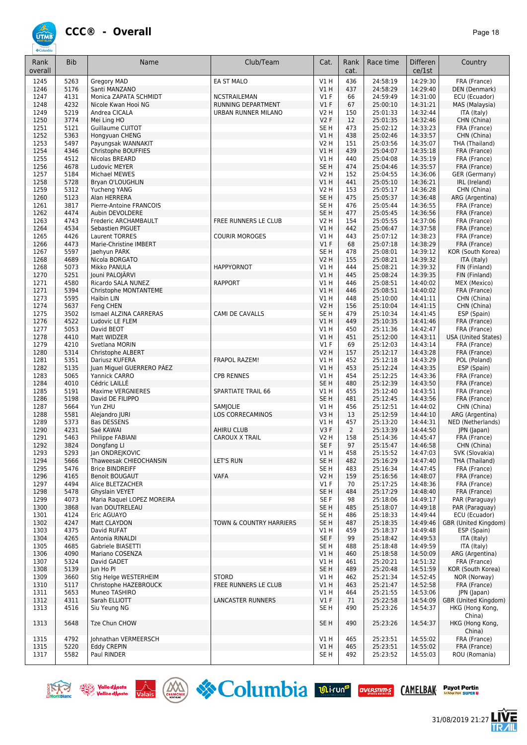# CCC® - Overall

| Rank overall | Bib | Name | Club/Team | Cat. | Rank cat. | Race time | Difference/1st | Country |
|---|---|---|---|---|---|---|---|---|
| 1245 | 5263 | Gregory MAD | EA ST MALO | V1 H | 436 | 24:58:19 | 14:29:30 | FRA (France) |
| 1246 | 5176 | Santi MANZANO | | V1 H | 437 | 24:58:29 | 14:29:40 | DEN (Denmark) |
| 1247 | 4131 | Monica ZAPATA SCHMIDT | NCSTRAILEMAN | V1 F | 66 | 24:59:49 | 14:31:00 | ECU (Ecuador) |
| 1248 | 4232 | Nicole Kwan Hooi NG | RUNNING DEPARTMENT | V1 F | 67 | 25:00:10 | 14:31:21 | MAS (Malaysia) |
| 1249 | 5219 | Andrea CICALA | URBAN RUNNER MILANO | V2 H | 150 | 25:01:33 | 14:32:44 | ITA (Italy) |
| 1250 | 3774 | Mei Ling HO | | V2 F | 12 | 25:01:35 | 14:32:46 | CHN (China) |
| 1251 | 5121 | Guillaume CUITOT | | SE H | 473 | 25:02:12 | 14:33:23 | FRA (France) |
| 1252 | 5363 | Hongyuan CHENG | | V1 H | 438 | 25:02:46 | 14:33:57 | CHN (China) |
| 1253 | 5497 | Payungsak WANNAKIT | | V2 H | 151 | 25:03:56 | 14:35:07 | THA (Thailand) |
| 1254 | 4346 | Christophe BOUFFIES | | V1 H | 439 | 25:04:07 | 14:35:18 | FRA (France) |
| 1255 | 4512 | Nicolas BREARD | | V1 H | 440 | 25:04:08 | 14:35:19 | FRA (France) |
| 1256 | 4678 | Ludovic MEYER | | SE H | 474 | 25:04:46 | 14:35:57 | FRA (France) |
| 1257 | 5184 | Michael MEWES | | V2 H | 152 | 25:04:55 | 14:36:06 | GER (Germany) |
| 1258 | 5728 | Bryan O'LOUGHLIN | | V1 H | 441 | 25:05:10 | 14:36:21 | IRL (Ireland) |
| 1259 | 5312 | Yucheng YANG | | V2 H | 153 | 25:05:17 | 14:36:28 | CHN (China) |
| 1260 | 5123 | Alan HERRERA | | SE H | 475 | 25:05:37 | 14:36:48 | ARG (Argentina) |
| 1261 | 3817 | Pierre-Antoine FRANCOIS | | SE H | 476 | 25:05:44 | 14:36:55 | FRA (France) |
| 1262 | 4474 | Aubin DEVOLDERE | | SE H | 477 | 25:05:45 | 14:36:56 | FRA (France) |
| 1263 | 4743 | Frederic ARCHAMBAULT | FREE RUNNERS LE CLUB | V2 H | 154 | 25:05:55 | 14:37:06 | FRA (France) |
| 1264 | 4534 | Sebastien PIGUET | | V1 H | 442 | 25:06:47 | 14:37:58 | FRA (France) |
| 1265 | 4426 | Laurent TORRES | COURIR MOREOBES | V1 H | 443 | 25:07:12 | 14:38:23 | FRA (France) |
| 1266 | 4473 | Marie-Christine IMBERT | | V1 F | 68 | 25:07:18 | 14:38:29 | FRA (France) |
| 1267 | 5597 | Jaehyun PARK | | SE H | 478 | 25:08:01 | 14:39:12 | KOR (South Korea) |
| 1268 | 4689 | Nicola BORGATO | | V2 H | 155 | 25:08:21 | 14:39:32 | ITA (Italy) |
| 1268 | 5073 | Mikko PANULA | HAPPYORNOT | V1 H | 444 | 25:08:21 | 14:39:32 | FIN (Finland) |
| 1270 | 5251 | Jouni PALOJÄRVI | | V1 H | 445 | 25:08:24 | 14:39:35 | FIN (Finland) |
| 1271 | 4580 | Ricardo SALA NUNEZ | RAPPORT | V1 H | 446 | 25:08:51 | 14:40:02 | MEX (Mexico) |
| 1271 | 5394 | Christophe MONTANTEME | | V1 H | 446 | 25:08:51 | 14:40:02 | FRA (France) |
| 1273 | 5595 | Haibin LIN | | V1 H | 448 | 25:10:00 | 14:41:11 | CHN (China) |
| 1274 | 5637 | Feng CHEN | | V2 H | 156 | 25:10:04 | 14:41:15 | CHN (China) |
| 1275 | 3502 | Ismael ALZINA CARRERAS | CAMI DE CAVALLS | SE H | 479 | 25:10:34 | 14:41:45 | ESP (Spain) |
| 1276 | 4522 | Ludovic LE FLEM | | V1 H | 449 | 25:10:35 | 14:41:46 | FRA (France) |
| 1277 | 5053 | David BEOT | | V1 H | 450 | 25:11:36 | 14:42:47 | FRA (France) |
| 1278 | 4410 | Matt WIDZER | | V1 H | 451 | 25:12:00 | 14:43:11 | USA (United States) |
| 1279 | 4210 | Svetlana MORIN | | V1 F | 69 | 25:12:03 | 14:43:14 | FRA (France) |
| 1280 | 5314 | Christophe ALBERT | | V2 H | 157 | 25:12:17 | 14:43:28 | FRA (France) |
| 1281 | 5351 | Dariusz KUFERA | FRAPOL RAZEM! | V1 H | 452 | 25:12:18 | 14:43:29 | POL (Poland) |
| 1282 | 5135 | Juan Miguel GUERRERO PÁEZ | | V1 H | 453 | 25:12:24 | 14:43:35 | ESP (Spain) |
| 1283 | 5065 | Yannick CARRO | CPB RENNES | V1 H | 454 | 25:12:25 | 14:43:36 | FRA (France) |
| 1284 | 4010 | Cédric LAILLÉ | | SE H | 480 | 25:12:39 | 14:43:50 | FRA (France) |
| 1285 | 5191 | Maxime VERGNIERES | SPARTIATE TRAIL 66 | V1 H | 455 | 25:12:40 | 14:43:51 | FRA (France) |
| 1286 | 5198 | David DE FILIPPO | | SE H | 481 | 25:12:45 | 14:43:56 | FRA (France) |
| 1287 | 5664 | Yun ZHU | SAMJOLIE | V1 H | 456 | 25:12:51 | 14:44:02 | CHN (China) |
| 1288 | 5581 | Alejandro JURI | LOS CORRECAMINOS | V3 H | 13 | 25:12:59 | 14:44:10 | ARG (Argentina) |
| 1289 | 5373 | Bas DESSENS | | V1 H | 457 | 25:13:20 | 14:44:31 | NED (Netherlands) |
| 1290 | 4231 | Saé KAWAI | AHIRU CLUB | V3 F | 2 | 25:13:39 | 14:44:50 | JPN (Japan) |
| 1291 | 5463 | Philippe FABIANI | CAROUX X TRAIL | V2 H | 158 | 25:14:36 | 14:45:47 | FRA (France) |
| 1292 | 3824 | Dongfang LI | | SE F | 97 | 25:15:47 | 14:46:58 | CHN (China) |
| 1293 | 5293 | Jan ONDREJKOVIC | | V1 H | 458 | 25:15:52 | 14:47:03 | SVK (Slovakia) |
| 1294 | 5666 | Thaweesak CHIEOCHANSIN | LET'S RUN | SE H | 482 | 25:16:29 | 14:47:40 | THA (Thailand) |
| 1295 | 5476 | Brice BINDREIFF | | SE H | 483 | 25:16:34 | 14:47:45 | FRA (France) |
| 1296 | 4165 | Benoit BOUGAUT | VAFA | V2 H | 159 | 25:16:56 | 14:48:07 | FRA (France) |
| 1297 | 4494 | Alice BLETZACHER | | V1 F | 70 | 25:17:25 | 14:48:36 | FRA (France) |
| 1298 | 5478 | Ghyslain VEYET | | SE H | 484 | 25:17:29 | 14:48:40 | FRA (France) |
| 1299 | 4073 | Maria Raquel LOPEZ MOREIRA | | SE F | 98 | 25:18:06 | 14:49:17 | PAR (Paraguay) |
| 1300 | 3868 | Ivan DOUTRELEAU | | SE H | 485 | 25:18:07 | 14:49:18 | PAR (Paraguay) |
| 1301 | 4124 | Eric AGUAYO | | SE H | 486 | 25:18:33 | 14:49:44 | ECU (Ecuador) |
| 1302 | 4247 | Matt CLAYDON | TOWN & COUNTRY HARRIERS | SE H | 487 | 25:18:35 | 14:49:46 | GBR (United Kingdom) |
| 1303 | 4375 | David RUFAT | | V1 H | 459 | 25:18:37 | 14:49:48 | ESP (Spain) |
| 1304 | 4265 | Antonia RINALDI | | SE F | 99 | 25:18:42 | 14:49:53 | ITA (Italy) |
| 1305 | 4685 | Gabriele BIASETTI | | SE H | 488 | 25:18:48 | 14:49:59 | ITA (Italy) |
| 1306 | 4090 | Mariano COSENZA | | V1 H | 460 | 25:18:58 | 14:50:09 | ARG (Argentina) |
| 1307 | 5324 | David GADET | | V1 H | 461 | 25:20:21 | 14:51:32 | FRA (France) |
| 1308 | 5139 | Jun Ho PI | | SE H | 489 | 25:20:48 | 14:51:59 | KOR (South Korea) |
| 1309 | 3660 | Stig Helge WESTERHEIM | STORD | V1 H | 462 | 25:21:34 | 14:52:45 | NOR (Norway) |
| 1310 | 5117 | Christophe HAZEBROUCK | FREE RUNNERS LE CLUB | V1 H | 463 | 25:21:47 | 14:52:58 | FRA (France) |
| 1311 | 5653 | Muneo TASHIRO | | V1 H | 464 | 25:21:55 | 14:53:06 | JPN (Japan) |
| 1312 | 4311 | Sarah ELLIOTT | LANCASTER RUNNERS | V1 F | 71 | 25:22:58 | 14:54:09 | GBR (United Kingdom) |
| 1313 | 4516 | Siu Yeung NG | | SE H | 490 | 25:23:26 | 14:54:37 | HKG (Hong Kong, China) |
| 1313 | 5648 | Tze Chun CHOW | | SE H | 490 | 25:23:26 | 14:54:37 | HKG (Hong Kong, China) |
| 1315 | 4792 | Johnathan VERMEERSCH | | V1 H | 465 | 25:23:51 | 14:55:02 | FRA (France) |
| 1315 | 5220 | Eddy CREPIN | | V1 H | 465 | 25:23:51 | 14:55:02 | FRA (France) |
| 1317 | 5582 | Paul RINDER | | SE H | 492 | 25:23:52 | 14:55:03 | ROU (Romania) |

31/08/2019 21:27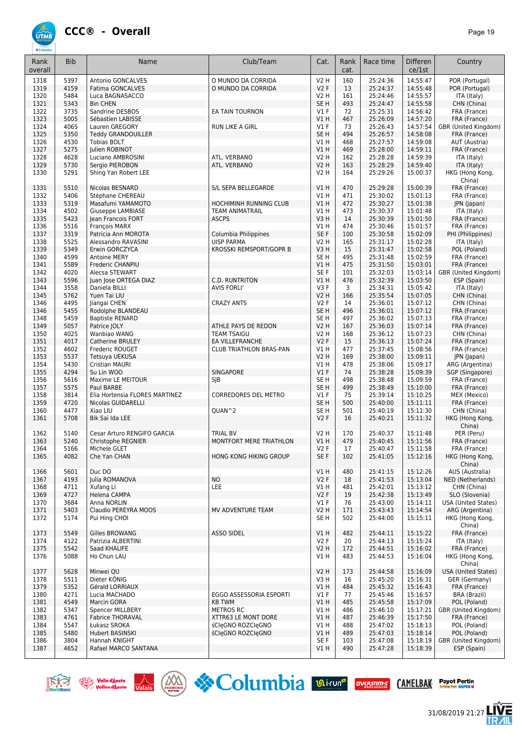# CCC® - Overall

| Rank overall | Bib | Name | Club/Team | Cat. | Rank cat. | Race time | Differen ce/1st | Country |
|---|---|---|---|---|---|---|---|---|
| 1318 | 5397 | Antonio GONCALVES | O MUNDO DA CORRIDA | V2 H | 160 | 25:24:36 | 14:55:47 | POR (Portugal) |
| 1319 | 4159 | Fatima GONCALVES | O MUNDO DA CORRIDA | V2 F | 13 | 25:24:37 | 14:55:48 | POR (Portugal) |
| 1320 | 5484 | Luca BAGNASACCO | | V2 H | 161 | 25:24:46 | 14:55:57 | ITA (Italy) |
| 1321 | 5343 | Bin CHEN | | SE H | 493 | 25:24:47 | 14:55:58 | CHN (China) |
| 1322 | 3735 | Sandrine DESBOS | EA TAIN TOURNON | V1 F | 72 | 25:25:31 | 14:56:42 | FRA (France) |
| 1323 | 5005 | Sébastien LABISSE | | V1 H | 467 | 25:26:09 | 14:57:20 | FRA (France) |
| 1324 | 4065 | Lauren GREGORY | RUN LIKE A GIRL | V1 F | 73 | 25:26:43 | 14:57:54 | GBR (United Kingdom) |
| 1325 | 5350 | Teddy GRANDOUILLER | | SE H | 494 | 25:26:57 | 14:58:08 | FRA (France) |
| 1326 | 4530 | Tobias BOLT | | V1 H | 468 | 25:27:57 | 14:59:08 | AUT (Austria) |
| 1327 | 5275 | Julien ROBINOT | | V1 H | 469 | 25:28:00 | 14:59:11 | FRA (France) |
| 1328 | 4628 | Luciano AMBROSINI | ATL. VERBANO | V2 H | 162 | 25:28:28 | 14:59:39 | ITA (Italy) |
| 1329 | 5730 | Sergio PIEROBON | ATL. VERBANO | V2 H | 163 | 25:28:29 | 14:59:40 | ITA (Italy) |
| 1330 | 5291 | Shing Yan Robert LEE | | V2 H | 164 | 25:29:26 | 15:00:37 | HKG (Hong Kong, China) |
| 1331 | 5510 | Nicolas BESNARD | S/L SEPA BELLEGARDE | V1 H | 470 | 25:29:28 | 15:00:39 | FRA (France) |
| 1332 | 5406 | Stéphane CHEREAU | | V1 H | 471 | 25:30:02 | 15:01:13 | FRA (France) |
| 1333 | 5319 | Masafumi YAMAMOTO | HOCHIMINH RUNNING CLUB | V1 H | 472 | 25:30:27 | 15:01:38 | JPN (Japan) |
| 1334 | 4502 | Giuseppe LAMBIASE | TEAM ANIMATRAIL | V1 H | 473 | 25:30:37 | 15:01:48 | ITA (Italy) |
| 1335 | 5423 | Jean Francois FORT | ASCPS | V3 H | 14 | 25:30:39 | 15:01:50 | FRA (France) |
| 1336 | 5516 | François MARX | | V1 H | 474 | 25:30:46 | 15:01:57 | FRA (France) |
| 1337 | 3319 | Patricia Ann MOROTA | Columbia Philippines | SE F | 100 | 25:30:58 | 15:02:09 | PHI (Philippines) |
| 1338 | 5525 | Alessandro RAVASINI | UISP PARMA | V2 H | 165 | 25:31:17 | 15:02:28 | ITA (Italy) |
| 1339 | 5349 | Erwin GORCZYCA | KROSSKI REMSPORT/GOPR B | V3 H | 15 | 25:31:47 | 15:02:58 | POL (Poland) |
| 1340 | 4599 | Antoine MERY | | SE H | 495 | 25:31:48 | 15:02:59 | FRA (France) |
| 1341 | 5589 | Frederic CHANPIU | | V1 H | 475 | 25:31:50 | 15:03:01 | FRA (France) |
| 1342 | 4020 | Alecsa STEWART | | SE F | 101 | 25:32:03 | 15:03:14 | GBR (United Kingdom) |
| 1343 | 5596 | Juan Jose ORTEGA DIAZ | C.D. RUNTRITON | V1 H | 476 | 25:32:39 | 15:03:50 | ESP (Spain) |
| 1344 | 3558 | Daniela BILLI | AVIS FORLI' | V3 F | 3 | 25:34:31 | 15:05:42 | ITA (Italy) |
| 1345 | 5762 | Yuen Tai LIU | | V2 H | 166 | 25:35:54 | 15:07:05 | CHN (China) |
| 1346 | 4495 | Jiangai CHEN | CRAZY ANTS | V2 F | 14 | 25:36:01 | 15:07:12 | CHN (China) |
| 1346 | 5455 | Rodolphe BLANDEAU | | SE H | 496 | 25:36:01 | 15:07:12 | FRA (France) |
| 1348 | 5459 | Baptiste RENARD | | SE H | 497 | 25:36:02 | 15:07:13 | FRA (France) |
| 1349 | 5057 | Patrice JOLY | ATHLE PAYS DE REDON | V2 H | 167 | 25:36:03 | 15:07:14 | FRA (France) |
| 1350 | 4025 | Wanbiao WANG | TEAM TSAIGU | V2 H | 168 | 25:36:12 | 15:07:23 | CHN (China) |
| 1351 | 4017 | Catherine BRULEY | EA VILLEFRANCHE | V2 F | 15 | 25:36:13 | 15:07:24 | FRA (France) |
| 1352 | 4602 | Frederic ROUGET | CLUB TRIATHLON BRAS-PAN | V1 H | 477 | 25:37:45 | 15:08:56 | FRA (France) |
| 1353 | 5537 | Tetsuya UEKUSA | | V2 H | 169 | 25:38:00 | 15:09:11 | JPN (Japan) |
| 1354 | 5430 | Cristian MAURI | | V1 H | 478 | 25:38:06 | 15:09:17 | ARG (Argentina) |
| 1355 | 4294 | Su Lin WOO | SINGAPORE | V1 F | 74 | 25:38:28 | 15:09:39 | SGP (Singapore) |
| 1356 | 5616 | Maxime LE MEITOUR | SJB | SE H | 498 | 25:38:48 | 15:09:59 | FRA (France) |
| 1357 | 5575 | Paul BARBE | | SE H | 499 | 25:38:49 | 15:10:00 | FRA (France) |
| 1358 | 3814 | Elia Hortensia FLORES MARTINEZ | CORREDORES DEL METRO | V1 F | 75 | 25:39:14 | 15:10:25 | MEX (Mexico) |
| 1359 | 4720 | Nicolas GUIDARELLI | | SE H | 500 | 25:40:00 | 15:11:11 | FRA (France) |
| 1360 | 4477 | Xiao LIU | QUAN^2 | SE H | 501 | 25:40:19 | 15:11:30 | CHN (China) |
| 1361 | 5708 | Bik Sai Ida LEE | | V2 F | 16 | 25:40:21 | 15:11:32 | HKG (Hong Kong, China) |
| 1362 | 5140 | Cesar Arturo RENGIFO GARCIA | TRIAL BV | V2 H | 170 | 25:40:37 | 15:11:48 | PER (Peru) |
| 1363 | 5240 | Christophe REGNIER | MONTFORT MERE TRIATHLON | V1 H | 479 | 25:40:45 | 15:11:56 | FRA (France) |
| 1364 | 5166 | Michele GLET | | V2 F | 17 | 25:40:47 | 15:11:58 | FRA (France) |
| 1365 | 4082 | Che Yan CHAN | HONG KONG HIKING GROUP | SE F | 102 | 25:41:05 | 15:12:16 | HKG (Hong Kong, China) |
| 1366 | 5601 | Duc DO | | V1 H | 480 | 25:41:15 | 15:12:26 | AUS (Australia) |
| 1367 | 4193 | Julia ROMANOVA | NO | V2 F | 18 | 25:41:53 | 15:13:04 | NED (Netherlands) |
| 1368 | 4711 | Xufang LI | LEE | V1 H | 481 | 25:42:01 | 15:13:12 | CHN (China) |
| 1369 | 4727 | Helena CAMPA | | V2 F | 19 | 25:42:38 | 15:13:49 | SLO (Slovenia) |
| 1370 | 3684 | Anna NORLIN | | V1 F | 76 | 25:43:00 | 15:14:11 | USA (United States) |
| 1371 | 5403 | Claudio PEREYRA MOOS | MV ADVENTURE TEAM | V2 H | 171 | 25:43:43 | 15:14:54 | ARG (Argentina) |
| 1372 | 5174 | Pui Hing CHOI | | SE H | 502 | 25:44:00 | 15:15:11 | HKG (Hong Kong, China) |
| 1373 | 5549 | Gilles BROWANG | ASSO SIDEL | V1 H | 482 | 25:44:11 | 15:15:22 | FRA (France) |
| 1374 | 4122 | Patrizia ALBERTINI | | V2 F | 20 | 25:44:13 | 15:15:24 | ITA (Italy) |
| 1375 | 5542 | Saad KHALIFE | | V2 H | 172 | 25:44:51 | 15:16:02 | FRA (France) |
| 1376 | 5088 | Ho Chun LAU | | V1 H | 483 | 25:44:53 | 15:16:04 | HKG (Hong Kong, China) |
| 1377 | 5628 | Minwei QU | | V2 H | 173 | 25:44:58 | 15:16:09 | USA (United States) |
| 1378 | 5511 | Dieter KÖNIG | | V3 H | 16 | 25:45:20 | 15:16:31 | GER (Germany) |
| 1379 | 5352 | Gérald LORRIAUX | | V1 H | 484 | 25:45:32 | 15:16:43 | FRA (France) |
| 1380 | 4271 | Lucia MACHADO | EGGO ASSESSORIA ESPORTI | V1 F | 77 | 25:45:46 | 15:16:57 | BRA (Brazil) |
| 1381 | 4549 | Marcin GORA | KB TWM | V1 H | 485 | 25:45:58 | 15:17:09 | POL (Poland) |
| 1382 | 5347 | Spencer MILLBERY | METROS RC | V1 H | 486 | 25:46:10 | 15:17:21 | GBR (United Kingdom) |
| 1383 | 4761 | Fabrice THORAVAL | XTTR63 LE MONT DORE | V1 H | 487 | 25:46:39 | 15:17:50 | FRA (France) |
| 1384 | 5547 | Łukasz SROKA | śClęGNO ROZClęGNO | V1 H | 488 | 25:47:02 | 15:18:13 | POL (Poland) |
| 1385 | 5480 | Hubert BASINSKI | śClęGNO ROZClęGNO | V1 H | 489 | 25:47:03 | 15:18:14 | POL (Poland) |
| 1386 | 3804 | Hannah KNIGHT | | SE F | 103 | 25:47:08 | 15:18:19 | GBR (United Kingdom) |
| 1387 | 4652 | Rafael MARCO SANTANA | | V1 H | 490 | 25:47:28 | 15:18:39 | ESP (Spain) |

31/08/2019 21:27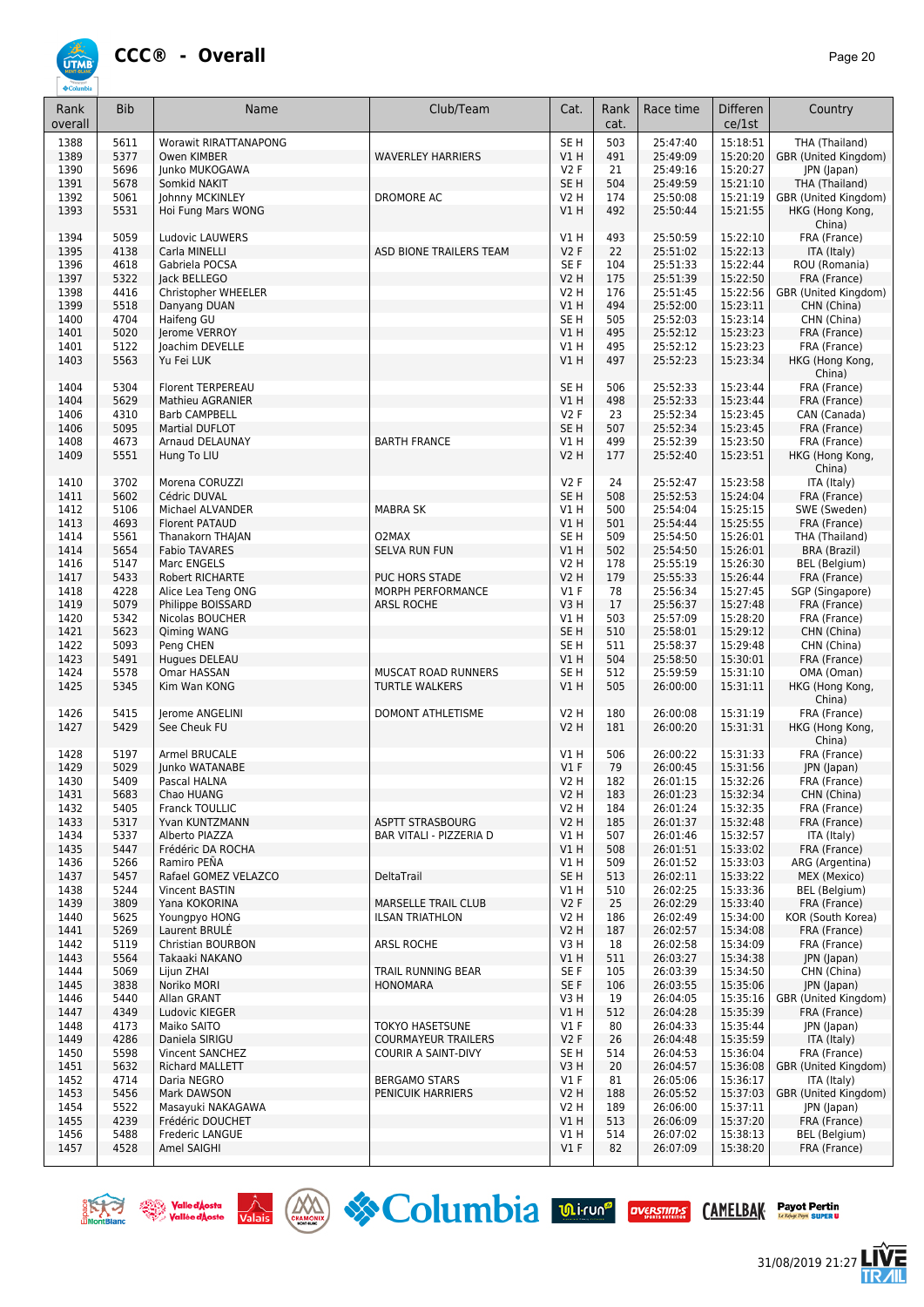# CCC® - Overall

| Rank overall | Bib | Name | Club/Team | Cat. | Rank cat. | Race time | Differen ce/1st | Country |
|---|---|---|---|---|---|---|---|---|
| 1388 | 5611 | Worawit RIRATTANAPONG | | SE H | 503 | 25:47:40 | 15:18:51 | THA (Thailand) |
| 1389 | 5377 | Owen KIMBER | WAVERLEY HARRIERS | V1 H | 491 | 25:49:09 | 15:20:20 | GBR (United Kingdom) |
| 1390 | 5696 | Junko MUKOGAWA | | V2 F | 21 | 25:49:16 | 15:20:27 | JPN (Japan) |
| 1391 | 5678 | Somkid NAKIT | | SE H | 504 | 25:49:59 | 15:21:10 | THA (Thailand) |
| 1392 | 5061 | Johnny MCKINLEY | DROMORE AC | V2 H | 174 | 25:50:08 | 15:21:19 | GBR (United Kingdom) |
| 1393 | 5531 | Hoi Fung Mars WONG | | V1 H | 492 | 25:50:44 | 15:21:55 | HKG (Hong Kong, China) |
| 1394 | 5059 | Ludovic LAUWERS | | V1 H | 493 | 25:50:59 | 15:22:10 | FRA (France) |
| 1395 | 4138 | Carla MINELLI | ASD BIONE TRAILERS TEAM | V2 F | 22 | 25:51:02 | 15:22:13 | ITA (Italy) |
| 1396 | 4618 | Gabriela POCSA | | SE F | 104 | 25:51:33 | 15:22:44 | ROU (Romania) |
| 1397 | 5322 | Jack BELLEGO | | V2 H | 175 | 25:51:39 | 15:22:50 | FRA (France) |
| 1398 | 4416 | Christopher WHEELER | | V2 H | 176 | 25:51:45 | 15:22:56 | GBR (United Kingdom) |
| 1399 | 5518 | Danyang DUAN | | V1 H | 494 | 25:52:00 | 15:23:11 | CHN (China) |
| 1400 | 4704 | Haifeng GU | | SE H | 505 | 25:52:03 | 15:23:14 | CHN (China) |
| 1401 | 5020 | Jerome VERROY | | V1 H | 495 | 25:52:12 | 15:23:23 | FRA (France) |
| 1401 | 5122 | Joachim DEVELLE | | V1 H | 495 | 25:52:12 | 15:23:23 | FRA (France) |
| 1403 | 5563 | Yu Fei LUK | | V1 H | 497 | 25:52:23 | 15:23:34 | HKG (Hong Kong, China) |
| 1404 | 5304 | Florent TERPEREAU | | SE H | 506 | 25:52:33 | 15:23:44 | FRA (France) |
| 1404 | 5629 | Mathieu AGRANIER | | V1 H | 498 | 25:52:33 | 15:23:44 | FRA (France) |
| 1406 | 4310 | Barb CAMPBELL | | V2 F | 23 | 25:52:34 | 15:23:45 | CAN (Canada) |
| 1406 | 5095 | Martial DUFLOT | | SE H | 507 | 25:52:34 | 15:23:45 | FRA (France) |
| 1408 | 4673 | Arnaud DELAUNAY | BARTH FRANCE | V1 H | 499 | 25:52:39 | 15:23:50 | FRA (France) |
| 1409 | 5551 | Hung To LIU | | V2 H | 177 | 25:52:40 | 15:23:51 | HKG (Hong Kong, China) |
| 1410 | 3702 | Morena CORUZZI | | V2 F | 24 | 25:52:47 | 15:23:58 | ITA (Italy) |
| 1411 | 5602 | Cédric DUVAL | | SE H | 508 | 25:52:53 | 15:24:04 | FRA (France) |
| 1412 | 5106 | Michael ALVANDER | MABRA SK | V1 H | 500 | 25:54:04 | 15:25:15 | SWE (Sweden) |
| 1413 | 4693 | Florent PATAUD | | V1 H | 501 | 25:54:44 | 15:25:55 | FRA (France) |
| 1414 | 5561 | Thanakorn THAJAN | O2MAX | SE H | 509 | 25:54:50 | 15:26:01 | THA (Thailand) |
| 1414 | 5654 | Fabio TAVARES | SELVA RUN FUN | V1 H | 502 | 25:54:50 | 15:26:01 | BRA (Brazil) |
| 1416 | 5147 | Marc ENGELS | | V2 H | 178 | 25:55:19 | 15:26:30 | BEL (Belgium) |
| 1417 | 5433 | Robert RICHARTE | PUC HORS STADE | V2 H | 179 | 25:55:33 | 15:26:44 | FRA (France) |
| 1418 | 4228 | Alice Lea Teng ONG | MORPH PERFORMANCE | V1 F | 78 | 25:56:34 | 15:27:45 | SGP (Singapore) |
| 1419 | 5079 | Philippe BOISSARD | ARSL ROCHE | V3 H | 17 | 25:56:37 | 15:27:48 | FRA (France) |
| 1420 | 5342 | Nicolas BOUCHER | | V1 H | 503 | 25:57:09 | 15:28:20 | FRA (France) |
| 1421 | 5623 | Qiming WANG | | SE H | 510 | 25:58:01 | 15:29:12 | CHN (China) |
| 1422 | 5093 | Peng CHEN | | SE H | 511 | 25:58:37 | 15:29:48 | CHN (China) |
| 1423 | 5491 | Hugues DELEAU | | V1 H | 504 | 25:58:50 | 15:30:01 | FRA (France) |
| 1424 | 5578 | Omar HASSAN | MUSCAT ROAD RUNNERS | SE H | 512 | 25:59:59 | 15:31:10 | OMA (Oman) |
| 1425 | 5345 | Kim Wan KONG | TURTLE WALKERS | V1 H | 505 | 26:00:00 | 15:31:11 | HKG (Hong Kong, China) |
| 1426 | 5415 | Jerome ANGELINI | DOMONT ATHLETISME | V2 H | 180 | 26:00:08 | 15:31:19 | FRA (France) |
| 1427 | 5429 | See Cheuk FU | | V2 H | 181 | 26:00:20 | 15:31:31 | HKG (Hong Kong, China) |
| 1428 | 5197 | Armel BRUCALE | | V1 H | 506 | 26:00:22 | 15:31:33 | FRA (France) |
| 1429 | 5029 | Junko WATANABE | | V1 F | 79 | 26:00:45 | 15:31:56 | JPN (Japan) |
| 1430 | 5409 | Pascal HALNA | | V2 H | 182 | 26:01:15 | 15:32:26 | FRA (France) |
| 1431 | 5683 | Chao HUANG | | V2 H | 183 | 26:01:23 | 15:32:34 | CHN (China) |
| 1432 | 5405 | Franck TOULLIC | | V2 H | 184 | 26:01:24 | 15:32:35 | FRA (France) |
| 1433 | 5317 | Yvan KUNTZMANN | ASPTT STRASBOURG | V2 H | 185 | 26:01:37 | 15:32:48 | FRA (France) |
| 1434 | 5337 | Alberto PIAZZA | BAR VITALI - PIZZERIA D | V1 H | 507 | 26:01:46 | 15:32:57 | ITA (Italy) |
| 1435 | 5447 | Frédéric DA ROCHA | | V1 H | 508 | 26:01:51 | 15:33:02 | FRA (France) |
| 1436 | 5266 | Ramiro PEÑA | | V1 H | 509 | 26:01:52 | 15:33:03 | ARG (Argentina) |
| 1437 | 5457 | Rafael GOMEZ VELAZCO | DeltaTrail | SE H | 513 | 26:02:11 | 15:33:22 | MEX (Mexico) |
| 1438 | 5244 | Vincent BASTIN | | V1 H | 510 | 26:02:25 | 15:33:36 | BEL (Belgium) |
| 1439 | 3809 | Yana KOKORINA | MARSELLE TRAIL CLUB | V2 F | 25 | 26:02:29 | 15:33:40 | FRA (France) |
| 1440 | 5625 | Youngpyo HONG | ILSAN TRIATHLON | V2 H | 186 | 26:02:49 | 15:34:00 | KOR (South Korea) |
| 1441 | 5269 | Laurent BRULÉ | | V2 H | 187 | 26:02:57 | 15:34:08 | FRA (France) |
| 1442 | 5119 | Christian BOURBON | ARSL ROCHE | V3 H | 18 | 26:02:58 | 15:34:09 | FRA (France) |
| 1443 | 5564 | Takaaki NAKANO | | V1 H | 511 | 26:03:27 | 15:34:38 | JPN (Japan) |
| 1444 | 5069 | Lijun ZHAI | TRAIL RUNNING BEAR | SE F | 105 | 26:03:39 | 15:34:50 | CHN (China) |
| 1445 | 3838 | Noriko MORI | HONOMARA | SE F | 106 | 26:03:55 | 15:35:06 | JPN (Japan) |
| 1446 | 5440 | Allan GRANT | | V3 H | 19 | 26:04:05 | 15:35:16 | GBR (United Kingdom) |
| 1447 | 4349 | Ludovic KIEGER | | V1 H | 512 | 26:04:28 | 15:35:39 | FRA (France) |
| 1448 | 4173 | Maiko SAITO | TOKYO HASETSUNE | V1 F | 80 | 26:04:33 | 15:35:44 | JPN (Japan) |
| 1449 | 4286 | Daniela SIRIGU | COURMAYEUR TRAILERS | V2 F | 26 | 26:04:48 | 15:35:59 | ITA (Italy) |
| 1450 | 5598 | Vincent SANCHEZ | COURIR A SAINT-DIVY | SE H | 514 | 26:04:53 | 15:36:04 | FRA (France) |
| 1451 | 5632 | Richard MALLETT | | V3 H | 20 | 26:04:57 | 15:36:08 | GBR (United Kingdom) |
| 1452 | 4714 | Daria NEGRO | BERGAMO STARS | V1 F | 81 | 26:05:06 | 15:36:17 | ITA (Italy) |
| 1453 | 5456 | Mark DAWSON | PENICUIK HARRIERS | V2 H | 188 | 26:05:52 | 15:37:03 | GBR (United Kingdom) |
| 1454 | 5522 | Masayuki NAKAGAWA | | V2 H | 189 | 26:06:00 | 15:37:11 | JPN (Japan) |
| 1455 | 4239 | Frédéric DOUCHET | | V1 H | 513 | 26:06:09 | 15:37:20 | FRA (France) |
| 1456 | 5488 | Frederic LANGUE | | V1 H | 514 | 26:07:02 | 15:38:13 | BEL (Belgium) |
| 1457 | 4528 | Amel SAIGHI | | V1 F | 82 | 26:07:09 | 15:38:20 | FRA (France) |

31/08/2019 21:27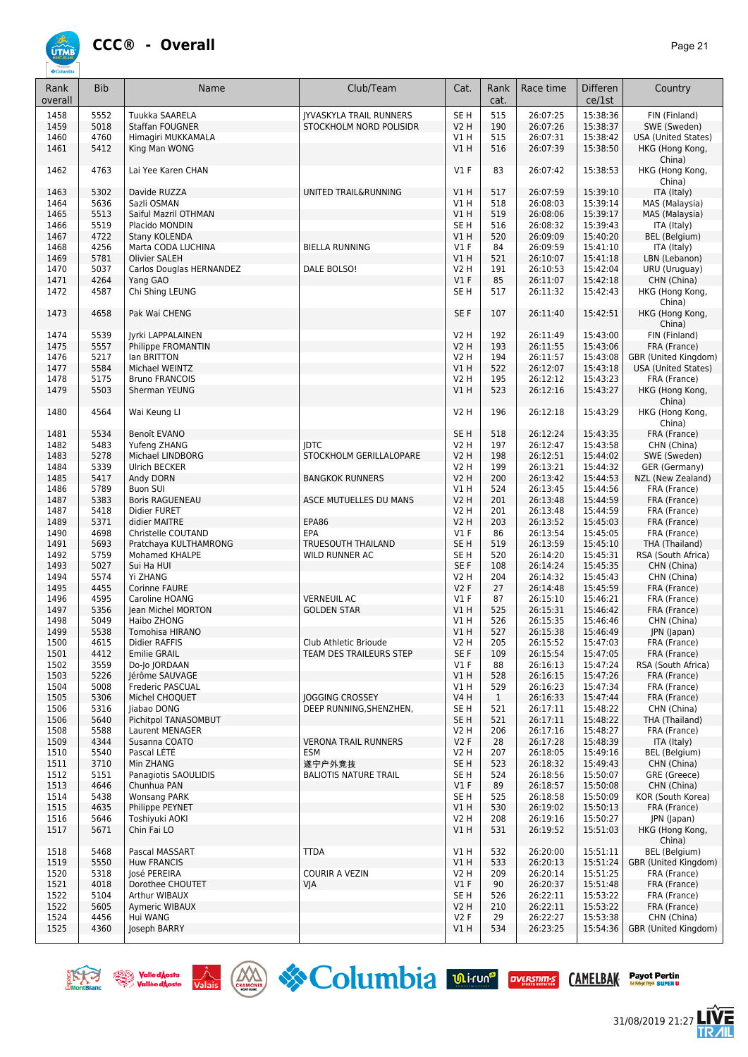# CCC® - Overall

| Rank overall | Bib | Name | Club/Team | Cat. | Rank cat. | Race time | Difference/1st | Country |
|---|---|---|---|---|---|---|---|---|
| 1458 | 5552 | Tuukka SAARELA | JYVASKYLA TRAIL RUNNERS | SE H | 515 | 26:07:25 | 15:38:36 | FIN (Finland) |
| 1459 | 5018 | Staffan FOUGNER | STOCKHOLM NORD POLISIDR | V2 H | 190 | 26:07:26 | 15:38:37 | SWE (Sweden) |
| 1460 | 4760 | Himagiri MUKKAMALA | | V1 H | 515 | 26:07:31 | 15:38:42 | USA (United States) |
| 1461 | 5412 | King Man WONG | | V1 H | 516 | 26:07:39 | 15:38:50 | HKG (Hong Kong, China) |
| 1462 | 4763 | Lai Yee Karen CHAN | | V1 F | 83 | 26:07:42 | 15:38:53 | HKG (Hong Kong, China) |
| 1463 | 5302 | Davide RUZZA | UNITED TRAIL&RUNNING | V1 H | 517 | 26:07:59 | 15:39:10 | ITA (Italy) |
| 1464 | 5636 | Sazli OSMAN | | V1 H | 518 | 26:08:03 | 15:39:14 | MAS (Malaysia) |
| 1465 | 5513 | Saiful Mazril OTHMAN | | V1 H | 519 | 26:08:06 | 15:39:17 | MAS (Malaysia) |
| 1466 | 5519 | Placido MONDIN | | SE H | 516 | 26:08:32 | 15:39:43 | ITA (Italy) |
| 1467 | 4722 | Stany KOLENDA | | V1 H | 520 | 26:09:09 | 15:40:20 | BEL (Belgium) |
| 1468 | 4256 | Marta CODA LUCHINA | BIELLA RUNNING | V1 F | 84 | 26:09:59 | 15:41:10 | ITA (Italy) |
| 1469 | 5781 | Olivier SALEH | | V1 H | 521 | 26:10:07 | 15:41:18 | LBN (Lebanon) |
| 1470 | 5037 | Carlos Douglas HERNANDEZ | DALE BOLSO! | V2 H | 191 | 26:10:53 | 15:42:04 | URU (Uruguay) |
| 1471 | 4264 | Yang GAO | | V1 F | 85 | 26:11:07 | 15:42:18 | CHN (China) |
| 1472 | 4587 | Chi Shing LEUNG | | SE H | 517 | 26:11:32 | 15:42:43 | HKG (Hong Kong, China) |
| 1473 | 4658 | Pak Wai CHENG | | SE F | 107 | 26:11:40 | 15:42:51 | HKG (Hong Kong, China) |
| 1474 | 5539 | Jyrki LAPPALAINEN | | V2 H | 192 | 26:11:49 | 15:43:00 | FIN (Finland) |
| 1475 | 5557 | Philippe FROMANTIN | | V2 H | 193 | 26:11:55 | 15:43:06 | FRA (France) |
| 1476 | 5217 | Ian BRITTON | | V2 H | 194 | 26:11:57 | 15:43:08 | GBR (United Kingdom) |
| 1477 | 5584 | Michael WEINTZ | | V1 H | 522 | 26:12:07 | 15:43:18 | USA (United States) |
| 1478 | 5175 | Bruno FRANCOIS | | V2 H | 195 | 26:12:12 | 15:43:23 | FRA (France) |
| 1479 | 5503 | Sherman YEUNG | | V1 H | 523 | 26:12:16 | 15:43:27 | HKG (Hong Kong, China) |
| 1480 | 4564 | Wai Keung LI | | V2 H | 196 | 26:12:18 | 15:43:29 | HKG (Hong Kong, China) |
| 1481 | 5534 | Benoît EVANO | | SE H | 518 | 26:12:24 | 15:43:35 | FRA (France) |
| 1482 | 5483 | Yufeng ZHANG | JDTC | V2 H | 197 | 26:12:47 | 15:43:58 | CHN (China) |
| 1483 | 5278 | Michael LINDBORG | STOCKHOLM GERILLALOPARE | V2 H | 198 | 26:12:51 | 15:44:02 | SWE (Sweden) |
| 1484 | 5339 | Ulrich BECKER | | V2 H | 199 | 26:13:21 | 15:44:32 | GER (Germany) |
| 1485 | 5417 | Andy DORN | BANGKOK RUNNERS | V2 H | 200 | 26:13:42 | 15:44:53 | NZL (New Zealand) |
| 1486 | 5789 | Buon SUI | | V1 H | 524 | 26:13:45 | 15:44:56 | FRA (France) |
| 1487 | 5383 | Boris RAGUENEAU | ASCE MUTUELLES DU MANS | V2 H | 201 | 26:13:48 | 15:44:59 | FRA (France) |
| 1487 | 5418 | Didier FURET | | V2 H | 201 | 26:13:48 | 15:44:59 | FRA (France) |
| 1489 | 5371 | didier MAITRE | EPA86 | V2 H | 203 | 26:13:52 | 15:45:03 | FRA (France) |
| 1490 | 4698 | Christelle COUTAND | EPA | V1 F | 86 | 26:13:54 | 15:45:05 | FRA (France) |
| 1491 | 5693 | Pratchaya KULTHAMRONG | TRUESOUTH THAILAND | SE H | 519 | 26:13:59 | 15:45:10 | THA (Thailand) |
| 1492 | 5759 | Mohamed KHALPE | WILD RUNNER AC | SE H | 520 | 26:14:20 | 15:45:31 | RSA (South Africa) |
| 1493 | 5027 | Sui Ha HUI | | SE F | 108 | 26:14:24 | 15:45:35 | CHN (China) |
| 1494 | 5574 | Yi ZHANG | | V2 H | 204 | 26:14:32 | 15:45:43 | CHN (China) |
| 1495 | 4455 | Corinne FAURE | | V2 F | 27 | 26:14:48 | 15:45:59 | FRA (France) |
| 1496 | 4595 | Caroline HOANG | VERNEUIL AC | V1 F | 87 | 26:15:10 | 15:46:21 | FRA (France) |
| 1497 | 5356 | Jean Michel MORTON | GOLDEN STAR | V1 H | 525 | 26:15:31 | 15:46:42 | FRA (France) |
| 1498 | 5049 | Haibo ZHONG | | V1 H | 526 | 26:15:35 | 15:46:46 | CHN (China) |
| 1499 | 5538 | Tomohisa HIRANO | | V1 H | 527 | 26:15:38 | 15:46:49 | JPN (Japan) |
| 1500 | 4615 | Didier RAFFIS | Club Athletic Brioude | V2 H | 205 | 26:15:52 | 15:47:03 | FRA (France) |
| 1501 | 4412 | Emilie GRAIL | TEAM DES TRAILEURS STEP | SE F | 109 | 26:15:54 | 15:47:05 | FRA (France) |
| 1502 | 3559 | Do-Jo JORDAAN | | V1 F | 88 | 26:16:13 | 15:47:24 | RSA (South Africa) |
| 1503 | 5226 | Jérôme SAUVAGE | | V1 H | 528 | 26:16:15 | 15:47:26 | FRA (France) |
| 1504 | 5008 | Frederic PASCUAL | | V1 H | 529 | 26:16:23 | 15:47:34 | FRA (France) |
| 1505 | 5306 | Michel CHOQUET | JOGGING CROSSEY | V4 H | 1 | 26:16:33 | 15:47:44 | FRA (France) |
| 1506 | 5316 | Jiabao DONG | DEEP RUNNING,SHENZHEN, | SE H | 521 | 26:17:11 | 15:48:22 | CHN (China) |
| 1506 | 5640 | Pichitpol TANASOMBUT | | SE H | 521 | 26:17:11 | 15:48:22 | THA (Thailand) |
| 1508 | 5588 | Laurent MENAGER | | V2 H | 206 | 26:17:16 | 15:48:27 | FRA (France) |
| 1509 | 4344 | Susanna COATO | VERONA TRAIL RUNNERS | V2 F | 28 | 26:17:28 | 15:48:39 | ITA (Italy) |
| 1510 | 5540 | Pascal LÉTÉ | ESM | V2 H | 207 | 26:18:05 | 15:49:16 | BEL (Belgium) |
| 1511 | 3710 | Min ZHANG | 遂宁户外竞技 | SE H | 523 | 26:18:32 | 15:49:43 | CHN (China) |
| 1512 | 5151 | Panagiotis SAOULIDIS | BALIOTIS NATURE TRAIL | SE H | 524 | 26:18:56 | 15:50:07 | GRE (Greece) |
| 1513 | 4646 | Chunhua PAN | | V1 F | 89 | 26:18:57 | 15:50:08 | CHN (China) |
| 1514 | 5438 | Wonsang PARK | | SE H | 525 | 26:18:58 | 15:50:09 | KOR (South Korea) |
| 1515 | 4635 | Philippe PEYNET | | V1 H | 530 | 26:19:02 | 15:50:13 | FRA (France) |
| 1516 | 5646 | Toshiyuki AOKI | | V2 H | 208 | 26:19:16 | 15:50:27 | JPN (Japan) |
| 1517 | 5671 | Chin Fai LO | | V1 H | 531 | 26:19:52 | 15:51:03 | HKG (Hong Kong, China) |
| 1518 | 5468 | Pascal MASSART | TTDA | V1 H | 532 | 26:20:00 | 15:51:11 | BEL (Belgium) |
| 1519 | 5550 | Huw FRANCIS | | V1 H | 533 | 26:20:13 | 15:51:24 | GBR (United Kingdom) |
| 1520 | 5318 | José PEREIRA | COURIR A VEZIN | V2 H | 209 | 26:20:14 | 15:51:25 | FRA (France) |
| 1521 | 4018 | Dorothee CHOUTET | VJA | V1 F | 90 | 26:20:37 | 15:51:48 | FRA (France) |
| 1522 | 5104 | Arthur WIBAUX | | SE H | 526 | 26:22:11 | 15:53:22 | FRA (France) |
| 1522 | 5605 | Aymeric WIBAUX | | V2 H | 210 | 26:22:11 | 15:53:22 | FRA (France) |
| 1524 | 4456 | Hui WANG | | V2 F | 29 | 26:22:27 | 15:53:38 | CHN (China) |
| 1525 | 4360 | Joseph BARRY | | V1 H | 534 | 26:23:25 | 15:54:36 | GBR (United Kingdom) |

31/08/2019 21:27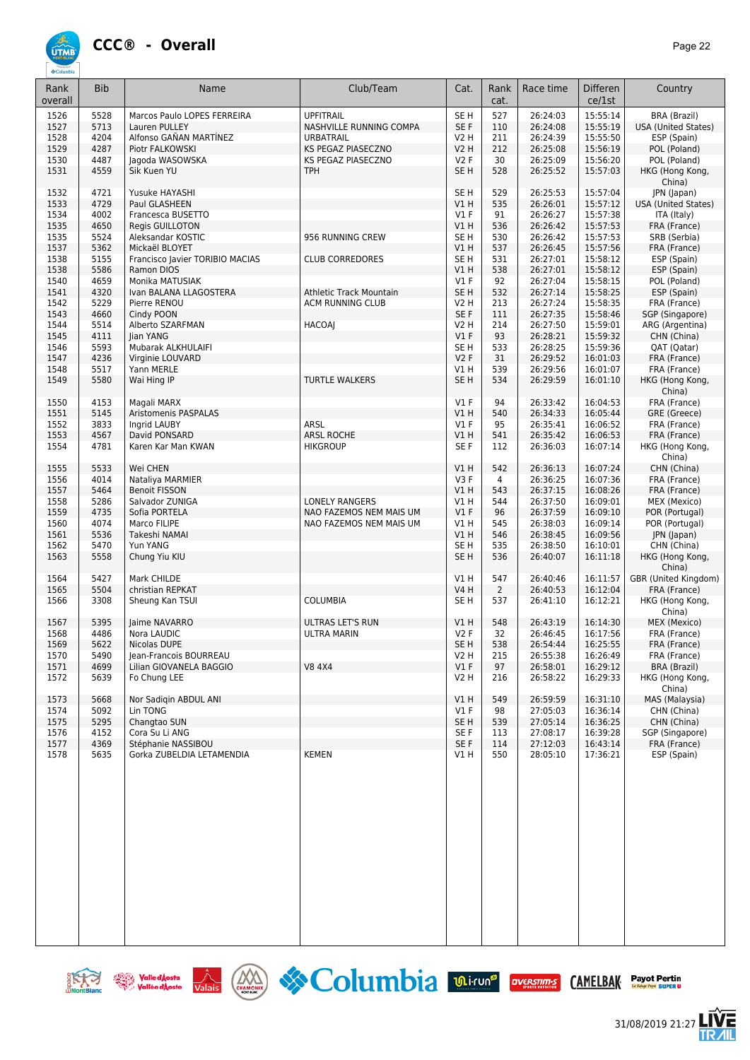# CCC® - Overall

| Rank overall | Bib | Name | Club/Team | Cat. | Rank cat. | Race time | Difference/1st | Country |
|---|---|---|---|---|---|---|---|---|
| 1526 | 5528 | Marcos Paulo LOPES FERREIRA | UPFITRAIL | SE H | 527 | 26:24:03 | 15:55:14 | BRA (Brazil) |
| 1527 | 5713 | Lauren PULLEY | NASHVILLE RUNNING COMPA | SE F | 110 | 26:24:08 | 15:55:19 | USA (United States) |
| 1528 | 4204 | Alfonso GAÑAN MARTÍNEZ | URBATRAIL | V2 H | 211 | 26:24:39 | 15:55:50 | ESP (Spain) |
| 1529 | 4287 | Piotr FALKOWSKI | KS PEGAZ PIASECZNO | V2 H | 212 | 26:25:08 | 15:56:19 | POL (Poland) |
| 1530 | 4487 | Jagoda WASOWSKA | KS PEGAZ PIASECZNO | V2 F | 30 | 26:25:09 | 15:56:20 | POL (Poland) |
| 1531 | 4559 | Sik Kuen YU | TPH | SE H | 528 | 26:25:52 | 15:57:03 | HKG (Hong Kong, China) |
| 1532 | 4721 | Yusuke HAYASHI | | SE H | 529 | 26:25:53 | 15:57:04 | JPN (Japan) |
| 1533 | 4729 | Paul GLASHEEN | | V1 H | 535 | 26:26:01 | 15:57:12 | USA (United States) |
| 1534 | 4002 | Francesca BUSETTO | | V1 F | 91 | 26:26:27 | 15:57:38 | ITA (Italy) |
| 1535 | 4650 | Regis GUILLOTON | | V1 H | 536 | 26:26:42 | 15:57:53 | FRA (France) |
| 1535 | 5524 | Aleksandar KOSTIC | 956 RUNNING CREW | SE H | 530 | 26:26:42 | 15:57:53 | SRB (Serbia) |
| 1537 | 5362 | Mickaël BLOYET | | V1 H | 537 | 26:26:45 | 15:57:56 | FRA (France) |
| 1538 | 5155 | Francisco Javier TORIBIO MACIAS | CLUB CORREDORES | SE H | 531 | 26:27:01 | 15:58:12 | ESP (Spain) |
| 1538 | 5586 | Ramon DIOS | | V1 H | 538 | 26:27:01 | 15:58:12 | ESP (Spain) |
| 1540 | 4659 | Monika MATUSIAK | | V1 F | 92 | 26:27:04 | 15:58:15 | POL (Poland) |
| 1541 | 4320 | Ivan BALANA LLAGOSTERA | Athletic Track Mountain | SE H | 532 | 26:27:14 | 15:58:25 | ESP (Spain) |
| 1542 | 5229 | Pierre RENOU | ACM RUNNING CLUB | V2 H | 213 | 26:27:24 | 15:58:35 | FRA (France) |
| 1543 | 4660 | Cindy POON | | SE F | 111 | 26:27:35 | 15:58:46 | SGP (Singapore) |
| 1544 | 5514 | Alberto SZARFMAN | HACOAJ | V2 H | 214 | 26:27:50 | 15:59:01 | ARG (Argentina) |
| 1545 | 4111 | Jian YANG | | V1 F | 93 | 26:28:21 | 15:59:32 | CHN (China) |
| 1546 | 5593 | Mubarak ALKHULAIFI | | SE H | 533 | 26:28:25 | 15:59:36 | QAT (Qatar) |
| 1547 | 4236 | Virginie LOUVARD | | V2 F | 31 | 26:29:52 | 16:01:03 | FRA (France) |
| 1548 | 5517 | Yann MERLE | | V1 H | 539 | 26:29:56 | 16:01:07 | FRA (France) |
| 1549 | 5580 | Wai Hing IP | TURTLE WALKERS | SE H | 534 | 26:29:59 | 16:01:10 | HKG (Hong Kong, China) |
| 1550 | 4153 | Magali MARX | | V1 F | 94 | 26:33:42 | 16:04:53 | FRA (France) |
| 1551 | 5145 | Aristomenis PASPALAS | | V1 H | 540 | 26:34:33 | 16:05:44 | GRE (Greece) |
| 1552 | 3833 | Ingrid LAUBY | ARSL | V1 F | 95 | 26:35:41 | 16:06:52 | FRA (France) |
| 1553 | 4567 | David PONSARD | ARSL ROCHE | V1 H | 541 | 26:35:42 | 16:06:53 | FRA (France) |
| 1554 | 4781 | Karen Kar Man KWAN | HIKGROUP | SE F | 112 | 26:36:03 | 16:07:14 | HKG (Hong Kong, China) |
| 1555 | 5533 | Wei CHEN | | V1 H | 542 | 26:36:13 | 16:07:24 | CHN (China) |
| 1556 | 4014 | Nataliya MARMIER | | V3 F | 4 | 26:36:25 | 16:07:36 | FRA (France) |
| 1557 | 5464 | Benoit FISSON | | V1 H | 543 | 26:37:15 | 16:08:26 | FRA (France) |
| 1558 | 5286 | Salvador ZUNIGA | LONELY RANGERS | V1 H | 544 | 26:37:50 | 16:09:01 | MEX (Mexico) |
| 1559 | 4735 | Sofia PORTELA | NAO FAZEMOS NEM MAIS UM | V1 F | 96 | 26:37:59 | 16:09:10 | POR (Portugal) |
| 1560 | 4074 | Marco FILIPE | NAO FAZEMOS NEM MAIS UM | V1 H | 545 | 26:38:03 | 16:09:14 | POR (Portugal) |
| 1561 | 5536 | Takeshi NAMAI | | V1 H | 546 | 26:38:45 | 16:09:56 | JPN (Japan) |
| 1562 | 5470 | Yun YANG | | SE H | 535 | 26:38:50 | 16:10:01 | CHN (China) |
| 1563 | 5558 | Chung Yiu KIU | | SE H | 536 | 26:40:07 | 16:11:18 | HKG (Hong Kong, China) |
| 1564 | 5427 | Mark CHILDE | | V1 H | 547 | 26:40:46 | 16:11:57 | GBR (United Kingdom) |
| 1565 | 5504 | christian REPKAT | | V4 H | 2 | 26:40:53 | 16:12:04 | FRA (France) |
| 1566 | 3308 | Sheung Kan TSUI | COLUMBIA | SE H | 537 | 26:41:10 | 16:12:21 | HKG (Hong Kong, China) |
| 1567 | 5395 | Jaime NAVARRO | ULTRAS LET'S RUN | V1 H | 548 | 26:43:19 | 16:14:30 | MEX (Mexico) |
| 1568 | 4486 | Nora LAUDIC | ULTRA MARIN | V2 F | 32 | 26:46:45 | 16:17:56 | FRA (France) |
| 1569 | 5622 | Nicolas DUPE | | SE H | 538 | 26:54:44 | 16:25:55 | FRA (France) |
| 1570 | 5490 | Jean-Francois BOURREAU | | V2 H | 215 | 26:55:38 | 16:26:49 | FRA (France) |
| 1571 | 4699 | Lilian GIOVANELA BAGGIO | V8 4X4 | V1 F | 97 | 26:58:01 | 16:29:12 | BRA (Brazil) |
| 1572 | 5639 | Fo Chung LEE | | V2 H | 216 | 26:58:22 | 16:29:33 | HKG (Hong Kong, China) |
| 1573 | 5668 | Nor Sadiqin ABDUL ANI | | V1 H | 549 | 26:59:59 | 16:31:10 | MAS (Malaysia) |
| 1574 | 5092 | Lin TONG | | V1 F | 98 | 27:05:03 | 16:36:14 | CHN (China) |
| 1575 | 5295 | Changtao SUN | | SE H | 539 | 27:05:14 | 16:36:25 | CHN (China) |
| 1576 | 4152 | Cora Su Li ANG | | SE F | 113 | 27:08:17 | 16:39:28 | SGP (Singapore) |
| 1577 | 4369 | Stéphanie NASSIBOU | | SE F | 114 | 27:12:03 | 16:43:14 | FRA (France) |
| 1578 | 5635 | Gorka ZUBELDIA LETAMENDIA | KEMEN | V1 H | 550 | 28:05:10 | 17:36:21 | ESP (Spain) |

31/08/2019 21:27